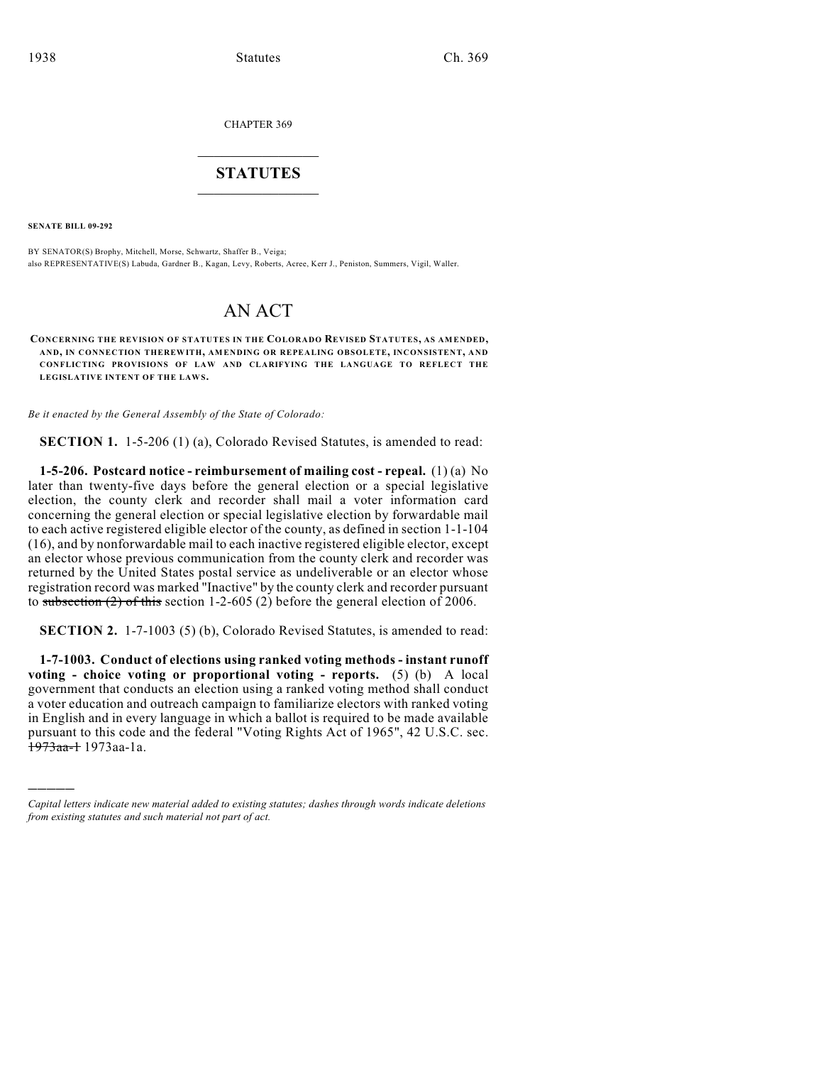CHAPTER 369

# STATUTES

**SENATE BILL 09-292**

BY SENATOR(S) Brophy, Mitchell, Morse, Schwartz, Shaffer B., Veiga;
also REPRESENTATIVE(S) Labuda, Gardner B., Kagan, Levy, Roberts, Acree, Kerr J., Peniston, Summers, Vigil, Waller.

# AN ACT

**CONCERNING THE REVISION OF STATUTES IN THE COLORADO REVISED STATUTES, AS AMENDED, AND, IN CONNECTION THEREWITH, AMENDING OR REPEALING OBSOLETE, INCONSISTENT, AND CONFLICTING PROVISIONS OF LAW AND CLARIFYING THE LANGUAGE TO REFLECT THE LEGISLATIVE INTENT OF THE LAWS.**

*Be it enacted by the General Assembly of the State of Colorado:*

**SECTION 1.** 1-5-206 (1) (a), Colorado Revised Statutes, is amended to read:

**1-5-206. Postcard notice - reimbursement of mailing cost - repeal.** (1) (a) No later than twenty-five days before the general election or a special legislative election, the county clerk and recorder shall mail a voter information card concerning the general election or special legislative election by forwardable mail to each active registered eligible elector of the county, as defined in section 1-1-104 (16), and by nonforwardable mail to each inactive registered eligible elector, except an elector whose previous communication from the county clerk and recorder was returned by the United States postal service as undeliverable or an elector whose registration record was marked "Inactive" by the county clerk and recorder pursuant to ~~subsection (2) of this~~ section 1-2-605 (2) before the general election of 2006.

**SECTION 2.** 1-7-1003 (5) (b), Colorado Revised Statutes, is amended to read:

**1-7-1003. Conduct of elections using ranked voting methods - instant runoff voting - choice voting or proportional voting - reports.** (5) (b) A local government that conducts an election using a ranked voting method shall conduct a voter education and outreach campaign to familiarize electors with ranked voting in English and in every language in which a ballot is required to be made available pursuant to this code and the federal "Voting Rights Act of 1965", 42 U.S.C. sec. ~~1973aa-1~~ 1973aa-1a.

---

*Capital letters indicate new material added to existing statutes; dashes through words indicate deletions from existing statutes and such material not part of act.*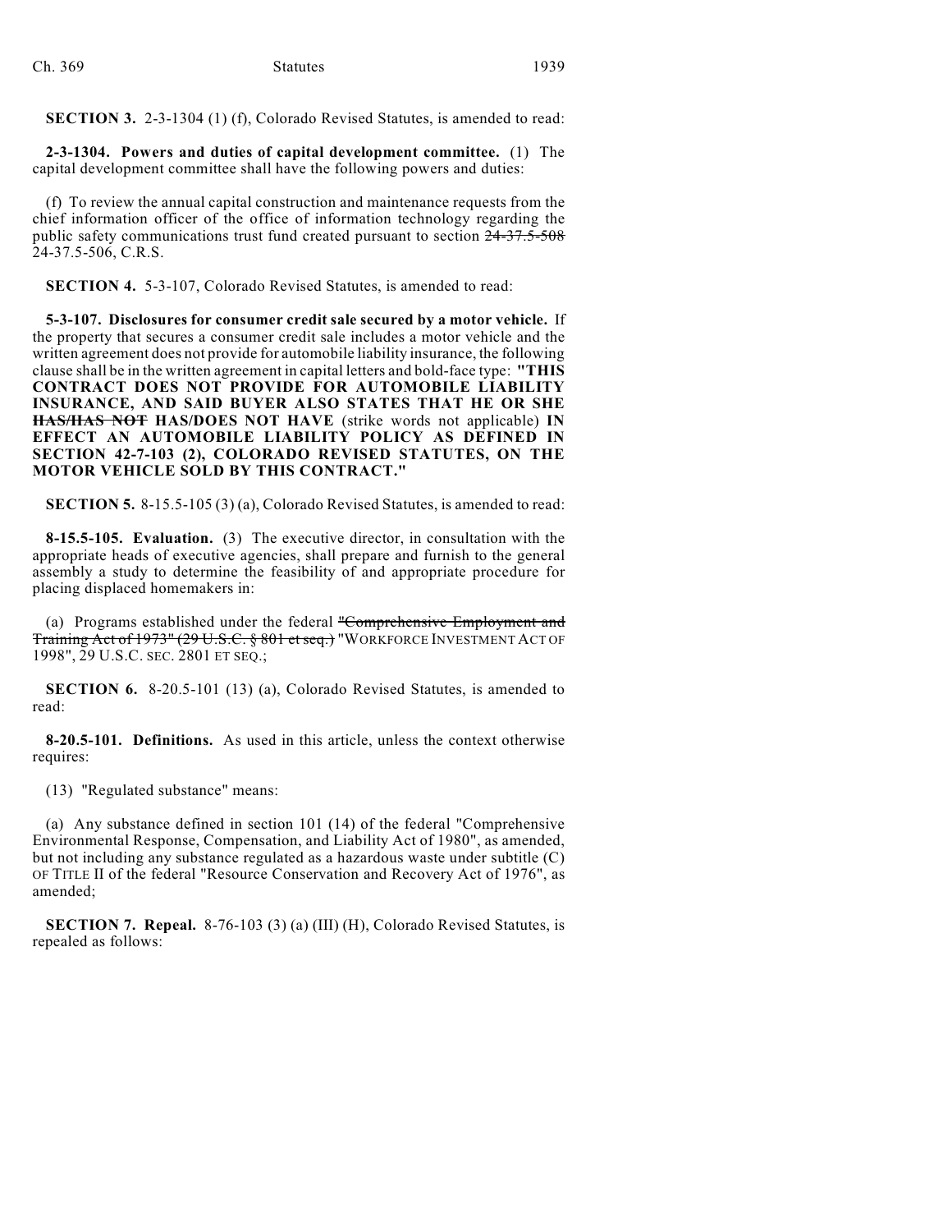**SECTION 3.** 2-3-1304 (1) (f), Colorado Revised Statutes, is amended to read:

**2-3-1304. Powers and duties of capital development committee.** (1) The capital development committee shall have the following powers and duties:

(f) To review the annual capital construction and maintenance requests from the chief information officer of the office of information technology regarding the public safety communications trust fund created pursuant to section ~~24-37.5-508~~ 24-37.5-506, C.R.S.

**SECTION 4.** 5-3-107, Colorado Revised Statutes, is amended to read:

**5-3-107. Disclosures for consumer credit sale secured by a motor vehicle.** If the property that secures a consumer credit sale includes a motor vehicle and the written agreement does not provide for automobile liability insurance, the following clause shall be in the written agreement in capital letters and bold-face type: **"THIS CONTRACT DOES NOT PROVIDE FOR AUTOMOBILE LIABILITY INSURANCE, AND SAID BUYER ALSO STATES THAT HE OR SHE ~~HAS/HAS NOT~~ HAS/DOES NOT HAVE** (strike words not applicable) **IN EFFECT AN AUTOMOBILE LIABILITY POLICY AS DEFINED IN SECTION 42-7-103 (2), COLORADO REVISED STATUTES, ON THE MOTOR VEHICLE SOLD BY THIS CONTRACT."**

**SECTION 5.** 8-15.5-105 (3) (a), Colorado Revised Statutes, is amended to read:

**8-15.5-105. Evaluation.** (3) The executive director, in consultation with the appropriate heads of executive agencies, shall prepare and furnish to the general assembly a study to determine the feasibility of and appropriate procedure for placing displaced homemakers in:

(a) Programs established under the federal ~~"Comprehensive Employment and Training Act of 1973" (29 U.S.C. § 801 et seq.)~~ "WORKFORCE INVESTMENT ACT OF 1998", 29 U.S.C. SEC. 2801 ET SEQ.;

**SECTION 6.** 8-20.5-101 (13) (a), Colorado Revised Statutes, is amended to read:

**8-20.5-101. Definitions.** As used in this article, unless the context otherwise requires:

(13) "Regulated substance" means:

(a) Any substance defined in section 101 (14) of the federal "Comprehensive Environmental Response, Compensation, and Liability Act of 1980", as amended, but not including any substance regulated as a hazardous waste under subtitle (C) OF TITLE II of the federal "Resource Conservation and Recovery Act of 1976", as amended;

**SECTION 7. Repeal.** 8-76-103 (3) (a) (III) (H), Colorado Revised Statutes, is repealed as follows: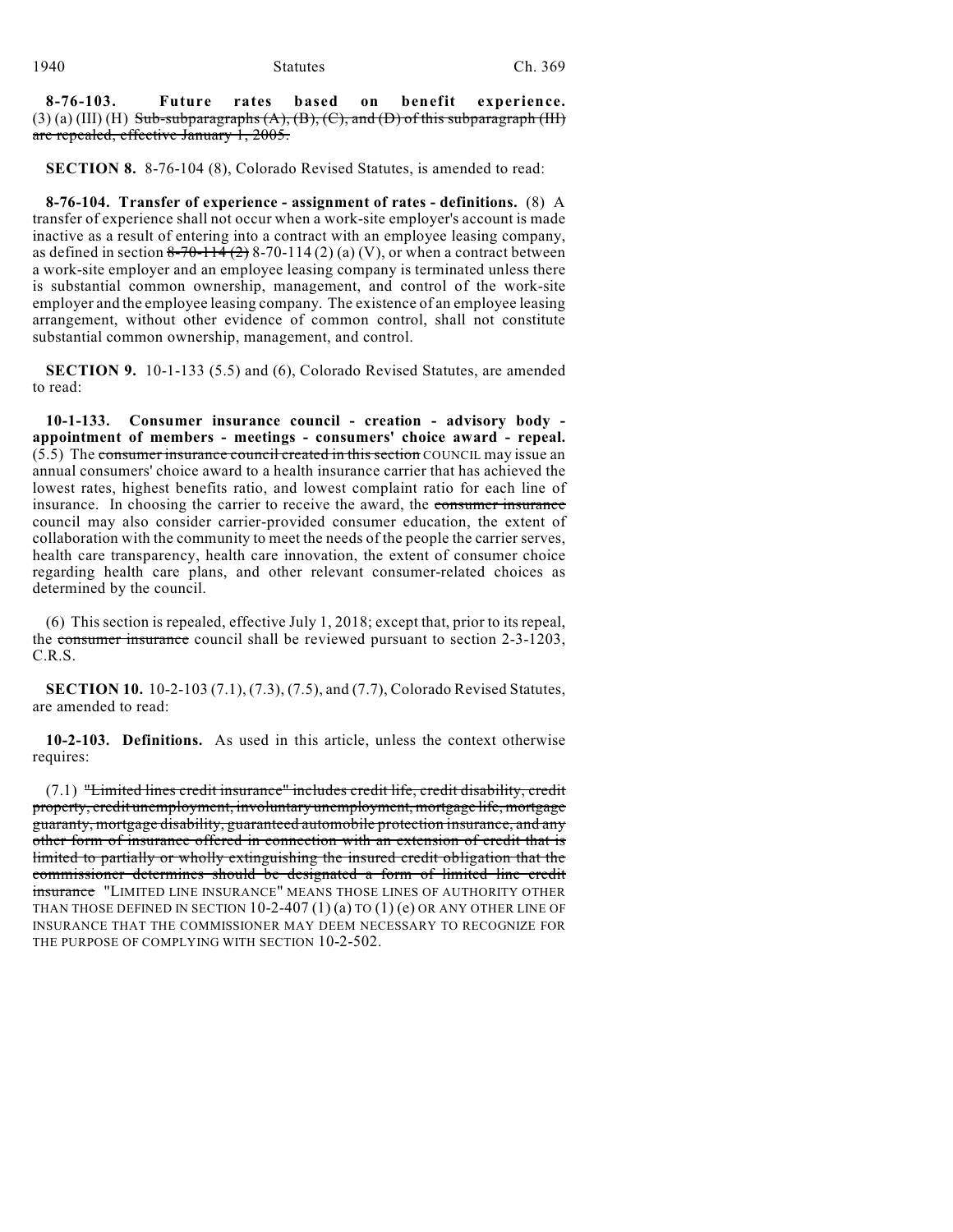**8-76-103. Future rates based on benefit experience.** (3) (a) (III) (H) ~~Sub-subparagraphs (A), (B), (C), and (D) of this subparagraph (III) are repealed, effective January 1, 2005.~~

**SECTION 8.** 8-76-104 (8), Colorado Revised Statutes, is amended to read:

**8-76-104. Transfer of experience - assignment of rates - definitions.** (8) A transfer of experience shall not occur when a work-site employer's account is made inactive as a result of entering into a contract with an employee leasing company, as defined in section ~~8-70-114 (2)~~ 8-70-114 (2) (a) (V), or when a contract between a work-site employer and an employee leasing company is terminated unless there is substantial common ownership, management, and control of the work-site employer and the employee leasing company. The existence of an employee leasing arrangement, without other evidence of common control, shall not constitute substantial common ownership, management, and control.

**SECTION 9.** 10-1-133 (5.5) and (6), Colorado Revised Statutes, are amended to read:

**10-1-133. Consumer insurance council - creation - advisory body - appointment of members - meetings - consumers' choice award - repeal.** (5.5) The ~~consumer insurance council created in this section~~ COUNCIL may issue an annual consumers' choice award to a health insurance carrier that has achieved the lowest rates, highest benefits ratio, and lowest complaint ratio for each line of insurance. In choosing the carrier to receive the award, the ~~consumer insurance~~ council may also consider carrier-provided consumer education, the extent of collaboration with the community to meet the needs of the people the carrier serves, health care transparency, health care innovation, the extent of consumer choice regarding health care plans, and other relevant consumer-related choices as determined by the council.

(6) This section is repealed, effective July 1, 2018; except that, prior to its repeal, the ~~consumer insurance~~ council shall be reviewed pursuant to section 2-3-1203, C.R.S.

**SECTION 10.** 10-2-103 (7.1), (7.3), (7.5), and (7.7), Colorado Revised Statutes, are amended to read:

**10-2-103. Definitions.** As used in this article, unless the context otherwise requires:

(7.1) ~~"Limited lines credit insurance" includes credit life, credit disability, credit property, credit unemployment, involuntary unemployment, mortgage life, mortgage guaranty, mortgage disability, guaranteed automobile protection insurance, and any other form of insurance offered in connection with an extension of credit that is limited to partially or wholly extinguishing the insured credit obligation that the commissioner determines should be designated a form of limited line credit insurance~~ "LIMITED LINE INSURANCE" MEANS THOSE LINES OF AUTHORITY OTHER THAN THOSE DEFINED IN SECTION 10-2-407 (1) (a) TO (1) (e) OR ANY OTHER LINE OF INSURANCE THAT THE COMMISSIONER MAY DEEM NECESSARY TO RECOGNIZE FOR THE PURPOSE OF COMPLYING WITH SECTION 10-2-502.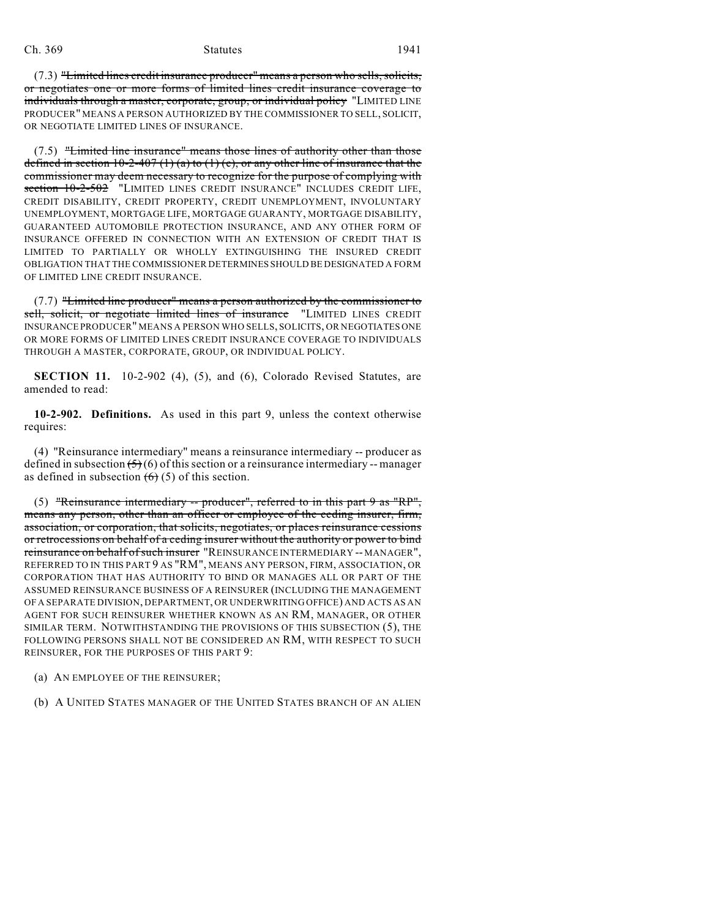(7.3) ~~"Limited lines credit insurance producer" means a person who sells, solicits, or negotiates one or more forms of limited lines credit insurance coverage to individuals through a master, corporate, group, or individual policy~~ "LIMITED LINE PRODUCER" MEANS A PERSON AUTHORIZED BY THE COMMISSIONER TO SELL, SOLICIT, OR NEGOTIATE LIMITED LINES OF INSURANCE.

(7.5) ~~"Limited line insurance" means those lines of authority other than those defined in section 10-2-407 (1) (a) to (1) (e), or any other line of insurance that the commissioner may deem necessary to recognize for the purpose of complying with section 10-2-502~~ "LIMITED LINES CREDIT INSURANCE" INCLUDES CREDIT LIFE, CREDIT DISABILITY, CREDIT PROPERTY, CREDIT UNEMPLOYMENT, INVOLUNTARY UNEMPLOYMENT, MORTGAGE LIFE, MORTGAGE GUARANTY, MORTGAGE DISABILITY, GUARANTEED AUTOMOBILE PROTECTION INSURANCE, AND ANY OTHER FORM OF INSURANCE OFFERED IN CONNECTION WITH AN EXTENSION OF CREDIT THAT IS LIMITED TO PARTIALLY OR WHOLLY EXTINGUISHING THE INSURED CREDIT OBLIGATION THAT THE COMMISSIONER DETERMINES SHOULD BE DESIGNATED A FORM OF LIMITED LINE CREDIT INSURANCE.

(7.7) ~~"Limited line producer" means a person authorized by the commissioner to sell, solicit, or negotiate limited lines of insurance~~ "LIMITED LINES CREDIT INSURANCE PRODUCER" MEANS A PERSON WHO SELLS, SOLICITS, OR NEGOTIATES ONE OR MORE FORMS OF LIMITED LINES CREDIT INSURANCE COVERAGE TO INDIVIDUALS THROUGH A MASTER, CORPORATE, GROUP, OR INDIVIDUAL POLICY.

**SECTION 11.** 10-2-902 (4), (5), and (6), Colorado Revised Statutes, are amended to read:

**10-2-902. Definitions.** As used in this part 9, unless the context otherwise requires:

(4) "Reinsurance intermediary" means a reinsurance intermediary -- producer as defined in subsection ~~(5)~~ (6) of this section or a reinsurance intermediary -- manager as defined in subsection ~~(6)~~ (5) of this section.

(5) ~~"Reinsurance intermediary -- producer", referred to in this part 9 as "RP", means any person, other than an officer or employee of the ceding insurer, firm, association, or corporation, that solicits, negotiates, or places reinsurance cessions or retrocessions on behalf of a ceding insurer without the authority or power to bind reinsurance on behalf of such insurer~~ "REINSURANCE INTERMEDIARY -- MANAGER", REFERRED TO IN THIS PART 9 AS "RM", MEANS ANY PERSON, FIRM, ASSOCIATION, OR CORPORATION THAT HAS AUTHORITY TO BIND OR MANAGES ALL OR PART OF THE ASSUMED REINSURANCE BUSINESS OF A REINSURER (INCLUDING THE MANAGEMENT OF A SEPARATE DIVISION, DEPARTMENT, OR UNDERWRITING OFFICE) AND ACTS AS AN AGENT FOR SUCH REINSURER WHETHER KNOWN AS AN RM, MANAGER, OR OTHER SIMILAR TERM. NOTWITHSTANDING THE PROVISIONS OF THIS SUBSECTION (5), THE FOLLOWING PERSONS SHALL NOT BE CONSIDERED AN RM, WITH RESPECT TO SUCH REINSURER, FOR THE PURPOSES OF THIS PART 9:

(a) AN EMPLOYEE OF THE REINSURER;

(b) A UNITED STATES MANAGER OF THE UNITED STATES BRANCH OF AN ALIEN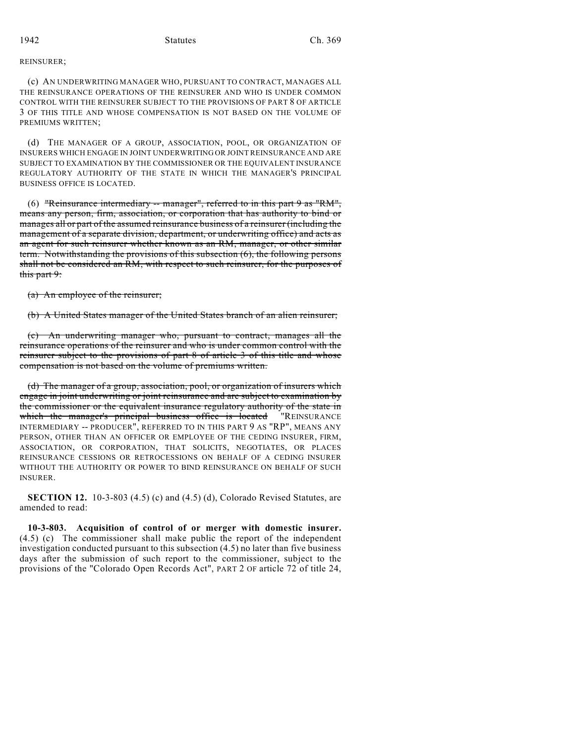REINSURER;

(c) AN UNDERWRITING MANAGER WHO, PURSUANT TO CONTRACT, MANAGES ALL THE REINSURANCE OPERATIONS OF THE REINSURER AND WHO IS UNDER COMMON CONTROL WITH THE REINSURER SUBJECT TO THE PROVISIONS OF PART 8 OF ARTICLE 3 OF THIS TITLE AND WHOSE COMPENSATION IS NOT BASED ON THE VOLUME OF PREMIUMS WRITTEN;

(d) THE MANAGER OF A GROUP, ASSOCIATION, POOL, OR ORGANIZATION OF INSURERS WHICH ENGAGE IN JOINT UNDERWRITING OR JOINT REINSURANCE AND ARE SUBJECT TO EXAMINATION BY THE COMMISSIONER OR THE EQUIVALENT INSURANCE REGULATORY AUTHORITY OF THE STATE IN WHICH THE MANAGER'S PRINCIPAL BUSINESS OFFICE IS LOCATED.

(6) ~~"Reinsurance intermediary -- manager", referred to in this part 9 as "RM", means any person, firm, association, or corporation that has authority to bind or manages all or part of the assumed reinsurance business of a reinsurer (including the management of a separate division, department, or underwriting office) and acts as an agent for such reinsurer whether known as an RM, manager, or other similar term. Notwithstanding the provisions of this subsection (6), the following persons shall not be considered an RM, with respect to such reinsurer, for the purposes of this part 9:~~

~~(a) An employee of the reinsurer;~~

~~(b) A United States manager of the United States branch of an alien reinsurer;~~

~~(c) An underwriting manager who, pursuant to contract, manages all the reinsurance operations of the reinsurer and who is under common control with the reinsurer subject to the provisions of part 8 of article 3 of this title and whose compensation is not based on the volume of premiums written.~~

~~(d) The manager of a group, association, pool, or organization of insurers which engage in joint underwriting or joint reinsurance and are subject to examination by the commissioner or the equivalent insurance regulatory authority of the state in which the manager's principal business office is located~~ "REINSURANCE INTERMEDIARY -- PRODUCER", REFERRED TO IN THIS PART 9 AS "RP", MEANS ANY PERSON, OTHER THAN AN OFFICER OR EMPLOYEE OF THE CEDING INSURER, FIRM, ASSOCIATION, OR CORPORATION, THAT SOLICITS, NEGOTIATES, OR PLACES REINSURANCE CESSIONS OR RETROCESSIONS ON BEHALF OF A CEDING INSURER WITHOUT THE AUTHORITY OR POWER TO BIND REINSURANCE ON BEHALF OF SUCH INSURER.

**SECTION 12.** 10-3-803 (4.5) (c) and (4.5) (d), Colorado Revised Statutes, are amended to read:

**10-3-803. Acquisition of control of or merger with domestic insurer.** (4.5) (c) The commissioner shall make public the report of the independent investigation conducted pursuant to this subsection (4.5) no later than five business days after the submission of such report to the commissioner, subject to the provisions of the "Colorado Open Records Act", PART 2 OF article 72 of title 24,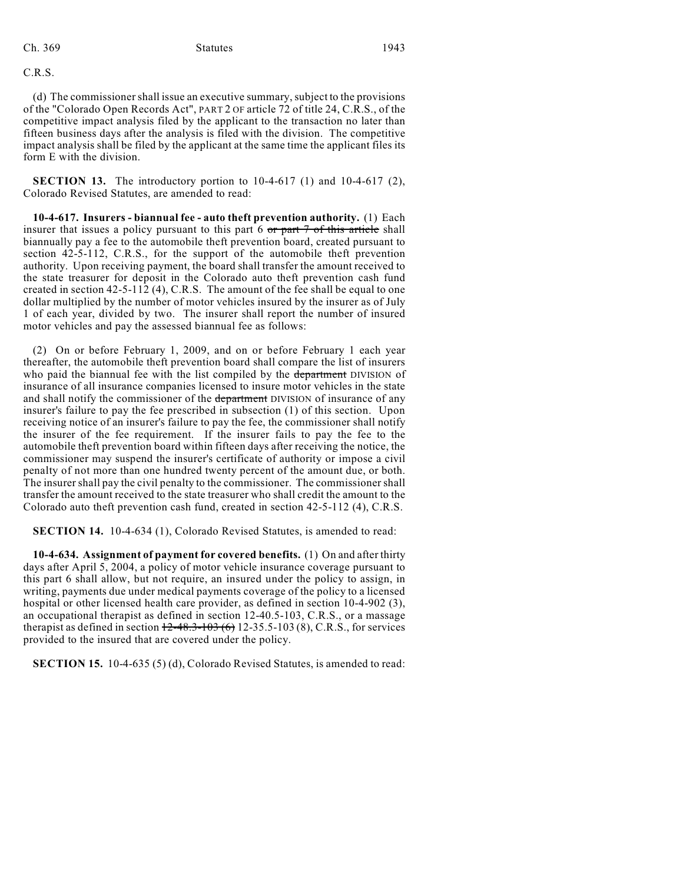C.R.S.

(d) The commissioner shall issue an executive summary, subject to the provisions of the "Colorado Open Records Act", PART 2 OF article 72 of title 24, C.R.S., of the competitive impact analysis filed by the applicant to the transaction no later than fifteen business days after the analysis is filed with the division. The competitive impact analysis shall be filed by the applicant at the same time the applicant files its form E with the division.

**SECTION 13.** The introductory portion to 10-4-617 (1) and 10-4-617 (2), Colorado Revised Statutes, are amended to read:

**10-4-617. Insurers - biannual fee - auto theft prevention authority.** (1) Each insurer that issues a policy pursuant to this part 6 ~~or part 7 of this article~~ shall biannually pay a fee to the automobile theft prevention board, created pursuant to section 42-5-112, C.R.S., for the support of the automobile theft prevention authority. Upon receiving payment, the board shall transfer the amount received to the state treasurer for deposit in the Colorado auto theft prevention cash fund created in section 42-5-112 (4), C.R.S. The amount of the fee shall be equal to one dollar multiplied by the number of motor vehicles insured by the insurer as of July 1 of each year, divided by two. The insurer shall report the number of insured motor vehicles and pay the assessed biannual fee as follows:

(2) On or before February 1, 2009, and on or before February 1 each year thereafter, the automobile theft prevention board shall compare the list of insurers who paid the biannual fee with the list compiled by the ~~department~~ DIVISION of insurance of all insurance companies licensed to insure motor vehicles in the state and shall notify the commissioner of the ~~department~~ DIVISION of insurance of any insurer's failure to pay the fee prescribed in subsection (1) of this section. Upon receiving notice of an insurer's failure to pay the fee, the commissioner shall notify the insurer of the fee requirement. If the insurer fails to pay the fee to the automobile theft prevention board within fifteen days after receiving the notice, the commissioner may suspend the insurer's certificate of authority or impose a civil penalty of not more than one hundred twenty percent of the amount due, or both. The insurer shall pay the civil penalty to the commissioner. The commissioner shall transfer the amount received to the state treasurer who shall credit the amount to the Colorado auto theft prevention cash fund, created in section 42-5-112 (4), C.R.S.

**SECTION 14.** 10-4-634 (1), Colorado Revised Statutes, is amended to read:

**10-4-634. Assignment of payment for covered benefits.** (1) On and after thirty days after April 5, 2004, a policy of motor vehicle insurance coverage pursuant to this part 6 shall allow, but not require, an insured under the policy to assign, in writing, payments due under medical payments coverage of the policy to a licensed hospital or other licensed health care provider, as defined in section 10-4-902 (3), an occupational therapist as defined in section 12-40.5-103, C.R.S., or a massage therapist as defined in section ~~12-48.3-103 (6)~~ 12-35.5-103 (8), C.R.S., for services provided to the insured that are covered under the policy.

**SECTION 15.** 10-4-635 (5) (d), Colorado Revised Statutes, is amended to read: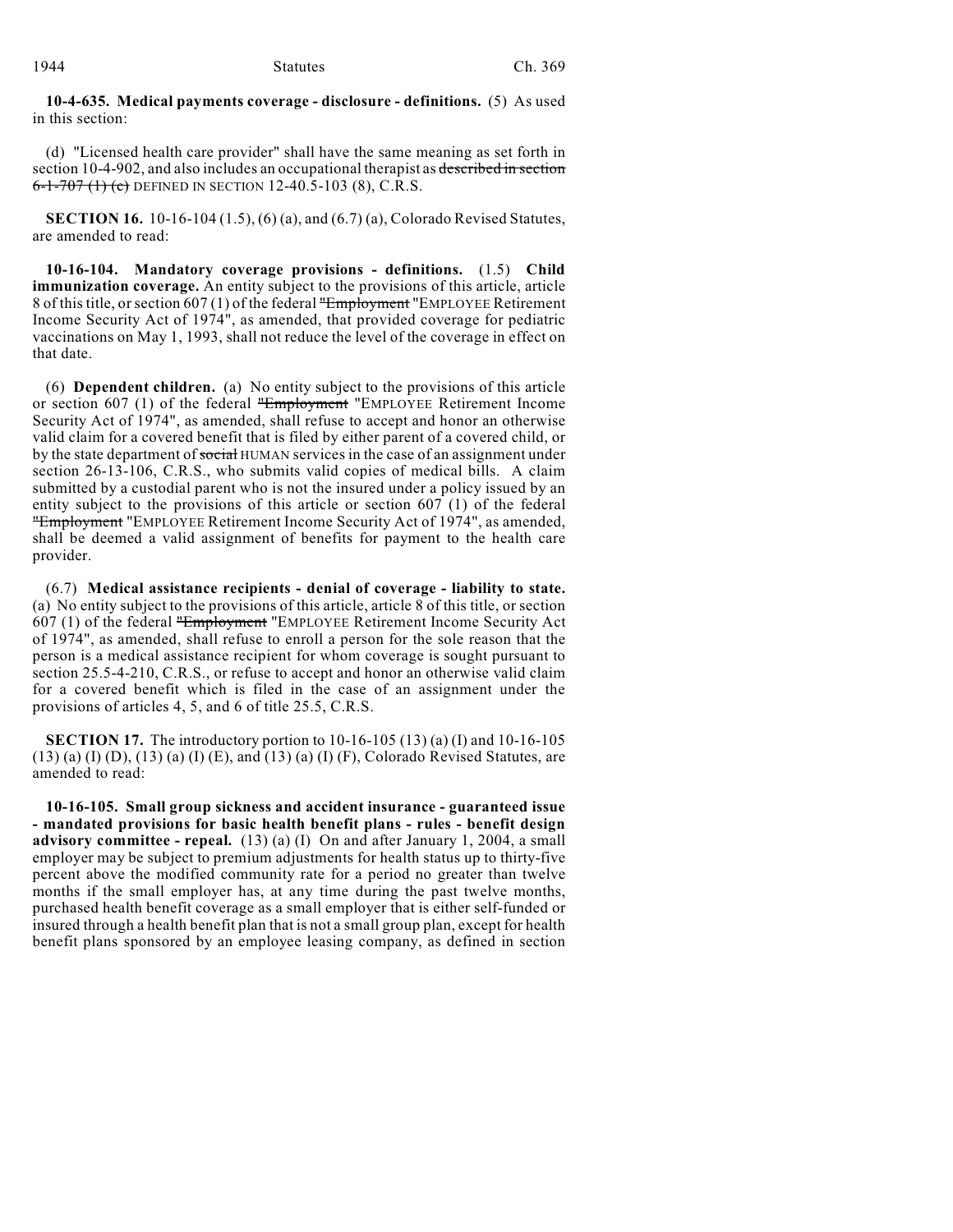**10-4-635. Medical payments coverage - disclosure - definitions.** (5) As used in this section:

(d) "Licensed health care provider" shall have the same meaning as set forth in section 10-4-902, and also includes an occupational therapist as ~~described in section 6-1-707 (1) (c)~~ DEFINED IN SECTION 12-40.5-103 (8), C.R.S.

**SECTION 16.** 10-16-104 (1.5), (6) (a), and (6.7) (a), Colorado Revised Statutes, are amended to read:

**10-16-104. Mandatory coverage provisions - definitions.** (1.5) **Child immunization coverage.** An entity subject to the provisions of this article, article 8 of this title, or section 607 (1) of the federal ~~"Employment~~ "EMPLOYEE Retirement Income Security Act of 1974", as amended, that provided coverage for pediatric vaccinations on May 1, 1993, shall not reduce the level of the coverage in effect on that date.

(6) **Dependent children.** (a) No entity subject to the provisions of this article or section 607 (1) of the federal ~~"Employment~~ "EMPLOYEE Retirement Income Security Act of 1974", as amended, shall refuse to accept and honor an otherwise valid claim for a covered benefit that is filed by either parent of a covered child, or by the state department of ~~social~~ HUMAN services in the case of an assignment under section 26-13-106, C.R.S., who submits valid copies of medical bills. A claim submitted by a custodial parent who is not the insured under a policy issued by an entity subject to the provisions of this article or section 607 (1) of the federal ~~"Employment~~ "EMPLOYEE Retirement Income Security Act of 1974", as amended, shall be deemed a valid assignment of benefits for payment to the health care provider.

(6.7) **Medical assistance recipients - denial of coverage - liability to state.** (a) No entity subject to the provisions of this article, article 8 of this title, or section 607 (1) of the federal ~~"Employment~~ "EMPLOYEE Retirement Income Security Act of 1974", as amended, shall refuse to enroll a person for the sole reason that the person is a medical assistance recipient for whom coverage is sought pursuant to section 25.5-4-210, C.R.S., or refuse to accept and honor an otherwise valid claim for a covered benefit which is filed in the case of an assignment under the provisions of articles 4, 5, and 6 of title 25.5, C.R.S.

**SECTION 17.** The introductory portion to 10-16-105 (13) (a) (I) and 10-16-105 (13) (a) (I) (D), (13) (a) (I) (E), and (13) (a) (I) (F), Colorado Revised Statutes, are amended to read:

**10-16-105. Small group sickness and accident insurance - guaranteed issue - mandated provisions for basic health benefit plans - rules - benefit design advisory committee - repeal.** (13) (a) (I) On and after January 1, 2004, a small employer may be subject to premium adjustments for health status up to thirty-five percent above the modified community rate for a period no greater than twelve months if the small employer has, at any time during the past twelve months, purchased health benefit coverage as a small employer that is either self-funded or insured through a health benefit plan that is not a small group plan, except for health benefit plans sponsored by an employee leasing company, as defined in section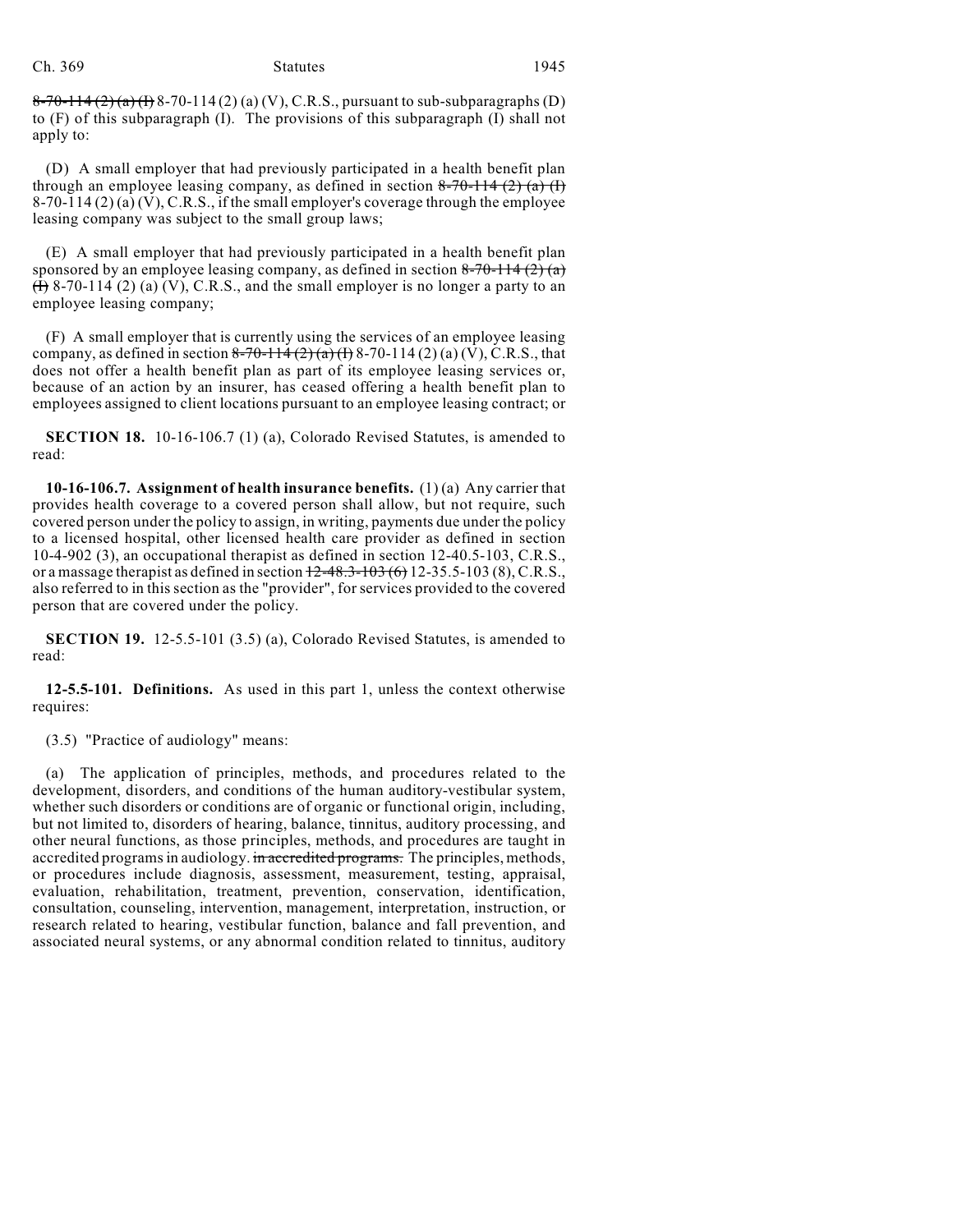~~8-70-114 (2) (a) (I)~~ 8-70-114 (2) (a) (V), C.R.S., pursuant to sub-subparagraphs (D) to (F) of this subparagraph (I). The provisions of this subparagraph (I) shall not apply to:

(D) A small employer that had previously participated in a health benefit plan through an employee leasing company, as defined in section ~~8-70-114 (2) (a) (I)~~ 8-70-114 (2) (a) (V), C.R.S., if the small employer's coverage through the employee leasing company was subject to the small group laws;

(E) A small employer that had previously participated in a health benefit plan sponsored by an employee leasing company, as defined in section ~~8-70-114 (2) (a) (I)~~ 8-70-114 (2) (a) (V), C.R.S., and the small employer is no longer a party to an employee leasing company;

(F) A small employer that is currently using the services of an employee leasing company, as defined in section ~~8-70-114 (2) (a) (I)~~ 8-70-114 (2) (a) (V), C.R.S., that does not offer a health benefit plan as part of its employee leasing services or, because of an action by an insurer, has ceased offering a health benefit plan to employees assigned to client locations pursuant to an employee leasing contract; or

**SECTION 18.** 10-16-106.7 (1) (a), Colorado Revised Statutes, is amended to read:

**10-16-106.7. Assignment of health insurance benefits.** (1) (a) Any carrier that provides health coverage to a covered person shall allow, but not require, such covered person under the policy to assign, in writing, payments due under the policy to a licensed hospital, other licensed health care provider as defined in section 10-4-902 (3), an occupational therapist as defined in section 12-40.5-103, C.R.S., or a massage therapist as defined in section ~~12-48.3-103 (6)~~ 12-35.5-103 (8), C.R.S., also referred to in this section as the "provider", for services provided to the covered person that are covered under the policy.

**SECTION 19.** 12-5.5-101 (3.5) (a), Colorado Revised Statutes, is amended to read:

**12-5.5-101. Definitions.** As used in this part 1, unless the context otherwise requires:

(3.5) "Practice of audiology" means:

(a) The application of principles, methods, and procedures related to the development, disorders, and conditions of the human auditory-vestibular system, whether such disorders or conditions are of organic or functional origin, including, but not limited to, disorders of hearing, balance, tinnitus, auditory processing, and other neural functions, as those principles, methods, and procedures are taught in accredited programs in audiology. ~~in accredited programs.~~ The principles, methods, or procedures include diagnosis, assessment, measurement, testing, appraisal, evaluation, rehabilitation, treatment, prevention, conservation, identification, consultation, counseling, intervention, management, interpretation, instruction, or research related to hearing, vestibular function, balance and fall prevention, and associated neural systems, or any abnormal condition related to tinnitus, auditory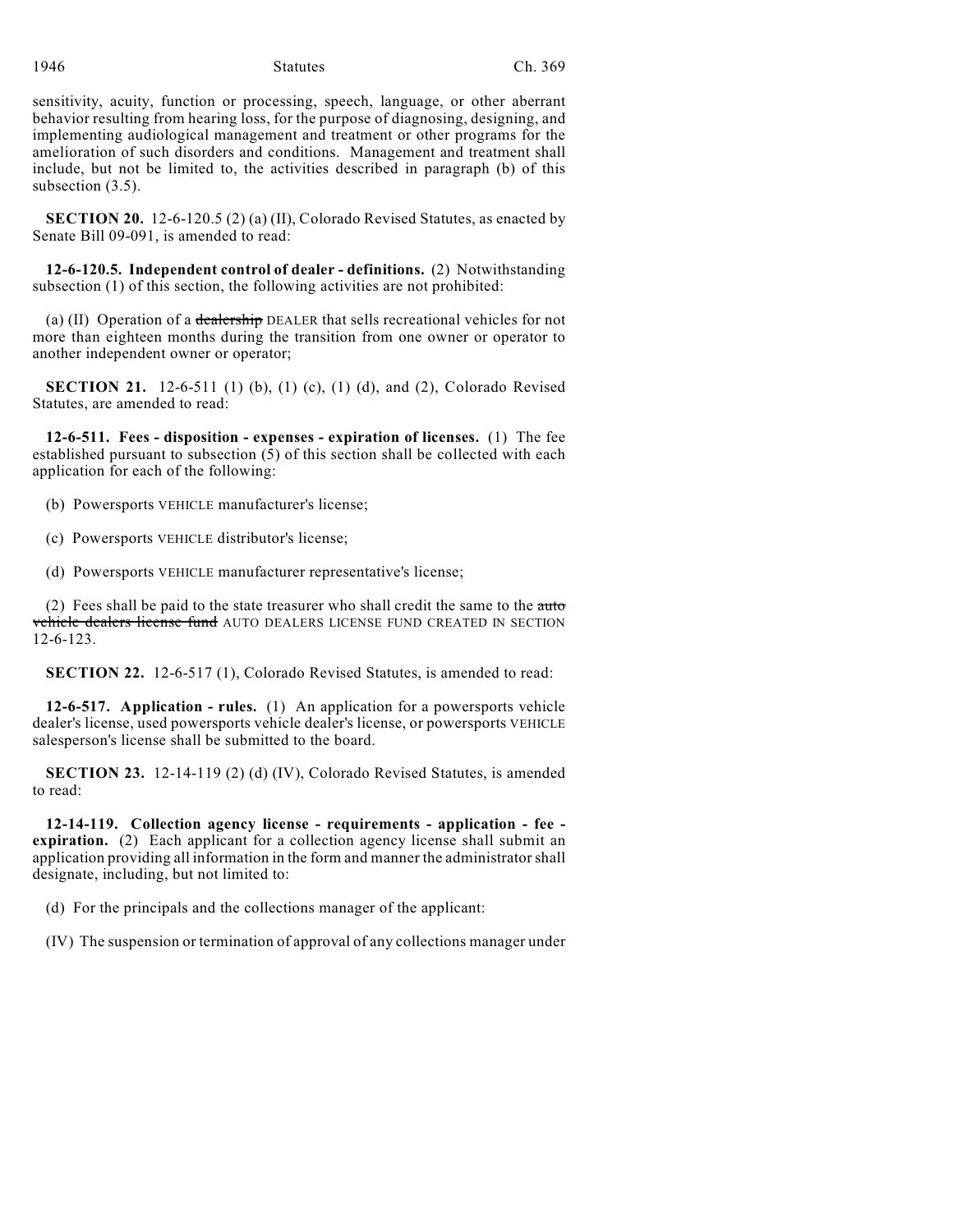sensitivity, acuity, function or processing, speech, language, or other aberrant behavior resulting from hearing loss, for the purpose of diagnosing, designing, and implementing audiological management and treatment or other programs for the amelioration of such disorders and conditions. Management and treatment shall include, but not be limited to, the activities described in paragraph (b) of this subsection (3.5).

**SECTION 20.** 12-6-120.5 (2) (a) (II), Colorado Revised Statutes, as enacted by Senate Bill 09-091, is amended to read:

**12-6-120.5. Independent control of dealer - definitions.** (2) Notwithstanding subsection (1) of this section, the following activities are not prohibited:

(a) (II) Operation of a ~~dealership~~ DEALER that sells recreational vehicles for not more than eighteen months during the transition from one owner or operator to another independent owner or operator;

**SECTION 21.** 12-6-511 (1) (b), (1) (c), (1) (d), and (2), Colorado Revised Statutes, are amended to read:

**12-6-511. Fees - disposition - expenses - expiration of licenses.** (1) The fee established pursuant to subsection (5) of this section shall be collected with each application for each of the following:

(b) Powersports VEHICLE manufacturer's license;

(c) Powersports VEHICLE distributor's license;

(d) Powersports VEHICLE manufacturer representative's license;

(2) Fees shall be paid to the state treasurer who shall credit the same to the ~~auto vehicle dealers license fund~~ AUTO DEALERS LICENSE FUND CREATED IN SECTION 12-6-123.

**SECTION 22.** 12-6-517 (1), Colorado Revised Statutes, is amended to read:

**12-6-517. Application - rules.** (1) An application for a powersports vehicle dealer's license, used powersports vehicle dealer's license, or powersports VEHICLE salesperson's license shall be submitted to the board.

**SECTION 23.** 12-14-119 (2) (d) (IV), Colorado Revised Statutes, is amended to read:

**12-14-119. Collection agency license - requirements - application - fee - expiration.** (2) Each applicant for a collection agency license shall submit an application providing all information in the form and manner the administrator shall designate, including, but not limited to:

(d) For the principals and the collections manager of the applicant:

(IV) The suspension or termination of approval of any collections manager under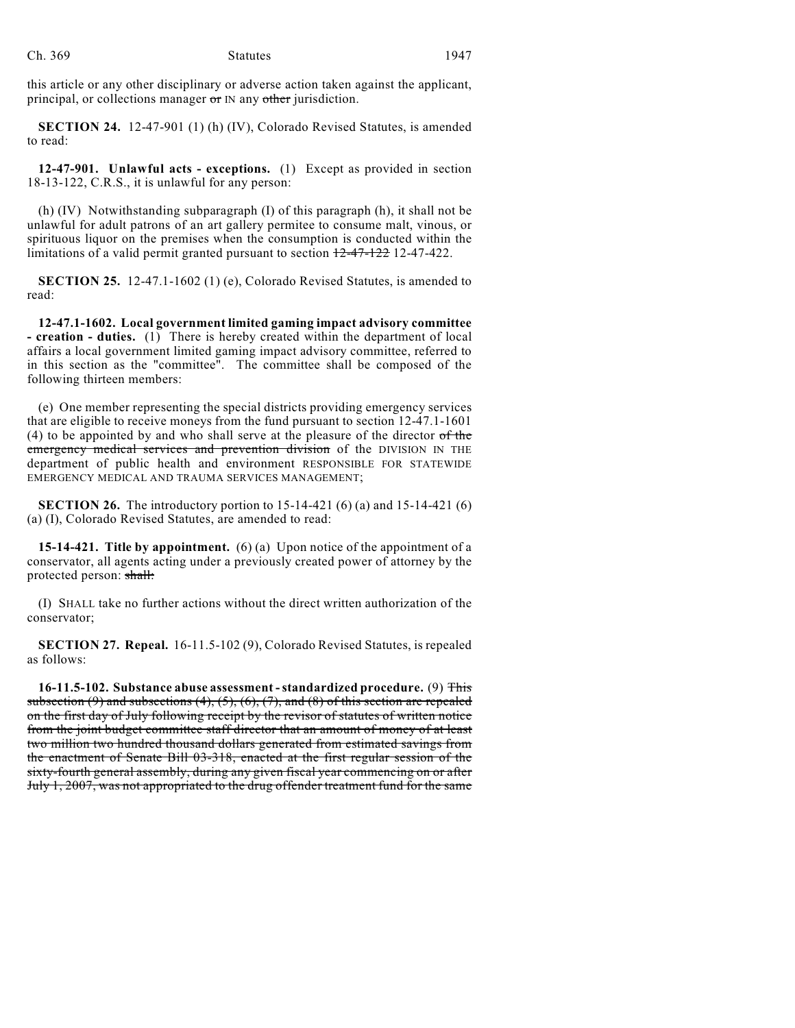this article or any other disciplinary or adverse action taken against the applicant, principal, or collections manager ~~or~~ IN any ~~other~~ jurisdiction.

**SECTION 24.** 12-47-901 (1) (h) (IV), Colorado Revised Statutes, is amended to read:

**12-47-901. Unlawful acts - exceptions.** (1) Except as provided in section 18-13-122, C.R.S., it is unlawful for any person:

(h) (IV) Notwithstanding subparagraph (I) of this paragraph (h), it shall not be unlawful for adult patrons of an art gallery permitee to consume malt, vinous, or spirituous liquor on the premises when the consumption is conducted within the limitations of a valid permit granted pursuant to section ~~12-47-122~~ 12-47-422.

**SECTION 25.** 12-47.1-1602 (1) (e), Colorado Revised Statutes, is amended to read:

**12-47.1-1602. Local government limited gaming impact advisory committee - creation - duties.** (1) There is hereby created within the department of local affairs a local government limited gaming impact advisory committee, referred to in this section as the "committee". The committee shall be composed of the following thirteen members:

(e) One member representing the special districts providing emergency services that are eligible to receive moneys from the fund pursuant to section 12-47.1-1601 (4) to be appointed by and who shall serve at the pleasure of the director ~~of the emergency medical services and prevention division~~ of the DIVISION IN THE department of public health and environment RESPONSIBLE FOR STATEWIDE EMERGENCY MEDICAL AND TRAUMA SERVICES MANAGEMENT;

**SECTION 26.** The introductory portion to 15-14-421 (6) (a) and 15-14-421 (6) (a) (I), Colorado Revised Statutes, are amended to read:

**15-14-421. Title by appointment.** (6) (a) Upon notice of the appointment of a conservator, all agents acting under a previously created power of attorney by the protected person: ~~shall:~~

(I) SHALL take no further actions without the direct written authorization of the conservator;

**SECTION 27. Repeal.** 16-11.5-102 (9), Colorado Revised Statutes, is repealed as follows:

**16-11.5-102. Substance abuse assessment - standardized procedure.** (9) ~~This subsection (9) and subsections (4), (5), (6), (7), and (8) of this section are repealed on the first day of July following receipt by the revisor of statutes of written notice from the joint budget committee staff director that an amount of money of at least two million two hundred thousand dollars generated from estimated savings from the enactment of Senate Bill 03-318, enacted at the first regular session of the sixty-fourth general assembly, during any given fiscal year commencing on or after July 1, 2007, was not appropriated to the drug offender treatment fund for the same~~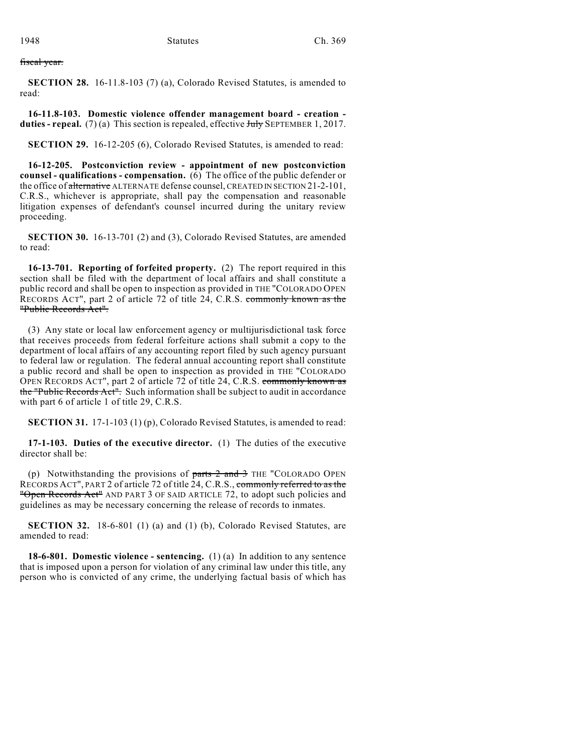~~fiscal year.~~

**SECTION 28.** 16-11.8-103 (7) (a), Colorado Revised Statutes, is amended to read:

**16-11.8-103. Domestic violence offender management board - creation - duties - repeal.** (7) (a) This section is repealed, effective ~~July~~ SEPTEMBER 1, 2017.

**SECTION 29.** 16-12-205 (6), Colorado Revised Statutes, is amended to read:

**16-12-205. Postconviction review - appointment of new postconviction counsel - qualifications - compensation.** (6) The office of the public defender or the office of ~~alternative~~ ALTERNATE defense counsel, CREATED IN SECTION 21-2-101, C.R.S., whichever is appropriate, shall pay the compensation and reasonable litigation expenses of defendant's counsel incurred during the unitary review proceeding.

**SECTION 30.** 16-13-701 (2) and (3), Colorado Revised Statutes, are amended to read:

**16-13-701. Reporting of forfeited property.** (2) The report required in this section shall be filed with the department of local affairs and shall constitute a public record and shall be open to inspection as provided in THE "COLORADO OPEN RECORDS ACT", part 2 of article 72 of title 24, C.R.S. ~~commonly known as the "Public Records Act".~~

(3) Any state or local law enforcement agency or multijurisdictional task force that receives proceeds from federal forfeiture actions shall submit a copy to the department of local affairs of any accounting report filed by such agency pursuant to federal law or regulation. The federal annual accounting report shall constitute a public record and shall be open to inspection as provided in THE "COLORADO OPEN RECORDS ACT", part 2 of article 72 of title 24, C.R.S. ~~commonly known as the "Public Records Act".~~ Such information shall be subject to audit in accordance with part 6 of article 1 of title 29, C.R.S.

**SECTION 31.** 17-1-103 (1) (p), Colorado Revised Statutes, is amended to read:

**17-1-103. Duties of the executive director.** (1) The duties of the executive director shall be:

(p) Notwithstanding the provisions of ~~parts 2 and 3~~ THE "COLORADO OPEN RECORDS ACT", PART 2 of article 72 of title 24, C.R.S., ~~commonly referred to as the "Open Records Act"~~ AND PART 3 OF SAID ARTICLE 72, to adopt such policies and guidelines as may be necessary concerning the release of records to inmates.

**SECTION 32.** 18-6-801 (1) (a) and (1) (b), Colorado Revised Statutes, are amended to read:

**18-6-801. Domestic violence - sentencing.** (1) (a) In addition to any sentence that is imposed upon a person for violation of any criminal law under this title, any person who is convicted of any crime, the underlying factual basis of which has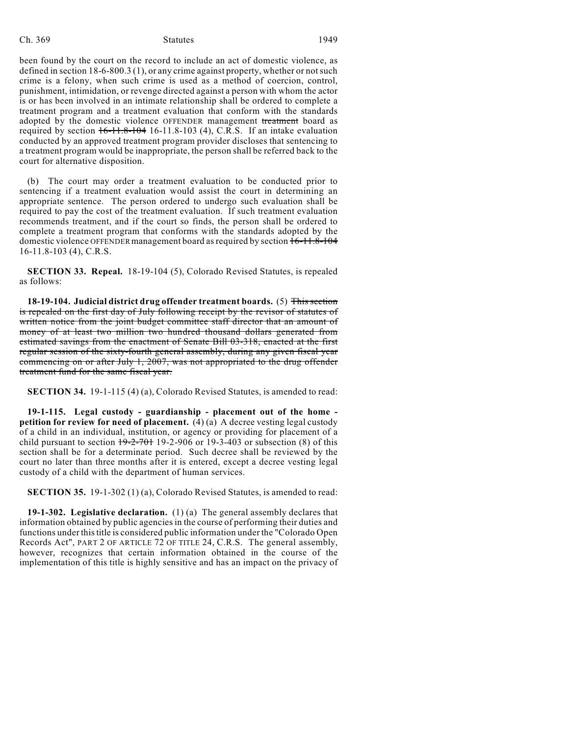been found by the court on the record to include an act of domestic violence, as defined in section 18-6-800.3 (1), or any crime against property, whether or not such crime is a felony, when such crime is used as a method of coercion, control, punishment, intimidation, or revenge directed against a person with whom the actor is or has been involved in an intimate relationship shall be ordered to complete a treatment program and a treatment evaluation that conform with the standards adopted by the domestic violence OFFENDER management ~~treatment~~ board as required by section ~~16-11.8-104~~ 16-11.8-103 (4), C.R.S. If an intake evaluation conducted by an approved treatment program provider discloses that sentencing to a treatment program would be inappropriate, the person shall be referred back to the court for alternative disposition.

(b) The court may order a treatment evaluation to be conducted prior to sentencing if a treatment evaluation would assist the court in determining an appropriate sentence. The person ordered to undergo such evaluation shall be required to pay the cost of the treatment evaluation. If such treatment evaluation recommends treatment, and if the court so finds, the person shall be ordered to complete a treatment program that conforms with the standards adopted by the domestic violence OFFENDER management board as required by section ~~16-11.8-104~~ 16-11.8-103 (4), C.R.S.

**SECTION 33. Repeal.** 18-19-104 (5), Colorado Revised Statutes, is repealed as follows:

**18-19-104. Judicial district drug offender treatment boards.** (5) ~~This section is repealed on the first day of July following receipt by the revisor of statutes of written notice from the joint budget committee staff director that an amount of money of at least two million two hundred thousand dollars generated from estimated savings from the enactment of Senate Bill 03-318, enacted at the first regular session of the sixty-fourth general assembly, during any given fiscal year commencing on or after July 1, 2007, was not appropriated to the drug offender treatment fund for the same fiscal year.~~

**SECTION 34.** 19-1-115 (4) (a), Colorado Revised Statutes, is amended to read:

**19-1-115. Legal custody - guardianship - placement out of the home - petition for review for need of placement.** (4) (a) A decree vesting legal custody of a child in an individual, institution, or agency or providing for placement of a child pursuant to section ~~19-2-701~~ 19-2-906 or 19-3-403 or subsection (8) of this section shall be for a determinate period. Such decree shall be reviewed by the court no later than three months after it is entered, except a decree vesting legal custody of a child with the department of human services.

**SECTION 35.** 19-1-302 (1) (a), Colorado Revised Statutes, is amended to read:

**19-1-302. Legislative declaration.** (1) (a) The general assembly declares that information obtained by public agencies in the course of performing their duties and functions under this title is considered public information under the "Colorado Open Records Act", PART 2 OF ARTICLE 72 OF TITLE 24, C.R.S. The general assembly, however, recognizes that certain information obtained in the course of the implementation of this title is highly sensitive and has an impact on the privacy of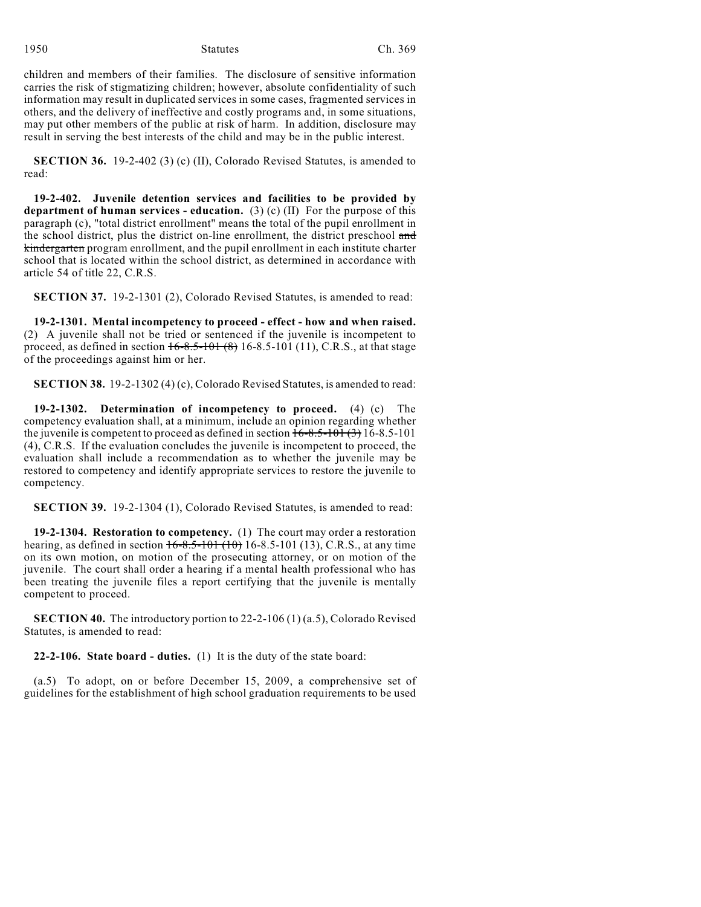children and members of their families. The disclosure of sensitive information carries the risk of stigmatizing children; however, absolute confidentiality of such information may result in duplicated services in some cases, fragmented services in others, and the delivery of ineffective and costly programs and, in some situations, may put other members of the public at risk of harm. In addition, disclosure may result in serving the best interests of the child and may be in the public interest.

**SECTION 36.** 19-2-402 (3) (c) (II), Colorado Revised Statutes, is amended to read:

**19-2-402. Juvenile detention services and facilities to be provided by department of human services - education.** (3) (c) (II) For the purpose of this paragraph (c), "total district enrollment" means the total of the pupil enrollment in the school district, plus the district on-line enrollment, the district preschool ~~and kindergarten~~ program enrollment, and the pupil enrollment in each institute charter school that is located within the school district, as determined in accordance with article 54 of title 22, C.R.S.

**SECTION 37.** 19-2-1301 (2), Colorado Revised Statutes, is amended to read:

**19-2-1301. Mental incompetency to proceed - effect - how and when raised.** (2) A juvenile shall not be tried or sentenced if the juvenile is incompetent to proceed, as defined in section ~~16-8.5-101 (8)~~ 16-8.5-101 (11), C.R.S., at that stage of the proceedings against him or her.

**SECTION 38.** 19-2-1302 (4) (c), Colorado Revised Statutes, is amended to read:

**19-2-1302. Determination of incompetency to proceed.** (4) (c) The competency evaluation shall, at a minimum, include an opinion regarding whether the juvenile is competent to proceed as defined in section ~~16-8.5-101 (3)~~ 16-8.5-101 (4), C.R.S. If the evaluation concludes the juvenile is incompetent to proceed, the evaluation shall include a recommendation as to whether the juvenile may be restored to competency and identify appropriate services to restore the juvenile to competency.

**SECTION 39.** 19-2-1304 (1), Colorado Revised Statutes, is amended to read:

**19-2-1304. Restoration to competency.** (1) The court may order a restoration hearing, as defined in section ~~16-8.5-101 (10)~~ 16-8.5-101 (13), C.R.S., at any time on its own motion, on motion of the prosecuting attorney, or on motion of the juvenile. The court shall order a hearing if a mental health professional who has been treating the juvenile files a report certifying that the juvenile is mentally competent to proceed.

**SECTION 40.** The introductory portion to 22-2-106 (1) (a.5), Colorado Revised Statutes, is amended to read:

**22-2-106. State board - duties.** (1) It is the duty of the state board:

(a.5) To adopt, on or before December 15, 2009, a comprehensive set of guidelines for the establishment of high school graduation requirements to be used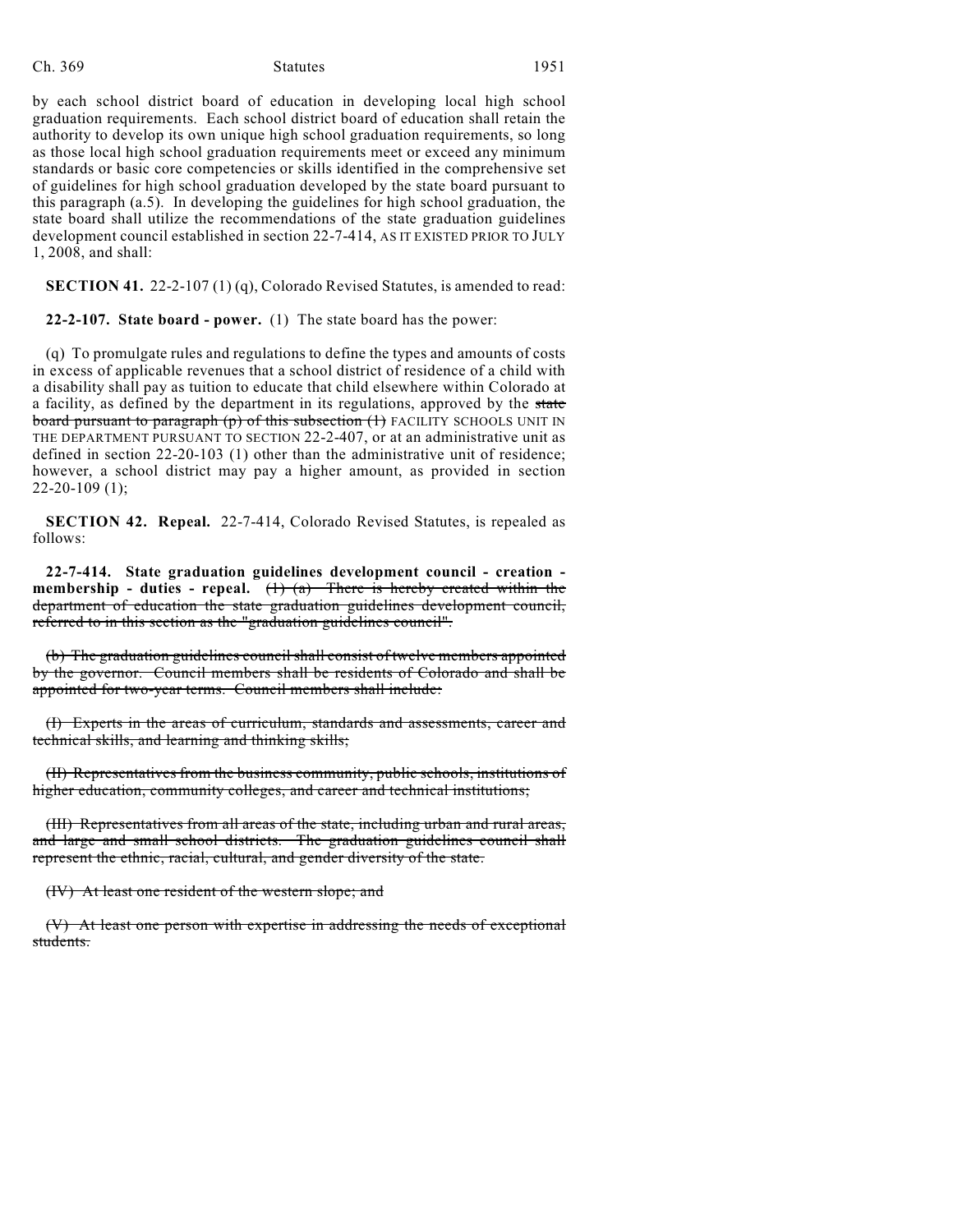by each school district board of education in developing local high school graduation requirements. Each school district board of education shall retain the authority to develop its own unique high school graduation requirements, so long as those local high school graduation requirements meet or exceed any minimum standards or basic core competencies or skills identified in the comprehensive set of guidelines for high school graduation developed by the state board pursuant to this paragraph (a.5). In developing the guidelines for high school graduation, the state board shall utilize the recommendations of the state graduation guidelines development council established in section 22-7-414, AS IT EXISTED PRIOR TO JULY 1, 2008, and shall:

**SECTION 41.** 22-2-107 (1) (q), Colorado Revised Statutes, is amended to read:

**22-2-107. State board - power.** (1) The state board has the power:

(q) To promulgate rules and regulations to define the types and amounts of costs in excess of applicable revenues that a school district of residence of a child with a disability shall pay as tuition to educate that child elsewhere within Colorado at a facility, as defined by the department in its regulations, approved by the ~~state board pursuant to paragraph (p) of this subsection (1)~~ FACILITY SCHOOLS UNIT IN THE DEPARTMENT PURSUANT TO SECTION 22-2-407, or at an administrative unit as defined in section 22-20-103 (1) other than the administrative unit of residence; however, a school district may pay a higher amount, as provided in section 22-20-109 (1);

**SECTION 42. Repeal.** 22-7-414, Colorado Revised Statutes, is repealed as follows:

**22-7-414. State graduation guidelines development council - creation - membership - duties - repeal.** ~~(1) (a) There is hereby created within the department of education the state graduation guidelines development council, referred to in this section as the "graduation guidelines council".~~

~~(b) The graduation guidelines council shall consist of twelve members appointed by the governor. Council members shall be residents of Colorado and shall be appointed for two-year terms. Council members shall include:~~

~~(I) Experts in the areas of curriculum, standards and assessments, career and technical skills, and learning and thinking skills;~~

~~(II) Representatives from the business community, public schools, institutions of higher education, community colleges, and career and technical institutions;~~

~~(III) Representatives from all areas of the state, including urban and rural areas, and large and small school districts. The graduation guidelines council shall represent the ethnic, racial, cultural, and gender diversity of the state.~~

~~(IV) At least one resident of the western slope; and~~

~~(V) At least one person with expertise in addressing the needs of exceptional students.~~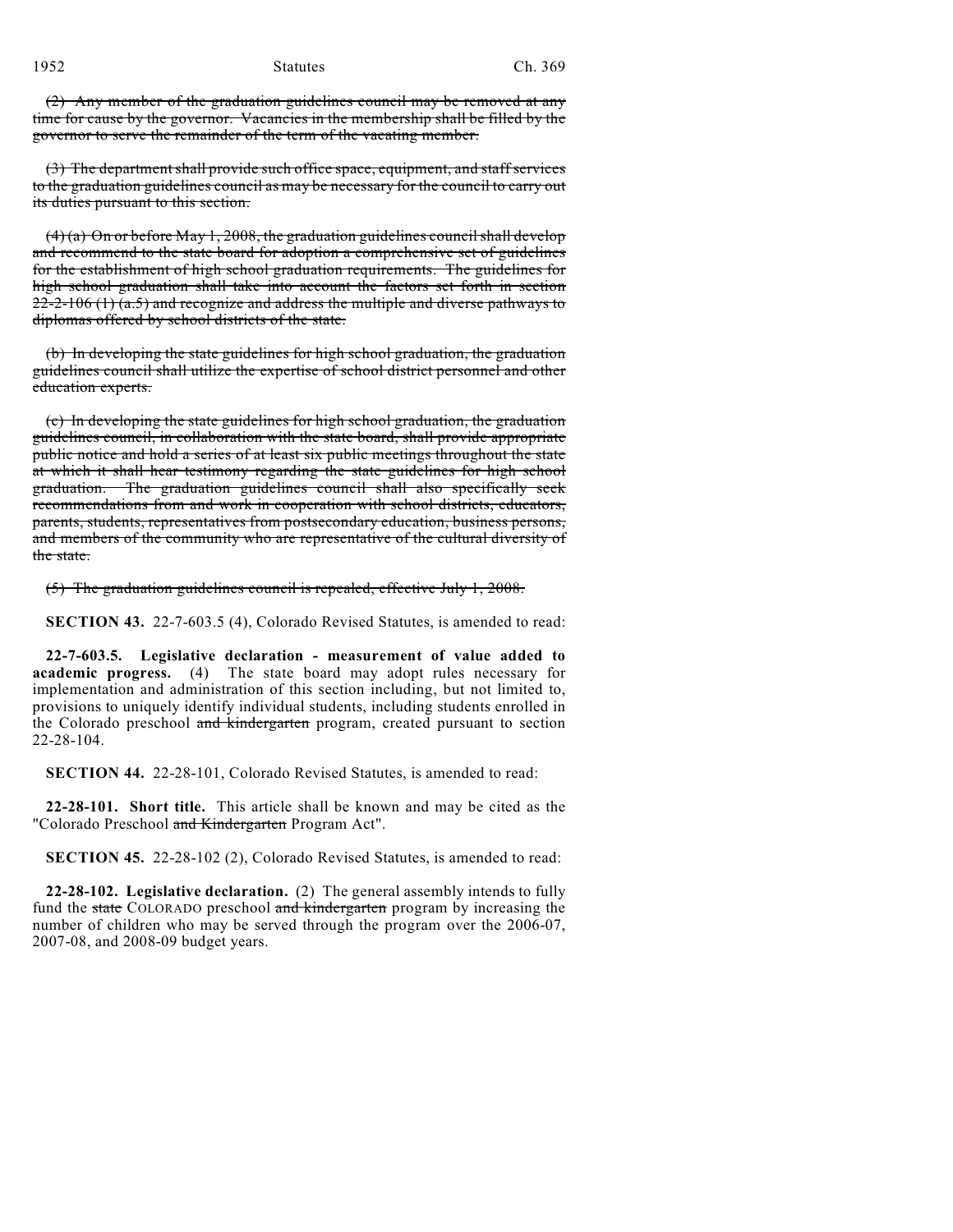~~(2) Any member of the graduation guidelines council may be removed at any time for cause by the governor. Vacancies in the membership shall be filled by the governor to serve the remainder of the term of the vacating member.~~

~~(3) The department shall provide such office space, equipment, and staff services to the graduation guidelines council as may be necessary for the council to carry out its duties pursuant to this section.~~

~~(4) (a) On or before May 1, 2008, the graduation guidelines council shall develop and recommend to the state board for adoption a comprehensive set of guidelines for the establishment of high school graduation requirements. The guidelines for high school graduation shall take into account the factors set forth in section 22-2-106 (1) (a.5) and recognize and address the multiple and diverse pathways to diplomas offered by school districts of the state.~~

~~(b) In developing the state guidelines for high school graduation, the graduation guidelines council shall utilize the expertise of school district personnel and other education experts.~~

~~(c) In developing the state guidelines for high school graduation, the graduation guidelines council, in collaboration with the state board, shall provide appropriate public notice and hold a series of at least six public meetings throughout the state at which it shall hear testimony regarding the state guidelines for high school graduation. The graduation guidelines council shall also specifically seek recommendations from and work in cooperation with school districts, educators, parents, students, representatives from postsecondary education, business persons, and members of the community who are representative of the cultural diversity of the state.~~

~~(5) The graduation guidelines council is repealed, effective July 1, 2008.~~

**SECTION 43.** 22-7-603.5 (4), Colorado Revised Statutes, is amended to read:

**22-7-603.5. Legislative declaration - measurement of value added to academic progress.** (4) The state board may adopt rules necessary for implementation and administration of this section including, but not limited to, provisions to uniquely identify individual students, including students enrolled in the Colorado preschool ~~and kindergarten~~ program, created pursuant to section 22-28-104.

**SECTION 44.** 22-28-101, Colorado Revised Statutes, is amended to read:

**22-28-101. Short title.** This article shall be known and may be cited as the "Colorado Preschool ~~and Kindergarten~~ Program Act".

**SECTION 45.** 22-28-102 (2), Colorado Revised Statutes, is amended to read:

**22-28-102. Legislative declaration.** (2) The general assembly intends to fully fund the ~~state~~ COLORADO preschool ~~and kindergarten~~ program by increasing the number of children who may be served through the program over the 2006-07, 2007-08, and 2008-09 budget years.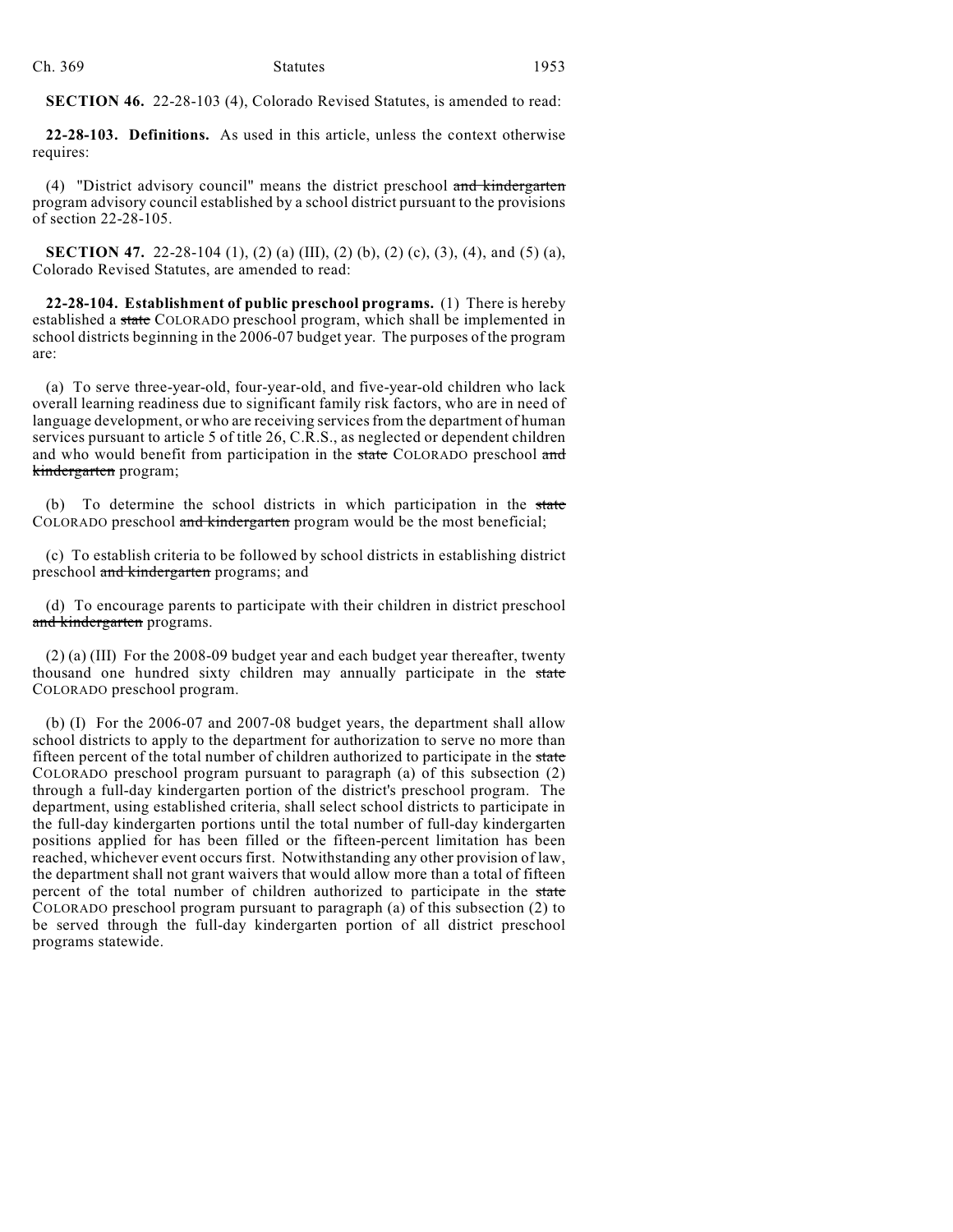**SECTION 46.** 22-28-103 (4), Colorado Revised Statutes, is amended to read:

**22-28-103. Definitions.** As used in this article, unless the context otherwise requires:

(4) "District advisory council" means the district preschool ~~and kindergarten~~ program advisory council established by a school district pursuant to the provisions of section 22-28-105.

**SECTION 47.** 22-28-104 (1), (2) (a) (III), (2) (b), (2) (c), (3), (4), and (5) (a), Colorado Revised Statutes, are amended to read:

**22-28-104. Establishment of public preschool programs.** (1) There is hereby established a ~~state~~ COLORADO preschool program, which shall be implemented in school districts beginning in the 2006-07 budget year. The purposes of the program are:

(a) To serve three-year-old, four-year-old, and five-year-old children who lack overall learning readiness due to significant family risk factors, who are in need of language development, or who are receiving services from the department of human services pursuant to article 5 of title 26, C.R.S., as neglected or dependent children and who would benefit from participation in the ~~state~~ COLORADO preschool ~~and kindergarten~~ program;

(b) To determine the school districts in which participation in the ~~state~~ COLORADO preschool ~~and kindergarten~~ program would be the most beneficial;

(c) To establish criteria to be followed by school districts in establishing district preschool ~~and kindergarten~~ programs; and

(d) To encourage parents to participate with their children in district preschool ~~and kindergarten~~ programs.

(2) (a) (III) For the 2008-09 budget year and each budget year thereafter, twenty thousand one hundred sixty children may annually participate in the ~~state~~ COLORADO preschool program.

(b) (I) For the 2006-07 and 2007-08 budget years, the department shall allow school districts to apply to the department for authorization to serve no more than fifteen percent of the total number of children authorized to participate in the ~~state~~ COLORADO preschool program pursuant to paragraph (a) of this subsection (2) through a full-day kindergarten portion of the district's preschool program. The department, using established criteria, shall select school districts to participate in the full-day kindergarten portions until the total number of full-day kindergarten positions applied for has been filled or the fifteen-percent limitation has been reached, whichever event occurs first. Notwithstanding any other provision of law, the department shall not grant waivers that would allow more than a total of fifteen percent of the total number of children authorized to participate in the ~~state~~ COLORADO preschool program pursuant to paragraph (a) of this subsection (2) to be served through the full-day kindergarten portion of all district preschool programs statewide.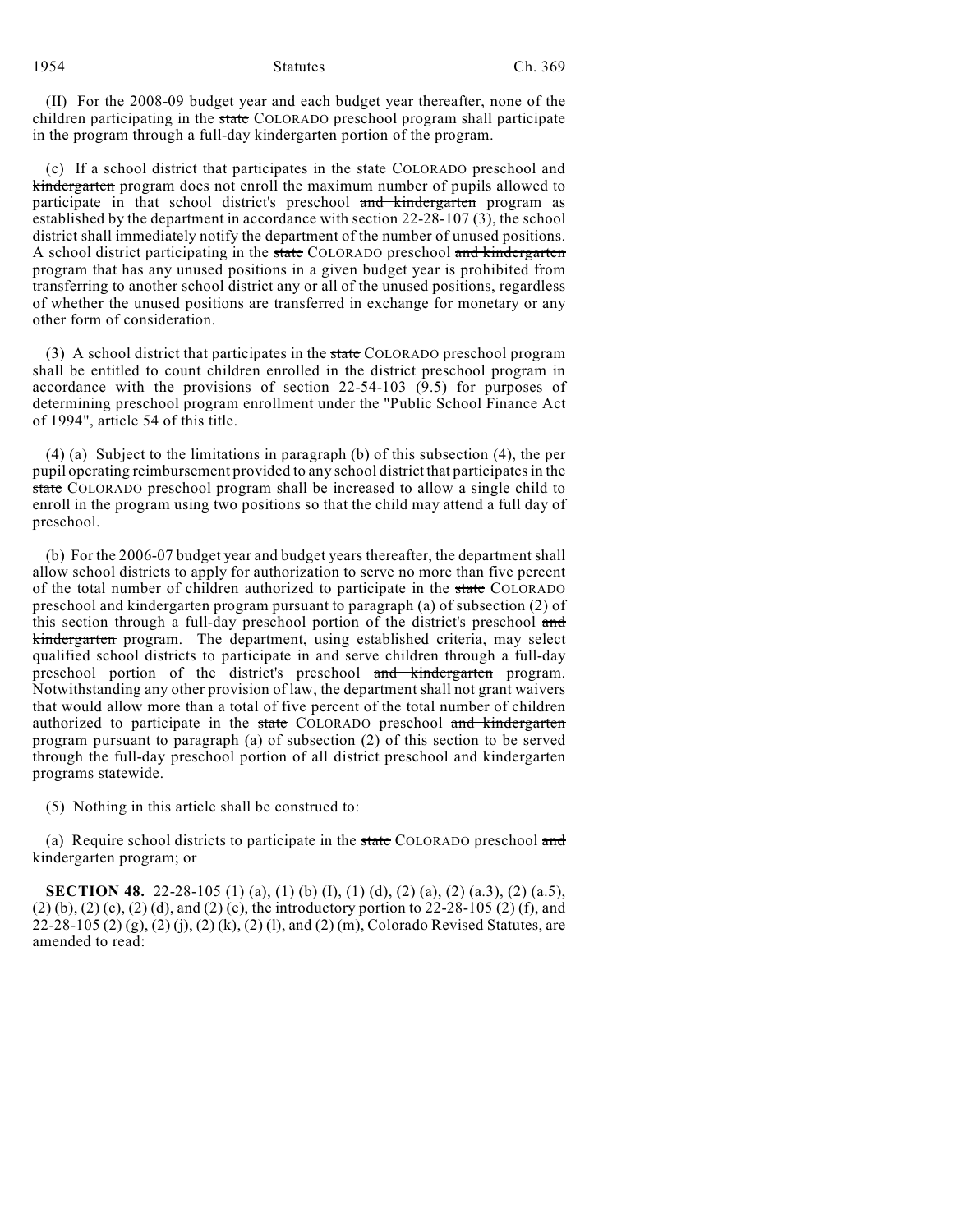(II) For the 2008-09 budget year and each budget year thereafter, none of the children participating in the ~~state~~ COLORADO preschool program shall participate in the program through a full-day kindergarten portion of the program.

(c) If a school district that participates in the ~~state~~ COLORADO preschool ~~and kindergarten~~ program does not enroll the maximum number of pupils allowed to participate in that school district's preschool ~~and kindergarten~~ program as established by the department in accordance with section 22-28-107 (3), the school district shall immediately notify the department of the number of unused positions. A school district participating in the ~~state~~ COLORADO preschool ~~and kindergarten~~ program that has any unused positions in a given budget year is prohibited from transferring to another school district any or all of the unused positions, regardless of whether the unused positions are transferred in exchange for monetary or any other form of consideration.

(3) A school district that participates in the ~~state~~ COLORADO preschool program shall be entitled to count children enrolled in the district preschool program in accordance with the provisions of section 22-54-103 (9.5) for purposes of determining preschool program enrollment under the "Public School Finance Act of 1994", article 54 of this title.

(4) (a) Subject to the limitations in paragraph (b) of this subsection (4), the per pupil operating reimbursement provided to any school district that participates in the ~~state~~ COLORADO preschool program shall be increased to allow a single child to enroll in the program using two positions so that the child may attend a full day of preschool.

(b) For the 2006-07 budget year and budget years thereafter, the department shall allow school districts to apply for authorization to serve no more than five percent of the total number of children authorized to participate in the ~~state~~ COLORADO preschool ~~and kindergarten~~ program pursuant to paragraph (a) of subsection (2) of this section through a full-day preschool portion of the district's preschool ~~and kindergarten~~ program. The department, using established criteria, may select qualified school districts to participate in and serve children through a full-day preschool portion of the district's preschool ~~and kindergarten~~ program. Notwithstanding any other provision of law, the department shall not grant waivers that would allow more than a total of five percent of the total number of children authorized to participate in the ~~state~~ COLORADO preschool ~~and kindergarten~~ program pursuant to paragraph (a) of subsection (2) of this section to be served through the full-day preschool portion of all district preschool and kindergarten programs statewide.

(5) Nothing in this article shall be construed to:

(a) Require school districts to participate in the ~~state~~ COLORADO preschool ~~and kindergarten~~ program; or

**SECTION 48.** 22-28-105 (1) (a), (1) (b) (I), (1) (d), (2) (a), (2) (a.3), (2) (a.5), (2) (b), (2) (c), (2) (d), and (2) (e), the introductory portion to 22-28-105 (2) (f), and 22-28-105 (2) (g), (2) (j), (2) (k), (2) (l), and (2) (m), Colorado Revised Statutes, are amended to read: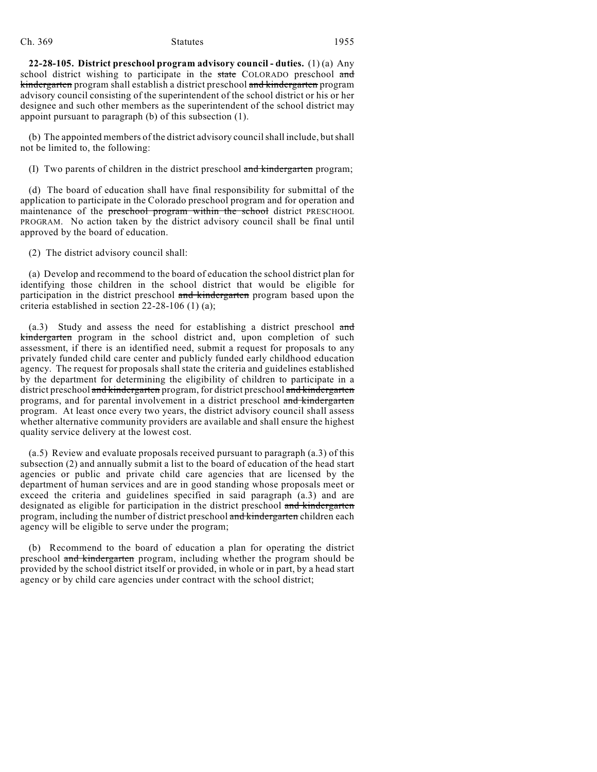**22-28-105. District preschool program advisory council - duties.** (1) (a) Any school district wishing to participate in the ~~state~~ COLORADO preschool ~~and kindergarten~~ program shall establish a district preschool ~~and kindergarten~~ program advisory council consisting of the superintendent of the school district or his or her designee and such other members as the superintendent of the school district may appoint pursuant to paragraph (b) of this subsection (1).

(b) The appointed members of the district advisory council shall include, but shall not be limited to, the following:

(I) Two parents of children in the district preschool ~~and kindergarten~~ program;

(d) The board of education shall have final responsibility for submittal of the application to participate in the Colorado preschool program and for operation and maintenance of the ~~preschool program within the school~~ district PRESCHOOL PROGRAM. No action taken by the district advisory council shall be final until approved by the board of education.

(2) The district advisory council shall:

(a) Develop and recommend to the board of education the school district plan for identifying those children in the school district that would be eligible for participation in the district preschool ~~and kindergarten~~ program based upon the criteria established in section 22-28-106 (1) (a);

(a.3) Study and assess the need for establishing a district preschool ~~and kindergarten~~ program in the school district and, upon completion of such assessment, if there is an identified need, submit a request for proposals to any privately funded child care center and publicly funded early childhood education agency. The request for proposals shall state the criteria and guidelines established by the department for determining the eligibility of children to participate in a district preschool ~~and kindergarten~~ program, for district preschool ~~and kindergarten~~ programs, and for parental involvement in a district preschool ~~and kindergarten~~ program. At least once every two years, the district advisory council shall assess whether alternative community providers are available and shall ensure the highest quality service delivery at the lowest cost.

(a.5) Review and evaluate proposals received pursuant to paragraph (a.3) of this subsection (2) and annually submit a list to the board of education of the head start agencies or public and private child care agencies that are licensed by the department of human services and are in good standing whose proposals meet or exceed the criteria and guidelines specified in said paragraph (a.3) and are designated as eligible for participation in the district preschool ~~and kindergarten~~ program, including the number of district preschool ~~and kindergarten~~ children each agency will be eligible to serve under the program;

(b) Recommend to the board of education a plan for operating the district preschool ~~and kindergarten~~ program, including whether the program should be provided by the school district itself or provided, in whole or in part, by a head start agency or by child care agencies under contract with the school district;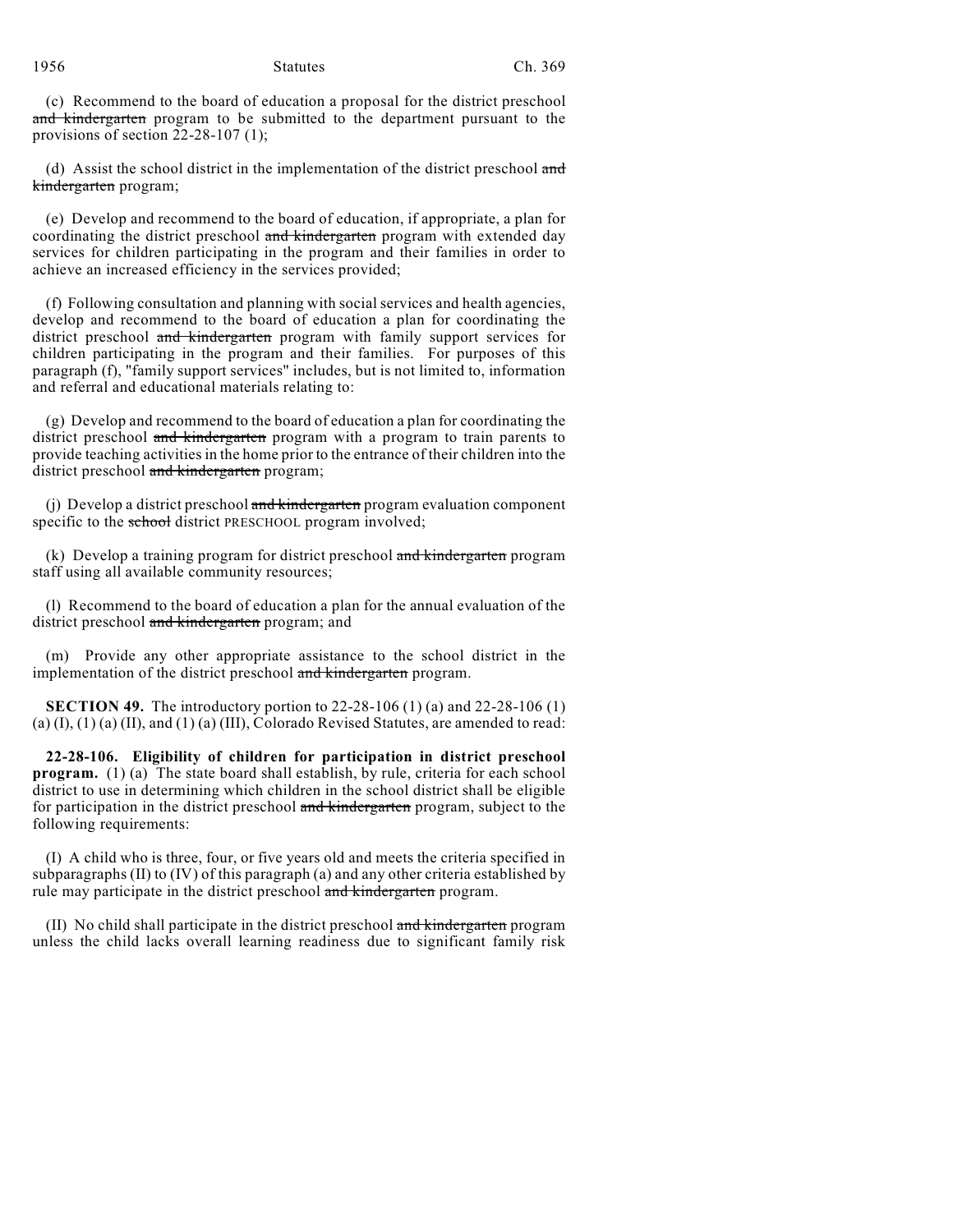(c) Recommend to the board of education a proposal for the district preschool ~~and kindergarten~~ program to be submitted to the department pursuant to the provisions of section 22-28-107 (1);

(d) Assist the school district in the implementation of the district preschool ~~and kindergarten~~ program;

(e) Develop and recommend to the board of education, if appropriate, a plan for coordinating the district preschool ~~and kindergarten~~ program with extended day services for children participating in the program and their families in order to achieve an increased efficiency in the services provided;

(f) Following consultation and planning with social services and health agencies, develop and recommend to the board of education a plan for coordinating the district preschool ~~and kindergarten~~ program with family support services for children participating in the program and their families. For purposes of this paragraph (f), "family support services" includes, but is not limited to, information and referral and educational materials relating to:

(g) Develop and recommend to the board of education a plan for coordinating the district preschool ~~and kindergarten~~ program with a program to train parents to provide teaching activities in the home prior to the entrance of their children into the district preschool ~~and kindergarten~~ program;

(j) Develop a district preschool ~~and kindergarten~~ program evaluation component specific to the ~~school~~ district PRESCHOOL program involved;

(k) Develop a training program for district preschool ~~and kindergarten~~ program staff using all available community resources;

(l) Recommend to the board of education a plan for the annual evaluation of the district preschool ~~and kindergarten~~ program; and

(m) Provide any other appropriate assistance to the school district in the implementation of the district preschool ~~and kindergarten~~ program.

**SECTION 49.** The introductory portion to 22-28-106 (1) (a) and 22-28-106 (1) (a) (I), (1) (a) (II), and (1) (a) (III), Colorado Revised Statutes, are amended to read:

**22-28-106. Eligibility of children for participation in district preschool program.** (1) (a) The state board shall establish, by rule, criteria for each school district to use in determining which children in the school district shall be eligible for participation in the district preschool ~~and kindergarten~~ program, subject to the following requirements:

(I) A child who is three, four, or five years old and meets the criteria specified in subparagraphs (II) to (IV) of this paragraph (a) and any other criteria established by rule may participate in the district preschool ~~and kindergarten~~ program.

(II) No child shall participate in the district preschool ~~and kindergarten~~ program unless the child lacks overall learning readiness due to significant family risk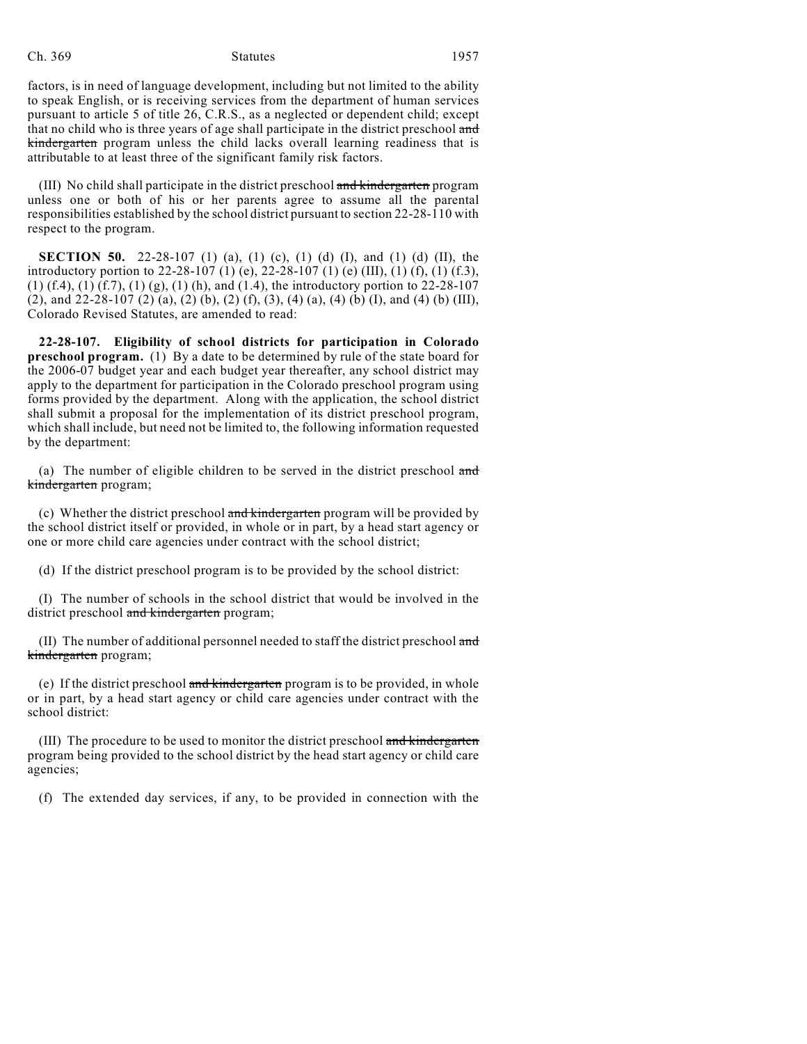factors, is in need of language development, including but not limited to the ability to speak English, or is receiving services from the department of human services pursuant to article 5 of title 26, C.R.S., as a neglected or dependent child; except that no child who is three years of age shall participate in the district preschool ~~and kindergarten~~ program unless the child lacks overall learning readiness that is attributable to at least three of the significant family risk factors.

(III) No child shall participate in the district preschool ~~and kindergarten~~ program unless one or both of his or her parents agree to assume all the parental responsibilities established by the school district pursuant to section 22-28-110 with respect to the program.

**SECTION 50.** 22-28-107 (1) (a), (1) (c), (1) (d) (I), and (1) (d) (II), the introductory portion to 22-28-107 (1) (e), 22-28-107 (1) (e) (III), (1) (f), (1) (f.3), (1) (f.4), (1) (f.7), (1) (g), (1) (h), and (1.4), the introductory portion to 22-28-107 (2), and 22-28-107 (2) (a), (2) (b), (2) (f), (3), (4) (a), (4) (b) (I), and (4) (b) (III), Colorado Revised Statutes, are amended to read:

**22-28-107. Eligibility of school districts for participation in Colorado preschool program.** (1) By a date to be determined by rule of the state board for the 2006-07 budget year and each budget year thereafter, any school district may apply to the department for participation in the Colorado preschool program using forms provided by the department. Along with the application, the school district shall submit a proposal for the implementation of its district preschool program, which shall include, but need not be limited to, the following information requested by the department:

(a) The number of eligible children to be served in the district preschool ~~and kindergarten~~ program;

(c) Whether the district preschool ~~and kindergarten~~ program will be provided by the school district itself or provided, in whole or in part, by a head start agency or one or more child care agencies under contract with the school district;

(d) If the district preschool program is to be provided by the school district:

(I) The number of schools in the school district that would be involved in the district preschool ~~and kindergarten~~ program;

(II) The number of additional personnel needed to staff the district preschool ~~and kindergarten~~ program;

(e) If the district preschool ~~and kindergarten~~ program is to be provided, in whole or in part, by a head start agency or child care agencies under contract with the school district:

(III) The procedure to be used to monitor the district preschool ~~and kindergarten~~ program being provided to the school district by the head start agency or child care agencies;

(f) The extended day services, if any, to be provided in connection with the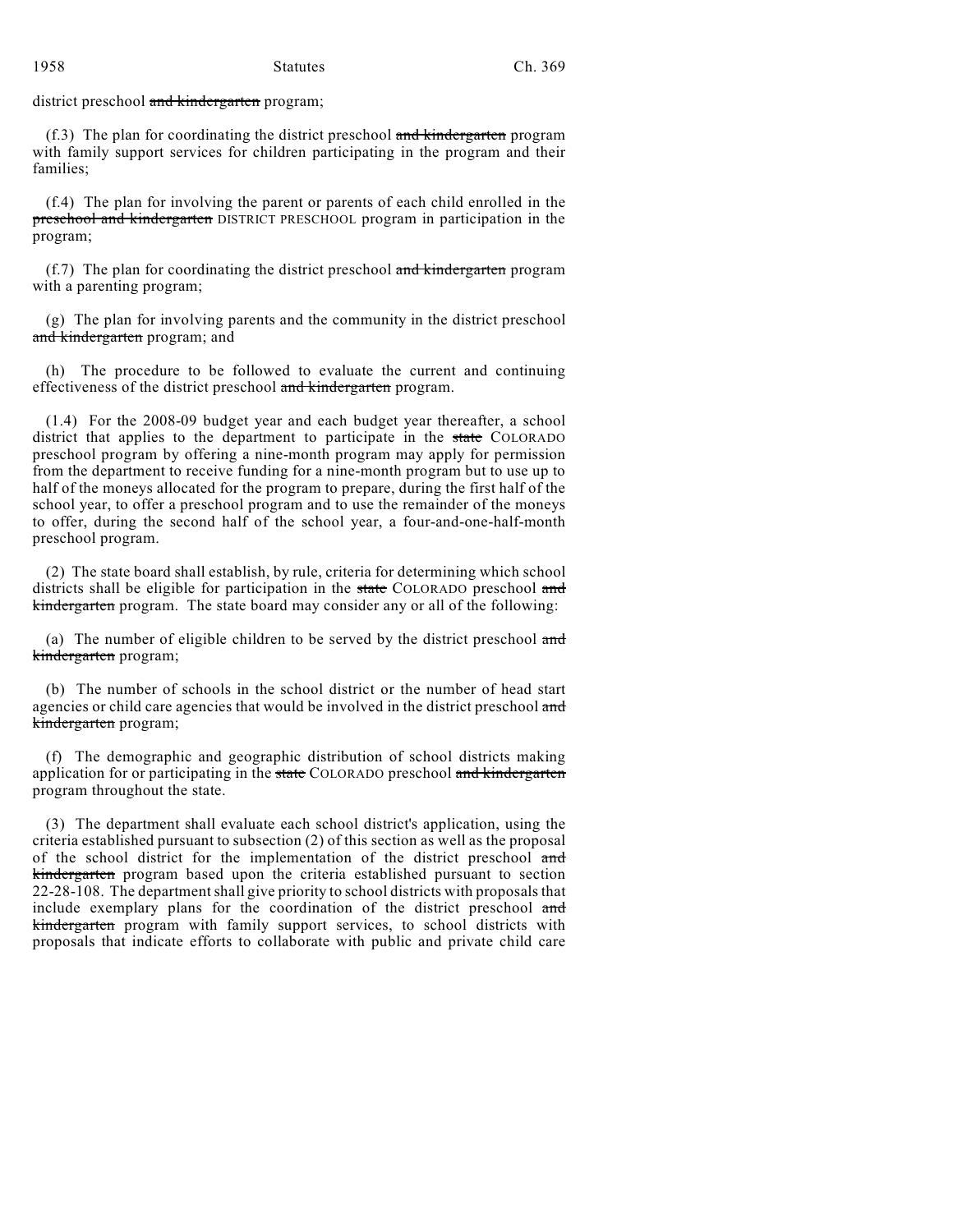district preschool ~~and kindergarten~~ program;

(f.3) The plan for coordinating the district preschool ~~and kindergarten~~ program with family support services for children participating in the program and their families;

(f.4) The plan for involving the parent or parents of each child enrolled in the ~~preschool and kindergarten~~ DISTRICT PRESCHOOL program in participation in the program;

(f.7) The plan for coordinating the district preschool ~~and kindergarten~~ program with a parenting program;

(g) The plan for involving parents and the community in the district preschool ~~and kindergarten~~ program; and

(h) The procedure to be followed to evaluate the current and continuing effectiveness of the district preschool ~~and kindergarten~~ program.

(1.4) For the 2008-09 budget year and each budget year thereafter, a school district that applies to the department to participate in the ~~state~~ COLORADO preschool program by offering a nine-month program may apply for permission from the department to receive funding for a nine-month program but to use up to half of the moneys allocated for the program to prepare, during the first half of the school year, to offer a preschool program and to use the remainder of the moneys to offer, during the second half of the school year, a four-and-one-half-month preschool program.

(2) The state board shall establish, by rule, criteria for determining which school districts shall be eligible for participation in the ~~state~~ COLORADO preschool ~~and kindergarten~~ program. The state board may consider any or all of the following:

(a) The number of eligible children to be served by the district preschool ~~and kindergarten~~ program;

(b) The number of schools in the school district or the number of head start agencies or child care agencies that would be involved in the district preschool ~~and kindergarten~~ program;

(f) The demographic and geographic distribution of school districts making application for or participating in the ~~state~~ COLORADO preschool ~~and kindergarten~~ program throughout the state.

(3) The department shall evaluate each school district's application, using the criteria established pursuant to subsection (2) of this section as well as the proposal of the school district for the implementation of the district preschool ~~and kindergarten~~ program based upon the criteria established pursuant to section 22-28-108. The department shall give priority to school districts with proposals that include exemplary plans for the coordination of the district preschool ~~and kindergarten~~ program with family support services, to school districts with proposals that indicate efforts to collaborate with public and private child care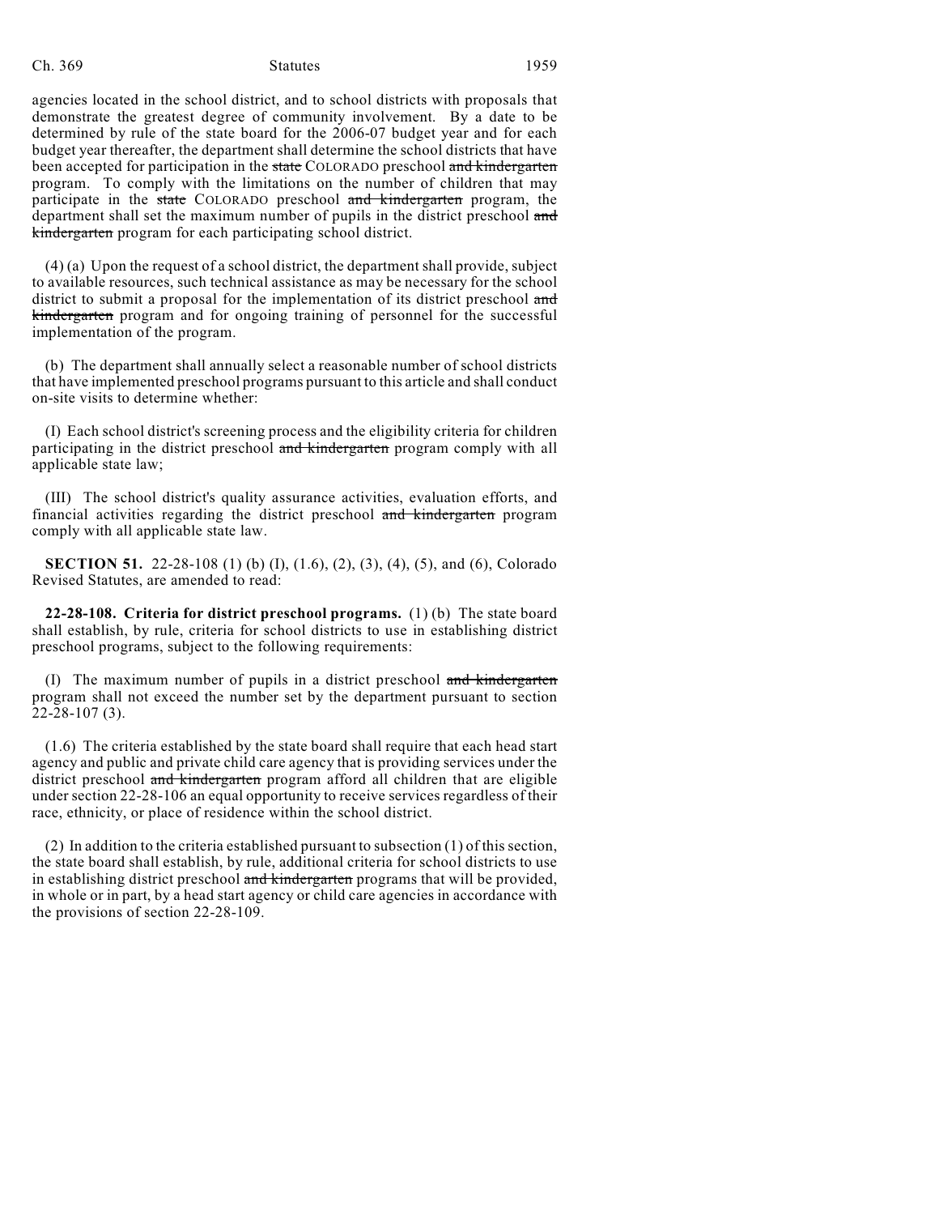agencies located in the school district, and to school districts with proposals that demonstrate the greatest degree of community involvement. By a date to be determined by rule of the state board for the 2006-07 budget year and for each budget year thereafter, the department shall determine the school districts that have been accepted for participation in the ~~state~~ COLORADO preschool ~~and kindergarten~~ program. To comply with the limitations on the number of children that may participate in the ~~state~~ COLORADO preschool ~~and kindergarten~~ program, the department shall set the maximum number of pupils in the district preschool ~~and kindergarten~~ program for each participating school district.

(4) (a) Upon the request of a school district, the department shall provide, subject to available resources, such technical assistance as may be necessary for the school district to submit a proposal for the implementation of its district preschool ~~and kindergarten~~ program and for ongoing training of personnel for the successful implementation of the program.

(b) The department shall annually select a reasonable number of school districts that have implemented preschool programs pursuant to this article and shall conduct on-site visits to determine whether:

(I) Each school district's screening process and the eligibility criteria for children participating in the district preschool ~~and kindergarten~~ program comply with all applicable state law;

(III) The school district's quality assurance activities, evaluation efforts, and financial activities regarding the district preschool ~~and kindergarten~~ program comply with all applicable state law.

**SECTION 51.** 22-28-108 (1) (b) (I), (1.6), (2), (3), (4), (5), and (6), Colorado Revised Statutes, are amended to read:

**22-28-108. Criteria for district preschool programs.** (1) (b) The state board shall establish, by rule, criteria for school districts to use in establishing district preschool programs, subject to the following requirements:

(I) The maximum number of pupils in a district preschool ~~and kindergarten~~ program shall not exceed the number set by the department pursuant to section 22-28-107 (3).

(1.6) The criteria established by the state board shall require that each head start agency and public and private child care agency that is providing services under the district preschool ~~and kindergarten~~ program afford all children that are eligible under section 22-28-106 an equal opportunity to receive services regardless of their race, ethnicity, or place of residence within the school district.

(2) In addition to the criteria established pursuant to subsection (1) of this section, the state board shall establish, by rule, additional criteria for school districts to use in establishing district preschool ~~and kindergarten~~ programs that will be provided, in whole or in part, by a head start agency or child care agencies in accordance with the provisions of section 22-28-109.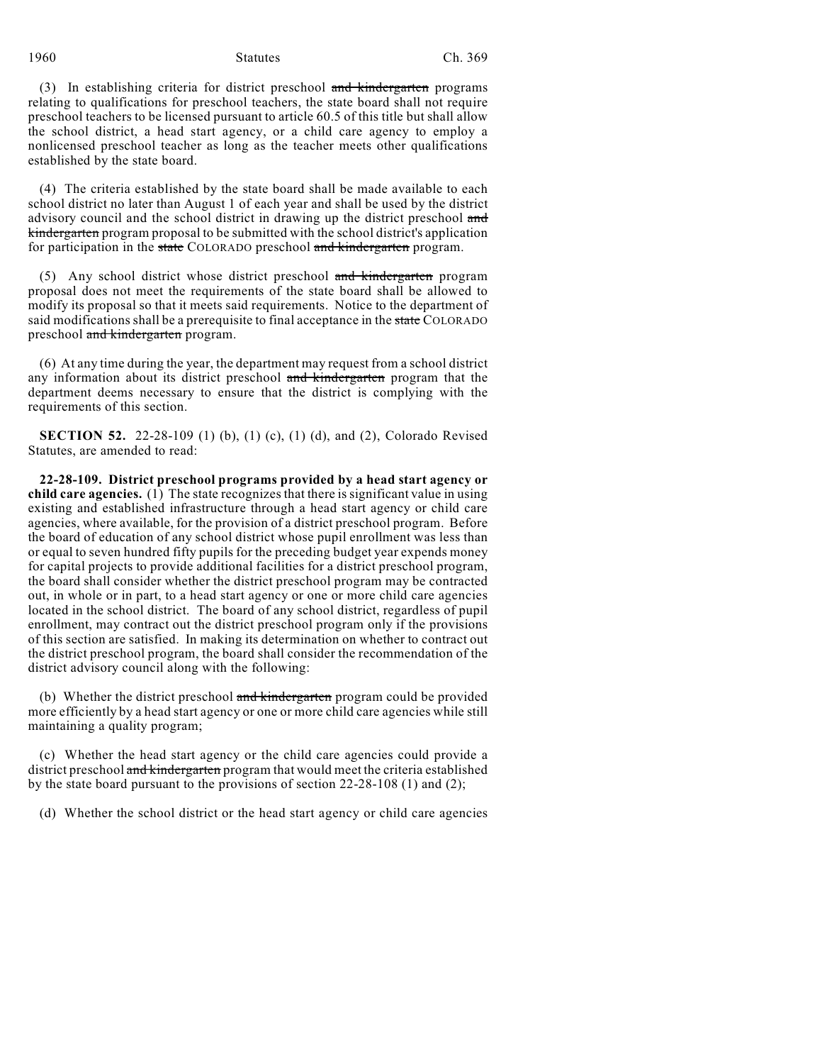(3) In establishing criteria for district preschool ~~and kindergarten~~ programs relating to qualifications for preschool teachers, the state board shall not require preschool teachers to be licensed pursuant to article 60.5 of this title but shall allow the school district, a head start agency, or a child care agency to employ a nonlicensed preschool teacher as long as the teacher meets other qualifications established by the state board.

(4) The criteria established by the state board shall be made available to each school district no later than August 1 of each year and shall be used by the district advisory council and the school district in drawing up the district preschool ~~and kindergarten~~ program proposal to be submitted with the school district's application for participation in the ~~state~~ COLORADO preschool ~~and kindergarten~~ program.

(5) Any school district whose district preschool ~~and kindergarten~~ program proposal does not meet the requirements of the state board shall be allowed to modify its proposal so that it meets said requirements. Notice to the department of said modifications shall be a prerequisite to final acceptance in the ~~state~~ COLORADO preschool ~~and kindergarten~~ program.

(6) At any time during the year, the department may request from a school district any information about its district preschool ~~and kindergarten~~ program that the department deems necessary to ensure that the district is complying with the requirements of this section.

**SECTION 52.** 22-28-109 (1) (b), (1) (c), (1) (d), and (2), Colorado Revised Statutes, are amended to read:

**22-28-109. District preschool programs provided by a head start agency or child care agencies.** (1) The state recognizes that there is significant value in using existing and established infrastructure through a head start agency or child care agencies, where available, for the provision of a district preschool program. Before the board of education of any school district whose pupil enrollment was less than or equal to seven hundred fifty pupils for the preceding budget year expends money for capital projects to provide additional facilities for a district preschool program, the board shall consider whether the district preschool program may be contracted out, in whole or in part, to a head start agency or one or more child care agencies located in the school district. The board of any school district, regardless of pupil enrollment, may contract out the district preschool program only if the provisions of this section are satisfied. In making its determination on whether to contract out the district preschool program, the board shall consider the recommendation of the district advisory council along with the following:

(b) Whether the district preschool ~~and kindergarten~~ program could be provided more efficiently by a head start agency or one or more child care agencies while still maintaining a quality program;

(c) Whether the head start agency or the child care agencies could provide a district preschool ~~and kindergarten~~ program that would meet the criteria established by the state board pursuant to the provisions of section 22-28-108 (1) and (2);

(d) Whether the school district or the head start agency or child care agencies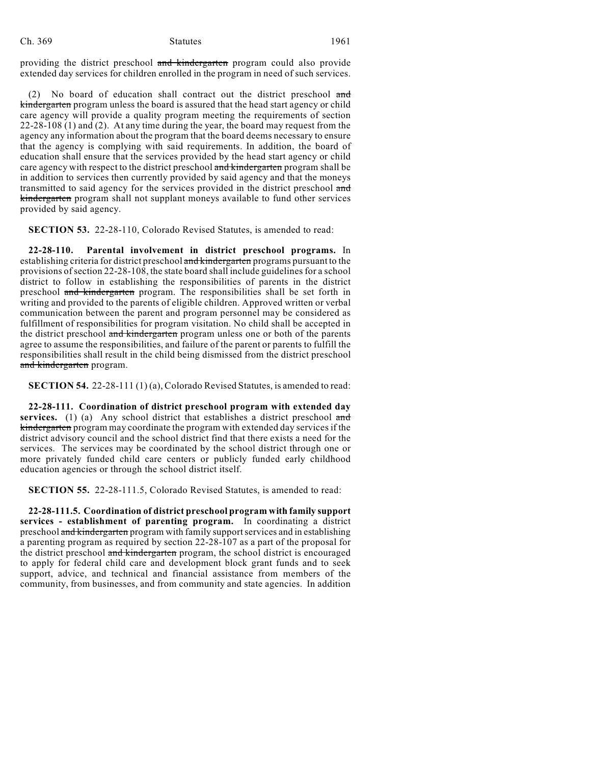providing the district preschool ~~and kindergarten~~ program could also provide extended day services for children enrolled in the program in need of such services.

(2) No board of education shall contract out the district preschool ~~and kindergarten~~ program unless the board is assured that the head start agency or child care agency will provide a quality program meeting the requirements of section 22-28-108 (1) and (2). At any time during the year, the board may request from the agency any information about the program that the board deems necessary to ensure that the agency is complying with said requirements. In addition, the board of education shall ensure that the services provided by the head start agency or child care agency with respect to the district preschool ~~and kindergarten~~ program shall be in addition to services then currently provided by said agency and that the moneys transmitted to said agency for the services provided in the district preschool ~~and kindergarten~~ program shall not supplant moneys available to fund other services provided by said agency.

**SECTION 53.** 22-28-110, Colorado Revised Statutes, is amended to read:

**22-28-110. Parental involvement in district preschool programs.** In establishing criteria for district preschool ~~and kindergarten~~ programs pursuant to the provisions of section 22-28-108, the state board shall include guidelines for a school district to follow in establishing the responsibilities of parents in the district preschool ~~and kindergarten~~ program. The responsibilities shall be set forth in writing and provided to the parents of eligible children. Approved written or verbal communication between the parent and program personnel may be considered as fulfillment of responsibilities for program visitation. No child shall be accepted in the district preschool ~~and kindergarten~~ program unless one or both of the parents agree to assume the responsibilities, and failure of the parent or parents to fulfill the responsibilities shall result in the child being dismissed from the district preschool ~~and kindergarten~~ program.

**SECTION 54.** 22-28-111 (1) (a), Colorado Revised Statutes, is amended to read:

**22-28-111. Coordination of district preschool program with extended day services.** (1) (a) Any school district that establishes a district preschool ~~and kindergarten~~ program may coordinate the program with extended day services if the district advisory council and the school district find that there exists a need for the services. The services may be coordinated by the school district through one or more privately funded child care centers or publicly funded early childhood education agencies or through the school district itself.

**SECTION 55.** 22-28-111.5, Colorado Revised Statutes, is amended to read:

**22-28-111.5. Coordination of district preschool program with family support services - establishment of parenting program.** In coordinating a district preschool ~~and kindergarten~~ program with family support services and in establishing a parenting program as required by section 22-28-107 as a part of the proposal for the district preschool ~~and kindergarten~~ program, the school district is encouraged to apply for federal child care and development block grant funds and to seek support, advice, and technical and financial assistance from members of the community, from businesses, and from community and state agencies. In addition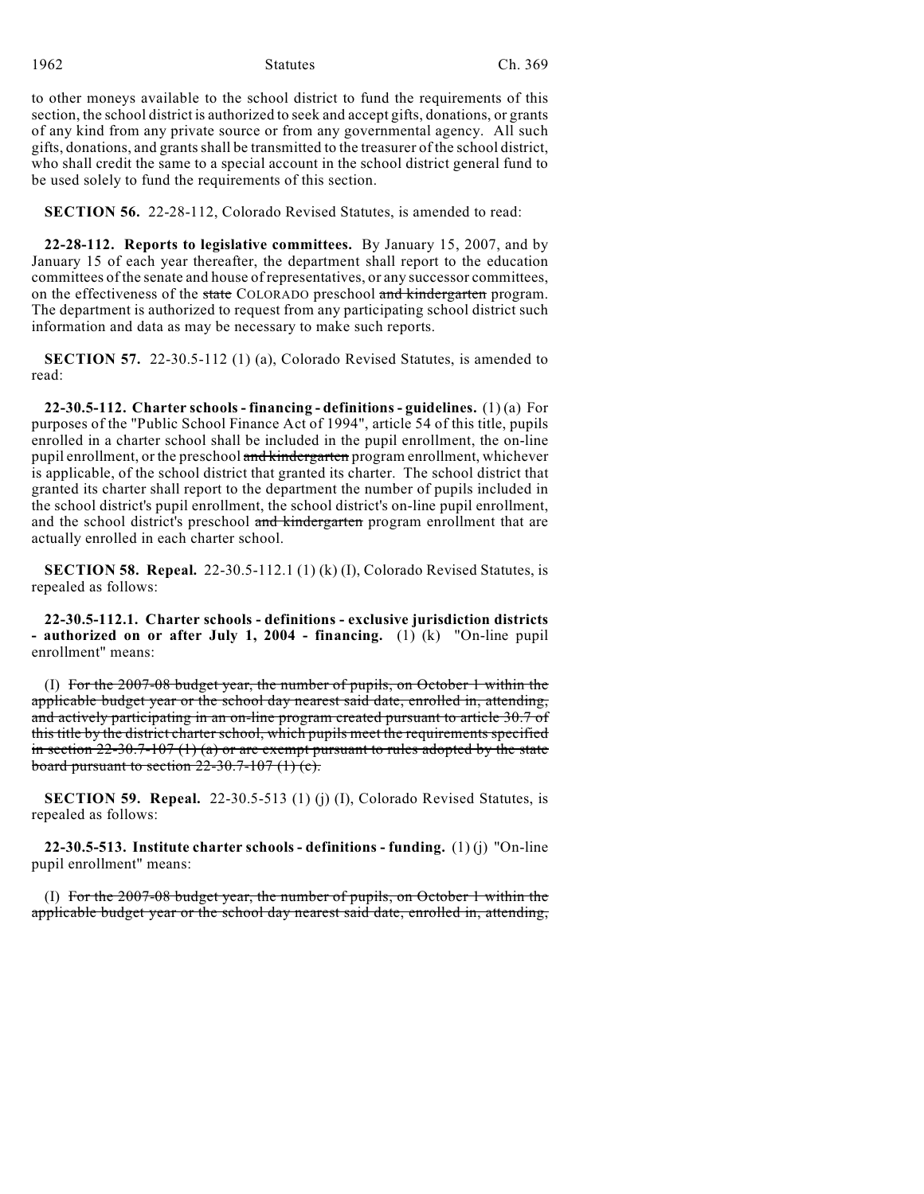to other moneys available to the school district to fund the requirements of this section, the school district is authorized to seek and accept gifts, donations, or grants of any kind from any private source or from any governmental agency. All such gifts, donations, and grants shall be transmitted to the treasurer of the school district, who shall credit the same to a special account in the school district general fund to be used solely to fund the requirements of this section.

**SECTION 56.** 22-28-112, Colorado Revised Statutes, is amended to read:

**22-28-112. Reports to legislative committees.** By January 15, 2007, and by January 15 of each year thereafter, the department shall report to the education committees of the senate and house of representatives, or any successor committees, on the effectiveness of the ~~state~~ COLORADO preschool ~~and kindergarten~~ program. The department is authorized to request from any participating school district such information and data as may be necessary to make such reports.

**SECTION 57.** 22-30.5-112 (1) (a), Colorado Revised Statutes, is amended to read:

**22-30.5-112. Charter schools - financing - definitions - guidelines.** (1) (a) For purposes of the "Public School Finance Act of 1994", article 54 of this title, pupils enrolled in a charter school shall be included in the pupil enrollment, the on-line pupil enrollment, or the preschool ~~and kindergarten~~ program enrollment, whichever is applicable, of the school district that granted its charter. The school district that granted its charter shall report to the department the number of pupils included in the school district's pupil enrollment, the school district's on-line pupil enrollment, and the school district's preschool ~~and kindergarten~~ program enrollment that are actually enrolled in each charter school.

**SECTION 58. Repeal.** 22-30.5-112.1 (1) (k) (I), Colorado Revised Statutes, is repealed as follows:

**22-30.5-112.1. Charter schools - definitions - exclusive jurisdiction districts - authorized on or after July 1, 2004 - financing.** (1) (k) "On-line pupil enrollment" means:

(I) ~~For the 2007-08 budget year, the number of pupils, on October 1 within the applicable budget year or the school day nearest said date, enrolled in, attending, and actively participating in an on-line program created pursuant to article 30.7 of this title by the district charter school, which pupils meet the requirements specified in section 22-30.7-107 (1) (a) or are exempt pursuant to rules adopted by the state board pursuant to section 22-30.7-107 (1) (c).~~

**SECTION 59. Repeal.** 22-30.5-513 (1) (j) (I), Colorado Revised Statutes, is repealed as follows:

**22-30.5-513. Institute charter schools - definitions - funding.** (1) (j) "On-line pupil enrollment" means:

(I) ~~For the 2007-08 budget year, the number of pupils, on October 1 within the applicable budget year or the school day nearest said date, enrolled in, attending,~~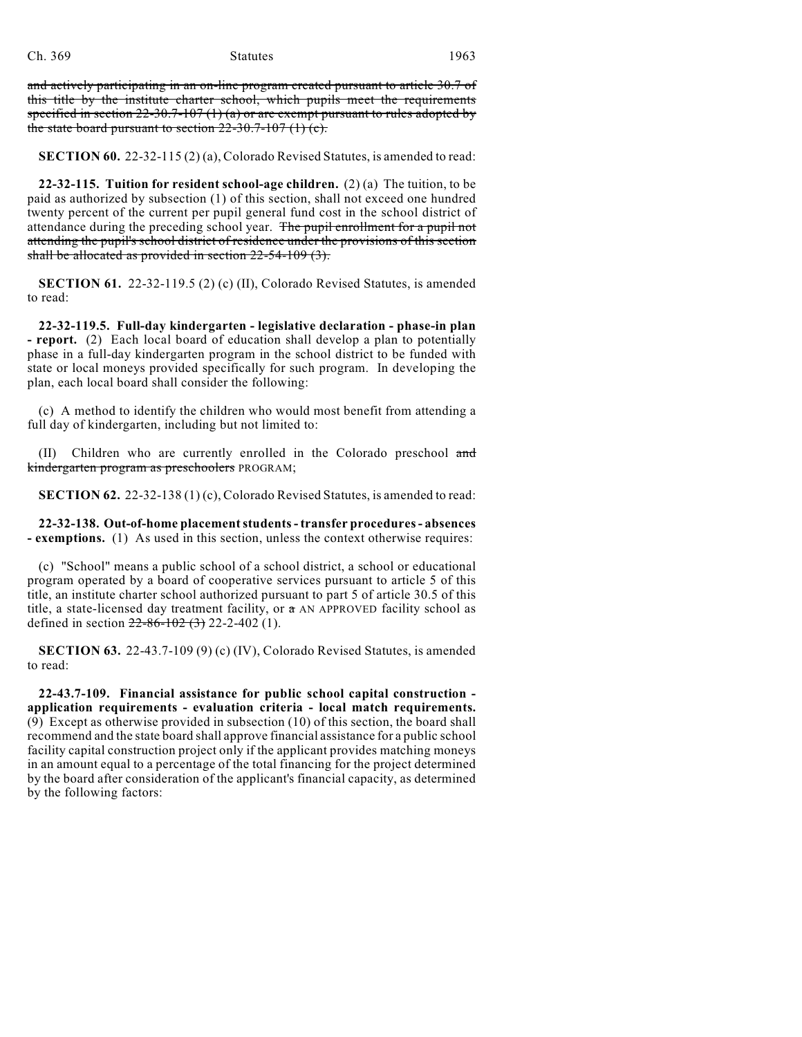~~and actively participating in an on-line program created pursuant to article 30.7 of this title by the institute charter school, which pupils meet the requirements specified in section 22-30.7-107 (1) (a) or are exempt pursuant to rules adopted by the state board pursuant to section 22-30.7-107 (1) (c).~~

**SECTION 60.** 22-32-115 (2) (a), Colorado Revised Statutes, is amended to read:

**22-32-115. Tuition for resident school-age children.** (2) (a) The tuition, to be paid as authorized by subsection (1) of this section, shall not exceed one hundred twenty percent of the current per pupil general fund cost in the school district of attendance during the preceding school year. ~~The pupil enrollment for a pupil not attending the pupil's school district of residence under the provisions of this section shall be allocated as provided in section 22-54-109 (3).~~

**SECTION 61.** 22-32-119.5 (2) (c) (II), Colorado Revised Statutes, is amended to read:

**22-32-119.5. Full-day kindergarten - legislative declaration - phase-in plan - report.** (2) Each local board of education shall develop a plan to potentially phase in a full-day kindergarten program in the school district to be funded with state or local moneys provided specifically for such program. In developing the plan, each local board shall consider the following:

(c) A method to identify the children who would most benefit from attending a full day of kindergarten, including but not limited to:

(II) Children who are currently enrolled in the Colorado preschool ~~and kindergarten program as preschoolers~~ PROGRAM;

**SECTION 62.** 22-32-138 (1) (c), Colorado Revised Statutes, is amended to read:

**22-32-138. Out-of-home placement students - transfer procedures - absences - exemptions.** (1) As used in this section, unless the context otherwise requires:

(c) "School" means a public school of a school district, a school or educational program operated by a board of cooperative services pursuant to article 5 of this title, an institute charter school authorized pursuant to part 5 of article 30.5 of this title, a state-licensed day treatment facility, or ~~a~~ AN APPROVED facility school as defined in section ~~22-86-102 (3)~~ 22-2-402 (1).

**SECTION 63.** 22-43.7-109 (9) (c) (IV), Colorado Revised Statutes, is amended to read:

**22-43.7-109. Financial assistance for public school capital construction - application requirements - evaluation criteria - local match requirements.** (9) Except as otherwise provided in subsection (10) of this section, the board shall recommend and the state board shall approve financial assistance for a public school facility capital construction project only if the applicant provides matching moneys in an amount equal to a percentage of the total financing for the project determined by the board after consideration of the applicant's financial capacity, as determined by the following factors: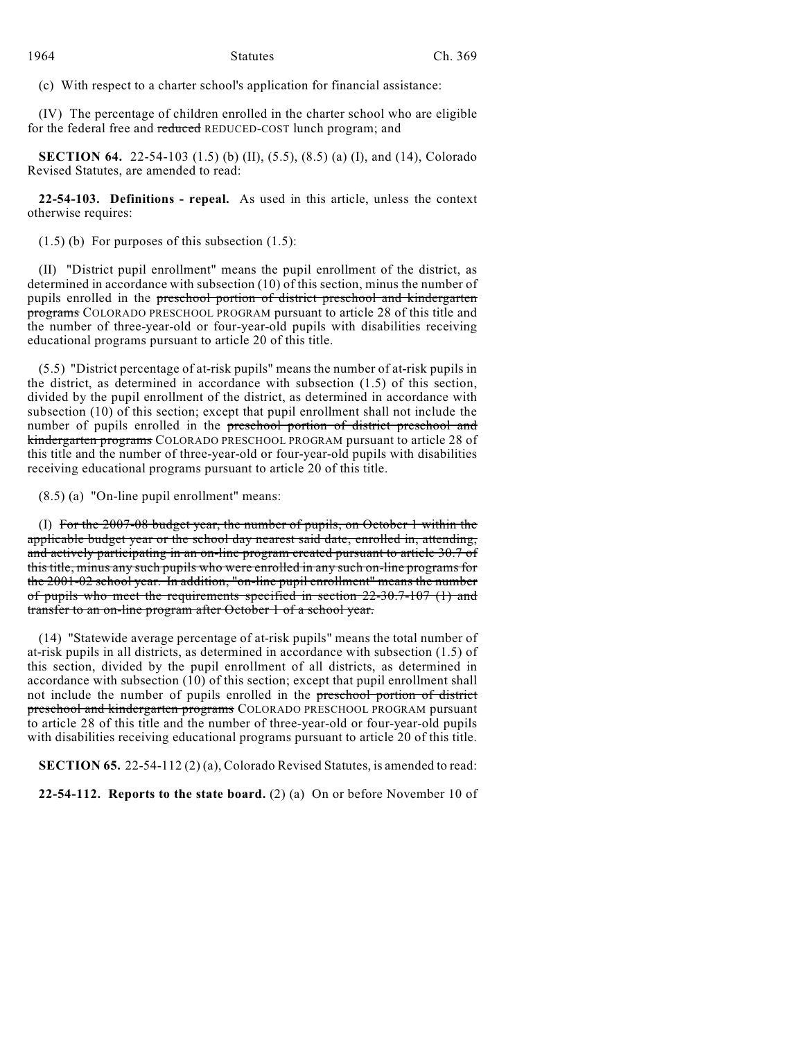(c) With respect to a charter school's application for financial assistance:

(IV) The percentage of children enrolled in the charter school who are eligible for the federal free and ~~reduced~~ REDUCED-COST lunch program; and

**SECTION 64.** 22-54-103 (1.5) (b) (II), (5.5), (8.5) (a) (I), and (14), Colorado Revised Statutes, are amended to read:

**22-54-103. Definitions - repeal.** As used in this article, unless the context otherwise requires:

(1.5) (b) For purposes of this subsection (1.5):

(II) "District pupil enrollment" means the pupil enrollment of the district, as determined in accordance with subsection (10) of this section, minus the number of pupils enrolled in the ~~preschool portion of district preschool and kindergarten programs~~ COLORADO PRESCHOOL PROGRAM pursuant to article 28 of this title and the number of three-year-old or four-year-old pupils with disabilities receiving educational programs pursuant to article 20 of this title.

(5.5) "District percentage of at-risk pupils" means the number of at-risk pupils in the district, as determined in accordance with subsection (1.5) of this section, divided by the pupil enrollment of the district, as determined in accordance with subsection (10) of this section; except that pupil enrollment shall not include the number of pupils enrolled in the ~~preschool portion of district preschool and kindergarten programs~~ COLORADO PRESCHOOL PROGRAM pursuant to article 28 of this title and the number of three-year-old or four-year-old pupils with disabilities receiving educational programs pursuant to article 20 of this title.

(8.5) (a) "On-line pupil enrollment" means:

(I) ~~For the 2007-08 budget year, the number of pupils, on October 1 within the applicable budget year or the school day nearest said date, enrolled in, attending, and actively participating in an on-line program created pursuant to article 30.7 of this title, minus any such pupils who were enrolled in any such on-line programs for the 2001-02 school year. In addition, "on-line pupil enrollment" means the number of pupils who meet the requirements specified in section 22-30.7-107 (1) and transfer to an on-line program after October 1 of a school year.~~

(14) "Statewide average percentage of at-risk pupils" means the total number of at-risk pupils in all districts, as determined in accordance with subsection (1.5) of this section, divided by the pupil enrollment of all districts, as determined in accordance with subsection (10) of this section; except that pupil enrollment shall not include the number of pupils enrolled in the ~~preschool portion of district preschool and kindergarten programs~~ COLORADO PRESCHOOL PROGRAM pursuant to article 28 of this title and the number of three-year-old or four-year-old pupils with disabilities receiving educational programs pursuant to article 20 of this title.

**SECTION 65.** 22-54-112 (2) (a), Colorado Revised Statutes, is amended to read:

**22-54-112. Reports to the state board.** (2) (a) On or before November 10 of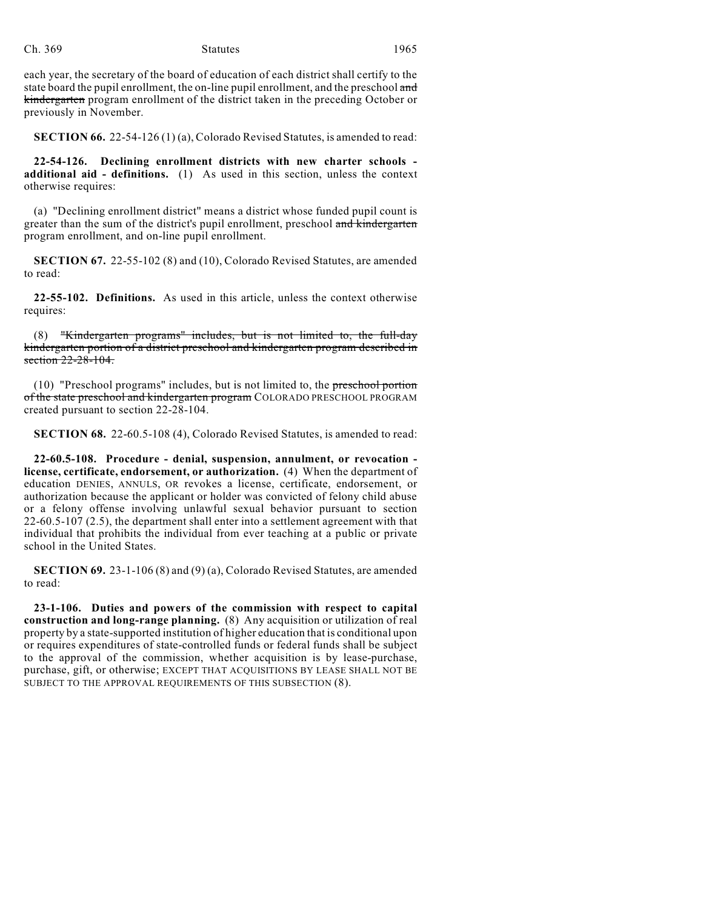each year, the secretary of the board of education of each district shall certify to the state board the pupil enrollment, the on-line pupil enrollment, and the preschool ~~and kindergarten~~ program enrollment of the district taken in the preceding October or previously in November.

**SECTION 66.** 22-54-126 (1) (a), Colorado Revised Statutes, is amended to read:

**22-54-126. Declining enrollment districts with new charter schools - additional aid - definitions.** (1) As used in this section, unless the context otherwise requires:

(a) "Declining enrollment district" means a district whose funded pupil count is greater than the sum of the district's pupil enrollment, preschool ~~and kindergarten~~ program enrollment, and on-line pupil enrollment.

**SECTION 67.** 22-55-102 (8) and (10), Colorado Revised Statutes, are amended to read:

**22-55-102. Definitions.** As used in this article, unless the context otherwise requires:

(8) ~~"Kindergarten programs" includes, but is not limited to, the full-day kindergarten portion of a district preschool and kindergarten program described in section 22-28-104.~~

(10) "Preschool programs" includes, but is not limited to, the ~~preschool portion of the state preschool and kindergarten program~~ COLORADO PRESCHOOL PROGRAM created pursuant to section 22-28-104.

**SECTION 68.** 22-60.5-108 (4), Colorado Revised Statutes, is amended to read:

**22-60.5-108. Procedure - denial, suspension, annulment, or revocation - license, certificate, endorsement, or authorization.** (4) When the department of education DENIES, ANNULS, OR revokes a license, certificate, endorsement, or authorization because the applicant or holder was convicted of felony child abuse or a felony offense involving unlawful sexual behavior pursuant to section 22-60.5-107 (2.5), the department shall enter into a settlement agreement with that individual that prohibits the individual from ever teaching at a public or private school in the United States.

**SECTION 69.** 23-1-106 (8) and (9) (a), Colorado Revised Statutes, are amended to read:

**23-1-106. Duties and powers of the commission with respect to capital construction and long-range planning.** (8) Any acquisition or utilization of real property by a state-supported institution of higher education that is conditional upon or requires expenditures of state-controlled funds or federal funds shall be subject to the approval of the commission, whether acquisition is by lease-purchase, purchase, gift, or otherwise; EXCEPT THAT ACQUISITIONS BY LEASE SHALL NOT BE SUBJECT TO THE APPROVAL REQUIREMENTS OF THIS SUBSECTION (8).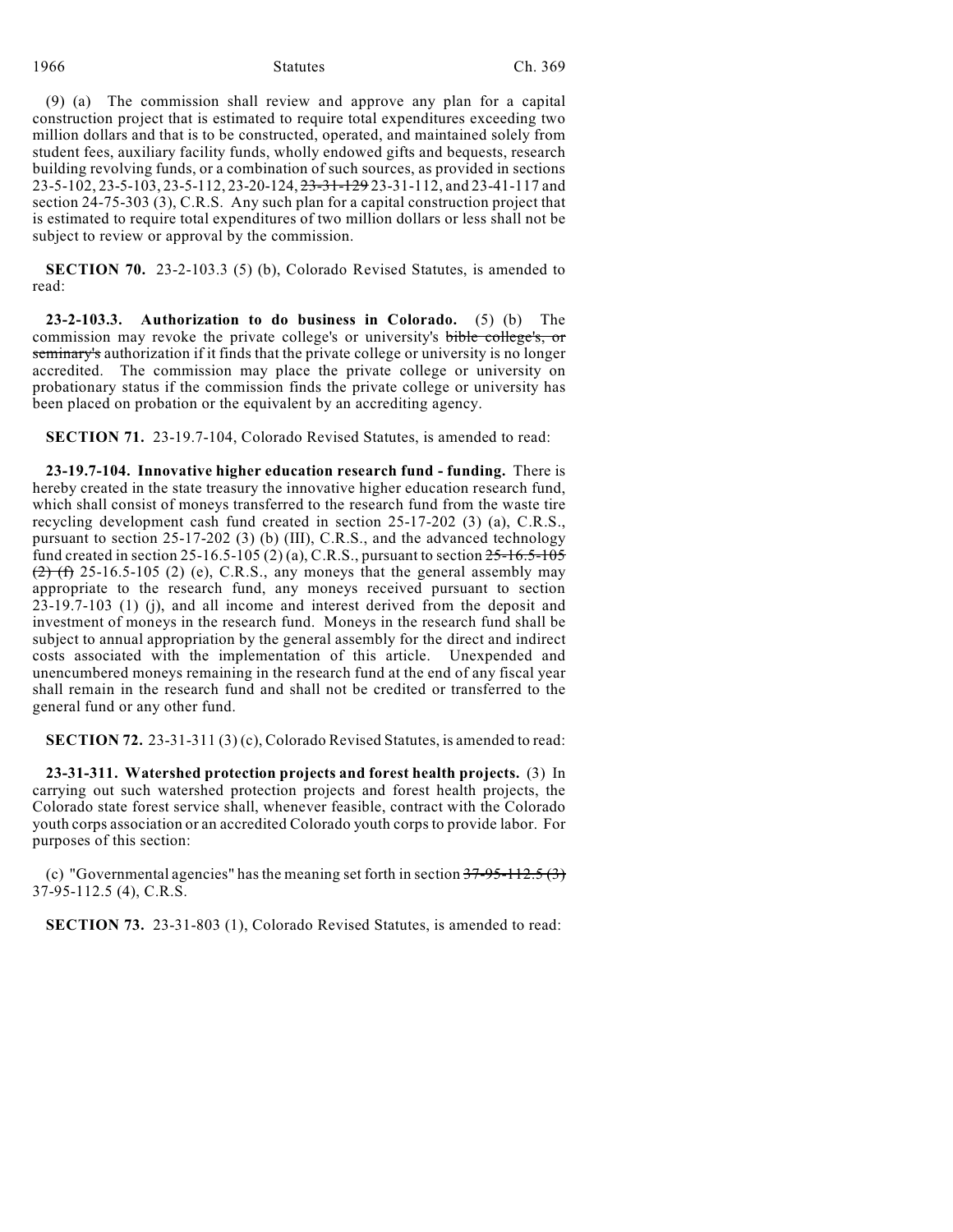(9) (a) The commission shall review and approve any plan for a capital construction project that is estimated to require total expenditures exceeding two million dollars and that is to be constructed, operated, and maintained solely from student fees, auxiliary facility funds, wholly endowed gifts and bequests, research building revolving funds, or a combination of such sources, as provided in sections 23-5-102, 23-5-103, 23-5-112, 23-20-124, ~~23-31-129~~ 23-31-112, and 23-41-117 and section 24-75-303 (3), C.R.S. Any such plan for a capital construction project that is estimated to require total expenditures of two million dollars or less shall not be subject to review or approval by the commission.

**SECTION 70.** 23-2-103.3 (5) (b), Colorado Revised Statutes, is amended to read:

**23-2-103.3. Authorization to do business in Colorado.** (5) (b) The commission may revoke the private college's or university's ~~bible college's, or seminary's~~ authorization if it finds that the private college or university is no longer accredited. The commission may place the private college or university on probationary status if the commission finds the private college or university has been placed on probation or the equivalent by an accrediting agency.

**SECTION 71.** 23-19.7-104, Colorado Revised Statutes, is amended to read:

**23-19.7-104. Innovative higher education research fund - funding.** There is hereby created in the state treasury the innovative higher education research fund, which shall consist of moneys transferred to the research fund from the waste tire recycling development cash fund created in section 25-17-202 (3) (a), C.R.S., pursuant to section 25-17-202 (3) (b) (III), C.R.S., and the advanced technology fund created in section 25-16.5-105 (2) (a), C.R.S., pursuant to section ~~25-16.5-105 (2) (f)~~ 25-16.5-105 (2) (e), C.R.S., any moneys that the general assembly may appropriate to the research fund, any moneys received pursuant to section 23-19.7-103 (1) (j), and all income and interest derived from the deposit and investment of moneys in the research fund. Moneys in the research fund shall be subject to annual appropriation by the general assembly for the direct and indirect costs associated with the implementation of this article. Unexpended and unencumbered moneys remaining in the research fund at the end of any fiscal year shall remain in the research fund and shall not be credited or transferred to the general fund or any other fund.

**SECTION 72.** 23-31-311 (3) (c), Colorado Revised Statutes, is amended to read:

**23-31-311. Watershed protection projects and forest health projects.** (3) In carrying out such watershed protection projects and forest health projects, the Colorado state forest service shall, whenever feasible, contract with the Colorado youth corps association or an accredited Colorado youth corps to provide labor. For purposes of this section:

(c) "Governmental agencies" has the meaning set forth in section ~~37-95-112.5 (3)~~ 37-95-112.5 (4), C.R.S.

**SECTION 73.** 23-31-803 (1), Colorado Revised Statutes, is amended to read: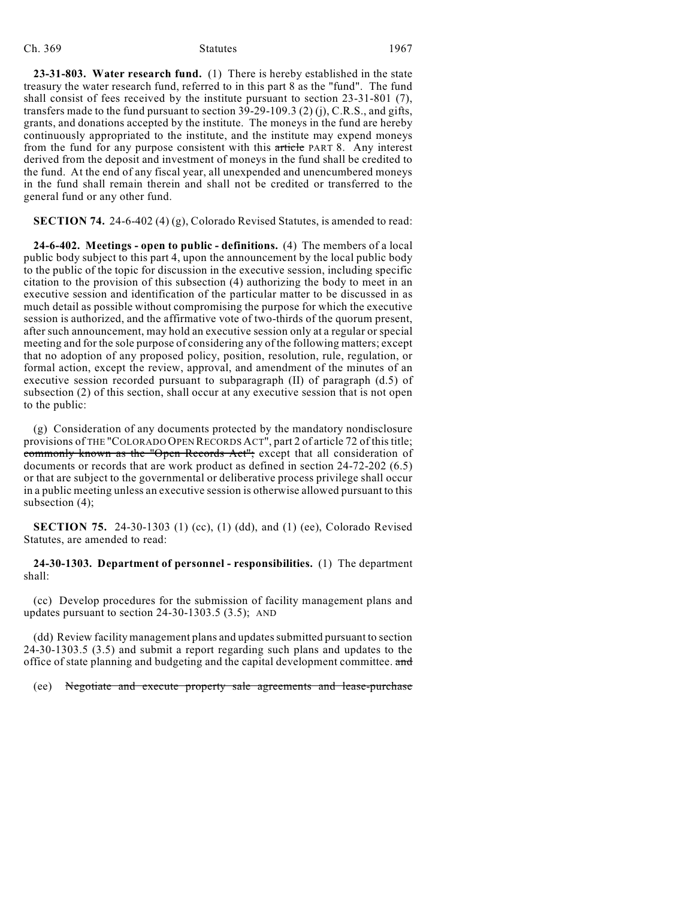**23-31-803. Water research fund.** (1) There is hereby established in the state treasury the water research fund, referred to in this part 8 as the "fund". The fund shall consist of fees received by the institute pursuant to section 23-31-801 (7), transfers made to the fund pursuant to section 39-29-109.3 (2) (j), C.R.S., and gifts, grants, and donations accepted by the institute. The moneys in the fund are hereby continuously appropriated to the institute, and the institute may expend moneys from the fund for any purpose consistent with this ~~article~~ PART 8. Any interest derived from the deposit and investment of moneys in the fund shall be credited to the fund. At the end of any fiscal year, all unexpended and unencumbered moneys in the fund shall remain therein and shall not be credited or transferred to the general fund or any other fund.

**SECTION 74.** 24-6-402 (4) (g), Colorado Revised Statutes, is amended to read:

**24-6-402. Meetings - open to public - definitions.** (4) The members of a local public body subject to this part 4, upon the announcement by the local public body to the public of the topic for discussion in the executive session, including specific citation to the provision of this subsection (4) authorizing the body to meet in an executive session and identification of the particular matter to be discussed in as much detail as possible without compromising the purpose for which the executive session is authorized, and the affirmative vote of two-thirds of the quorum present, after such announcement, may hold an executive session only at a regular or special meeting and for the sole purpose of considering any of the following matters; except that no adoption of any proposed policy, position, resolution, rule, regulation, or formal action, except the review, approval, and amendment of the minutes of an executive session recorded pursuant to subparagraph (II) of paragraph (d.5) of subsection (2) of this section, shall occur at any executive session that is not open to the public:

(g) Consideration of any documents protected by the mandatory nondisclosure provisions of THE "COLORADO OPEN RECORDS ACT", part 2 of article 72 of this title; ~~commonly known as the "Open Records Act";~~ except that all consideration of documents or records that are work product as defined in section 24-72-202 (6.5) or that are subject to the governmental or deliberative process privilege shall occur in a public meeting unless an executive session is otherwise allowed pursuant to this subsection (4);

**SECTION 75.** 24-30-1303 (1) (cc), (1) (dd), and (1) (ee), Colorado Revised Statutes, are amended to read:

**24-30-1303. Department of personnel - responsibilities.** (1) The department shall:

(cc) Develop procedures for the submission of facility management plans and updates pursuant to section 24-30-1303.5 (3.5); AND

(dd) Review facility management plans and updates submitted pursuant to section 24-30-1303.5 (3.5) and submit a report regarding such plans and updates to the office of state planning and budgeting and the capital development committee. ~~and~~

(ee) ~~Negotiate and execute property sale agreements and lease-purchase~~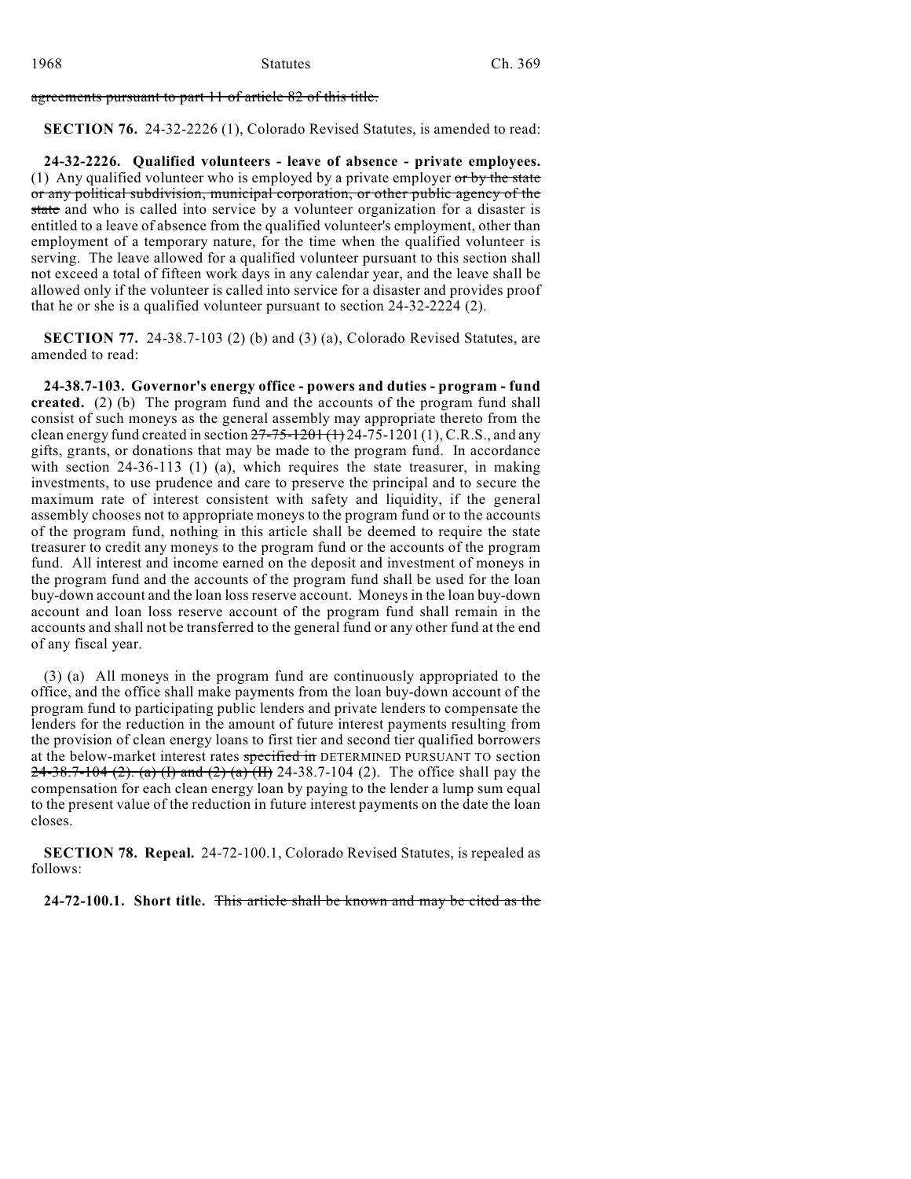~~agreements pursuant to part 11 of article 82 of this title.~~

**SECTION 76.** 24-32-2226 (1), Colorado Revised Statutes, is amended to read:

**24-32-2226. Qualified volunteers - leave of absence - private employees.** (1) Any qualified volunteer who is employed by a private employer ~~or by the state or any political subdivision, municipal corporation, or other public agency of the state~~ and who is called into service by a volunteer organization for a disaster is entitled to a leave of absence from the qualified volunteer's employment, other than employment of a temporary nature, for the time when the qualified volunteer is serving. The leave allowed for a qualified volunteer pursuant to this section shall not exceed a total of fifteen work days in any calendar year, and the leave shall be allowed only if the volunteer is called into service for a disaster and provides proof that he or she is a qualified volunteer pursuant to section 24-32-2224 (2).

**SECTION 77.** 24-38.7-103 (2) (b) and (3) (a), Colorado Revised Statutes, are amended to read:

**24-38.7-103. Governor's energy office - powers and duties - program - fund created.** (2) (b) The program fund and the accounts of the program fund shall consist of such moneys as the general assembly may appropriate thereto from the clean energy fund created in section ~~27-75-1201 (1)~~ 24-75-1201 (1), C.R.S., and any gifts, grants, or donations that may be made to the program fund. In accordance with section 24-36-113 (1) (a), which requires the state treasurer, in making investments, to use prudence and care to preserve the principal and to secure the maximum rate of interest consistent with safety and liquidity, if the general assembly chooses not to appropriate moneys to the program fund or to the accounts of the program fund, nothing in this article shall be deemed to require the state treasurer to credit any moneys to the program fund or the accounts of the program fund. All interest and income earned on the deposit and investment of moneys in the program fund and the accounts of the program fund shall be used for the loan buy-down account and the loan loss reserve account. Moneys in the loan buy-down account and loan loss reserve account of the program fund shall remain in the accounts and shall not be transferred to the general fund or any other fund at the end of any fiscal year.

(3) (a) All moneys in the program fund are continuously appropriated to the office, and the office shall make payments from the loan buy-down account of the program fund to participating public lenders and private lenders to compensate the lenders for the reduction in the amount of future interest payments resulting from the provision of clean energy loans to first tier and second tier qualified borrowers at the below-market interest rates ~~specified in~~ DETERMINED PURSUANT TO section ~~24-38.7-104 (2). (a) (I) and (2) (a) (II)~~ 24-38.7-104 (2). The office shall pay the compensation for each clean energy loan by paying to the lender a lump sum equal to the present value of the reduction in future interest payments on the date the loan closes.

**SECTION 78. Repeal.** 24-72-100.1, Colorado Revised Statutes, is repealed as follows:

**24-72-100.1. Short title.** ~~This article shall be known and may be cited as the~~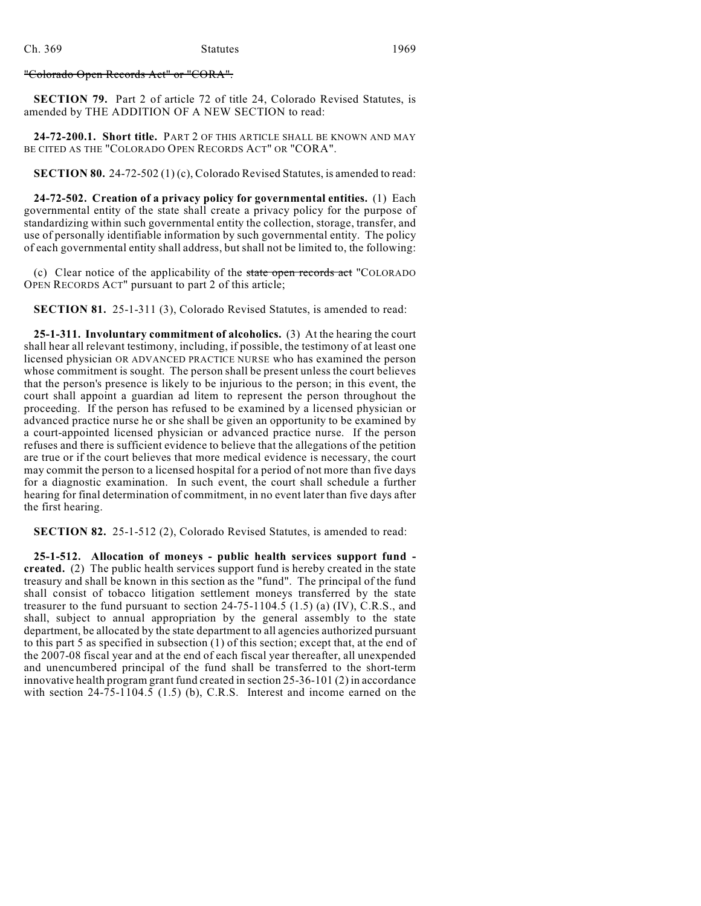~~"Colorado Open Records Act" or "CORA".~~

**SECTION 79.** Part 2 of article 72 of title 24, Colorado Revised Statutes, is amended by THE ADDITION OF A NEW SECTION to read:

**24-72-200.1. Short title.** PART 2 OF THIS ARTICLE SHALL BE KNOWN AND MAY BE CITED AS THE "COLORADO OPEN RECORDS ACT" OR "CORA".

**SECTION 80.** 24-72-502 (1) (c), Colorado Revised Statutes, is amended to read:

**24-72-502. Creation of a privacy policy for governmental entities.** (1) Each governmental entity of the state shall create a privacy policy for the purpose of standardizing within such governmental entity the collection, storage, transfer, and use of personally identifiable information by such governmental entity. The policy of each governmental entity shall address, but shall not be limited to, the following:

(c) Clear notice of the applicability of the ~~state open records act~~ "COLORADO OPEN RECORDS ACT" pursuant to part 2 of this article;

**SECTION 81.** 25-1-311 (3), Colorado Revised Statutes, is amended to read:

**25-1-311. Involuntary commitment of alcoholics.** (3) At the hearing the court shall hear all relevant testimony, including, if possible, the testimony of at least one licensed physician OR ADVANCED PRACTICE NURSE who has examined the person whose commitment is sought. The person shall be present unless the court believes that the person's presence is likely to be injurious to the person; in this event, the court shall appoint a guardian ad litem to represent the person throughout the proceeding. If the person has refused to be examined by a licensed physician or advanced practice nurse he or she shall be given an opportunity to be examined by a court-appointed licensed physician or advanced practice nurse. If the person refuses and there is sufficient evidence to believe that the allegations of the petition are true or if the court believes that more medical evidence is necessary, the court may commit the person to a licensed hospital for a period of not more than five days for a diagnostic examination. In such event, the court shall schedule a further hearing for final determination of commitment, in no event later than five days after the first hearing.

**SECTION 82.** 25-1-512 (2), Colorado Revised Statutes, is amended to read:

**25-1-512. Allocation of moneys - public health services support fund - created.** (2) The public health services support fund is hereby created in the state treasury and shall be known in this section as the "fund". The principal of the fund shall consist of tobacco litigation settlement moneys transferred by the state treasurer to the fund pursuant to section 24-75-1104.5 (1.5) (a) (IV), C.R.S., and shall, subject to annual appropriation by the general assembly to the state department, be allocated by the state department to all agencies authorized pursuant to this part 5 as specified in subsection (1) of this section; except that, at the end of the 2007-08 fiscal year and at the end of each fiscal year thereafter, all unexpended and unencumbered principal of the fund shall be transferred to the short-term innovative health program grant fund created in section 25-36-101 (2) in accordance with section 24-75-1104.5 (1.5) (b), C.R.S. Interest and income earned on the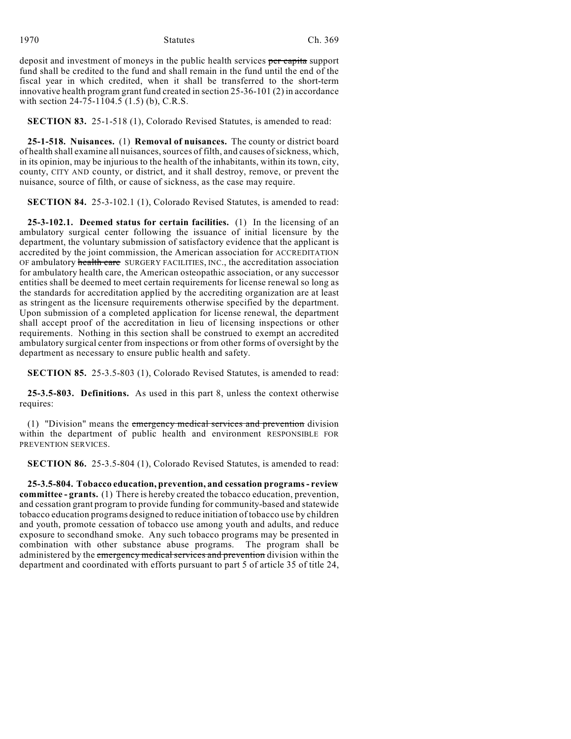deposit and investment of moneys in the public health services ~~per capita~~ support fund shall be credited to the fund and shall remain in the fund until the end of the fiscal year in which credited, when it shall be transferred to the short-term innovative health program grant fund created in section 25-36-101 (2) in accordance with section 24-75-1104.5 (1.5) (b), C.R.S.

**SECTION 83.** 25-1-518 (1), Colorado Revised Statutes, is amended to read:

**25-1-518. Nuisances.** (1) **Removal of nuisances.** The county or district board of health shall examine all nuisances, sources of filth, and causes of sickness, which, in its opinion, may be injurious to the health of the inhabitants, within its town, city, county, CITY AND county, or district, and it shall destroy, remove, or prevent the nuisance, source of filth, or cause of sickness, as the case may require.

**SECTION 84.** 25-3-102.1 (1), Colorado Revised Statutes, is amended to read:

**25-3-102.1. Deemed status for certain facilities.** (1) In the licensing of an ambulatory surgical center following the issuance of initial licensure by the department, the voluntary submission of satisfactory evidence that the applicant is accredited by the joint commission, the American association for ACCREDITATION OF ambulatory ~~health care~~ SURGERY FACILITIES, INC., the accreditation association for ambulatory health care, the American osteopathic association, or any successor entities shall be deemed to meet certain requirements for license renewal so long as the standards for accreditation applied by the accrediting organization are at least as stringent as the licensure requirements otherwise specified by the department. Upon submission of a completed application for license renewal, the department shall accept proof of the accreditation in lieu of licensing inspections or other requirements. Nothing in this section shall be construed to exempt an accredited ambulatory surgical center from inspections or from other forms of oversight by the department as necessary to ensure public health and safety.

**SECTION 85.** 25-3.5-803 (1), Colorado Revised Statutes, is amended to read:

**25-3.5-803. Definitions.** As used in this part 8, unless the context otherwise requires:

(1) "Division" means the ~~emergency medical services and prevention~~ division within the department of public health and environment RESPONSIBLE FOR PREVENTION SERVICES.

**SECTION 86.** 25-3.5-804 (1), Colorado Revised Statutes, is amended to read:

**25-3.5-804. Tobacco education, prevention, and cessation programs - review committee - grants.** (1) There is hereby created the tobacco education, prevention, and cessation grant program to provide funding for community-based and statewide tobacco education programs designed to reduce initiation of tobacco use by children and youth, promote cessation of tobacco use among youth and adults, and reduce exposure to secondhand smoke. Any such tobacco programs may be presented in combination with other substance abuse programs. The program shall be administered by the ~~emergency medical services and prevention~~ division within the department and coordinated with efforts pursuant to part 5 of article 35 of title 24,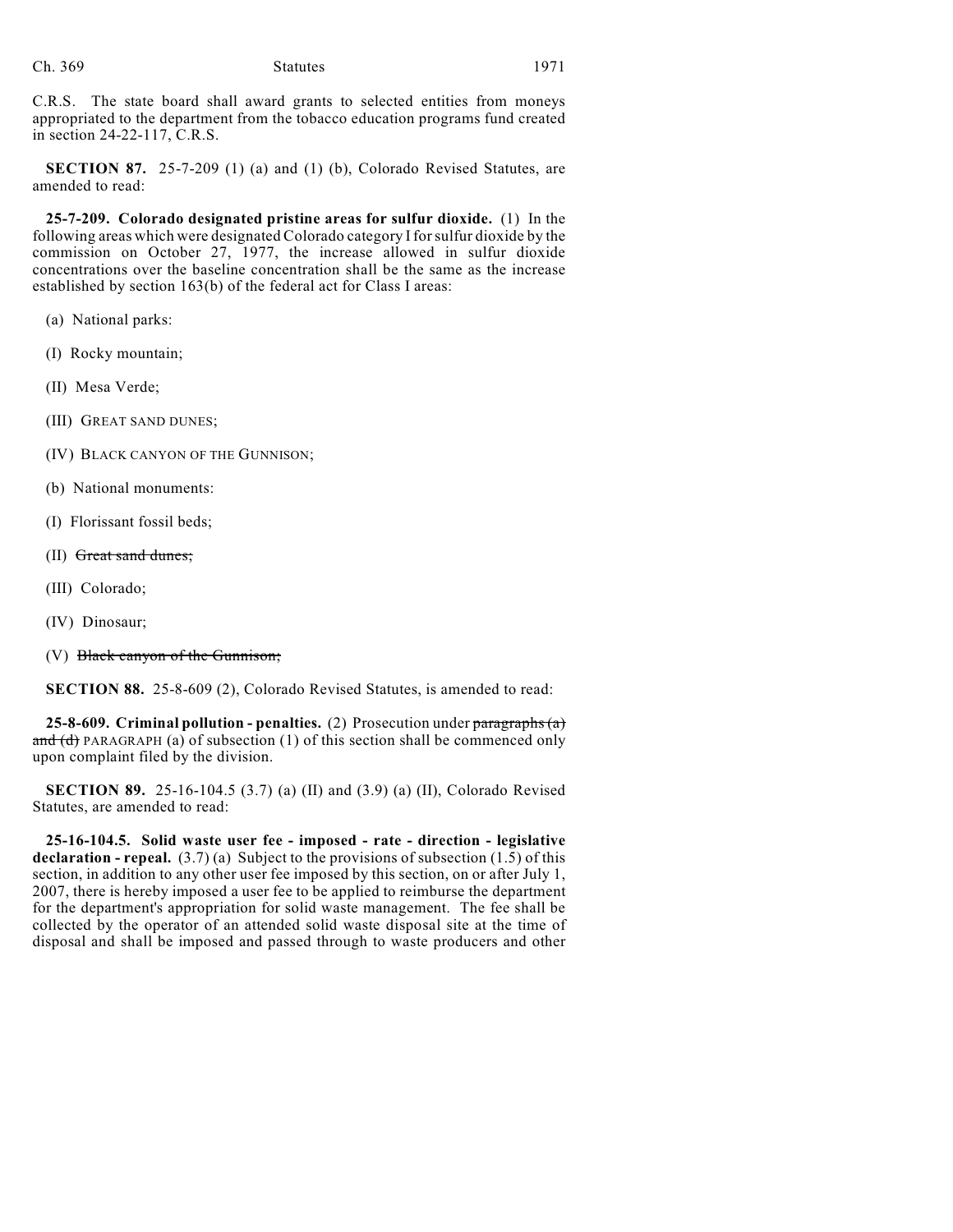C.R.S. The state board shall award grants to selected entities from moneys appropriated to the department from the tobacco education programs fund created in section 24-22-117, C.R.S.

**SECTION 87.** 25-7-209 (1) (a) and (1) (b), Colorado Revised Statutes, are amended to read:

**25-7-209. Colorado designated pristine areas for sulfur dioxide.** (1) In the following areas which were designated Colorado category I for sulfur dioxide by the commission on October 27, 1977, the increase allowed in sulfur dioxide concentrations over the baseline concentration shall be the same as the increase established by section 163(b) of the federal act for Class I areas:

(a) National parks:

(I) Rocky mountain;

(II) Mesa Verde;

(III) GREAT SAND DUNES;

(IV) BLACK CANYON OF THE GUNNISON;

(b) National monuments:

(I) Florissant fossil beds;

(II) ~~Great sand dunes;~~

(III) Colorado;

(IV) Dinosaur;

(V) ~~Black canyon of the Gunnison;~~

**SECTION 88.** 25-8-609 (2), Colorado Revised Statutes, is amended to read:

**25-8-609. Criminal pollution - penalties.** (2) Prosecution under ~~paragraphs (a) and (d)~~ PARAGRAPH (a) of subsection (1) of this section shall be commenced only upon complaint filed by the division.

**SECTION 89.** 25-16-104.5 (3.7) (a) (II) and (3.9) (a) (II), Colorado Revised Statutes, are amended to read:

**25-16-104.5. Solid waste user fee - imposed - rate - direction - legislative declaration - repeal.** (3.7) (a) Subject to the provisions of subsection (1.5) of this section, in addition to any other user fee imposed by this section, on or after July 1, 2007, there is hereby imposed a user fee to be applied to reimburse the department for the department's appropriation for solid waste management. The fee shall be collected by the operator of an attended solid waste disposal site at the time of disposal and shall be imposed and passed through to waste producers and other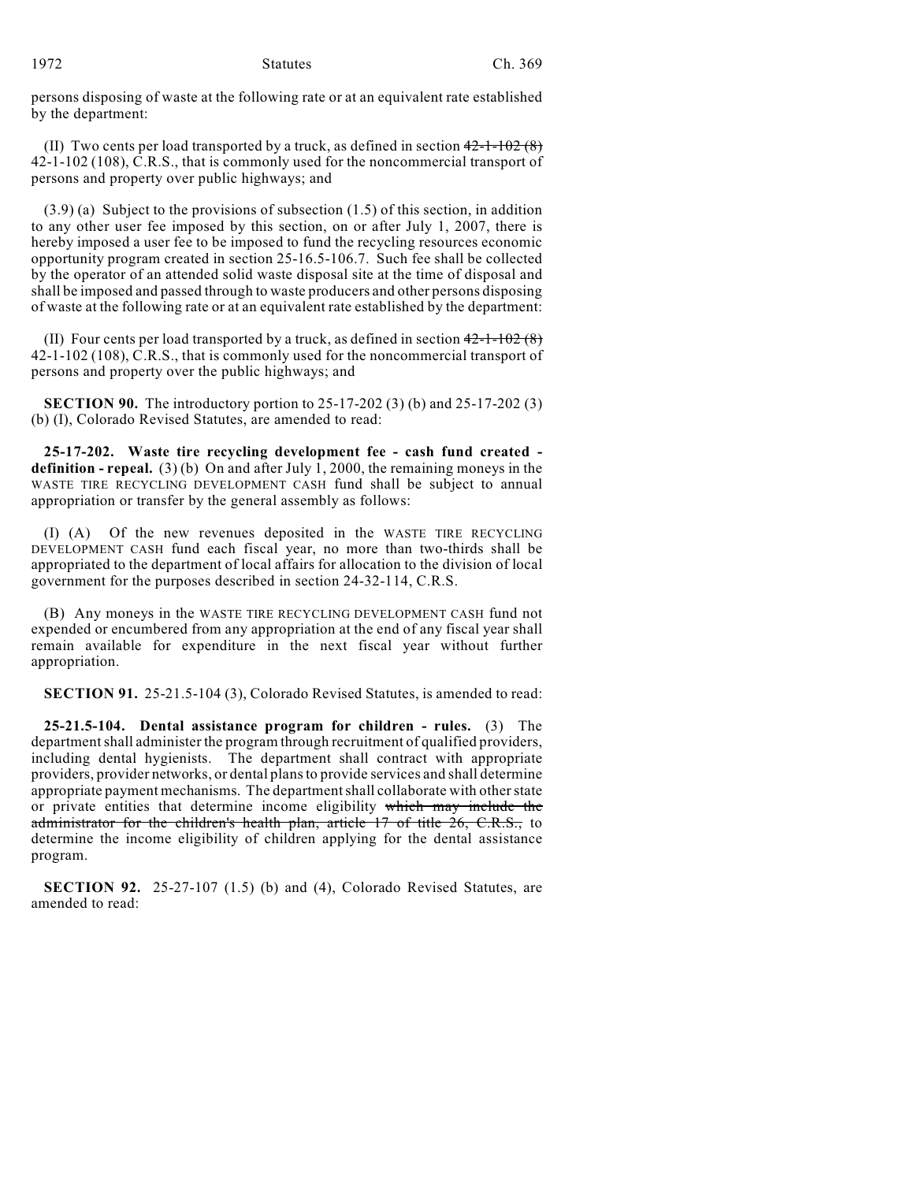persons disposing of waste at the following rate or at an equivalent rate established by the department:

(II) Two cents per load transported by a truck, as defined in section ~~42-1-102 (8)~~ 42-1-102 (108), C.R.S., that is commonly used for the noncommercial transport of persons and property over public highways; and

(3.9) (a) Subject to the provisions of subsection (1.5) of this section, in addition to any other user fee imposed by this section, on or after July 1, 2007, there is hereby imposed a user fee to be imposed to fund the recycling resources economic opportunity program created in section 25-16.5-106.7. Such fee shall be collected by the operator of an attended solid waste disposal site at the time of disposal and shall be imposed and passed through to waste producers and other persons disposing of waste at the following rate or at an equivalent rate established by the department:

(II) Four cents per load transported by a truck, as defined in section ~~42-1-102 (8)~~ 42-1-102 (108), C.R.S., that is commonly used for the noncommercial transport of persons and property over the public highways; and

**SECTION 90.** The introductory portion to 25-17-202 (3) (b) and 25-17-202 (3) (b) (I), Colorado Revised Statutes, are amended to read:

**25-17-202. Waste tire recycling development fee - cash fund created - definition - repeal.** (3) (b) On and after July 1, 2000, the remaining moneys in the WASTE TIRE RECYCLING DEVELOPMENT CASH fund shall be subject to annual appropriation or transfer by the general assembly as follows:

(I) (A) Of the new revenues deposited in the WASTE TIRE RECYCLING DEVELOPMENT CASH fund each fiscal year, no more than two-thirds shall be appropriated to the department of local affairs for allocation to the division of local government for the purposes described in section 24-32-114, C.R.S.

(B) Any moneys in the WASTE TIRE RECYCLING DEVELOPMENT CASH fund not expended or encumbered from any appropriation at the end of any fiscal year shall remain available for expenditure in the next fiscal year without further appropriation.

**SECTION 91.** 25-21.5-104 (3), Colorado Revised Statutes, is amended to read:

**25-21.5-104. Dental assistance program for children - rules.** (3) The department shall administer the program through recruitment of qualified providers, including dental hygienists. The department shall contract with appropriate providers, provider networks, or dental plans to provide services and shall determine appropriate payment mechanisms. The department shall collaborate with other state or private entities that determine income eligibility ~~which may include the administrator for the children's health plan, article 17 of title 26, C.R.S.,~~ to determine the income eligibility of children applying for the dental assistance program.

**SECTION 92.** 25-27-107 (1.5) (b) and (4), Colorado Revised Statutes, are amended to read: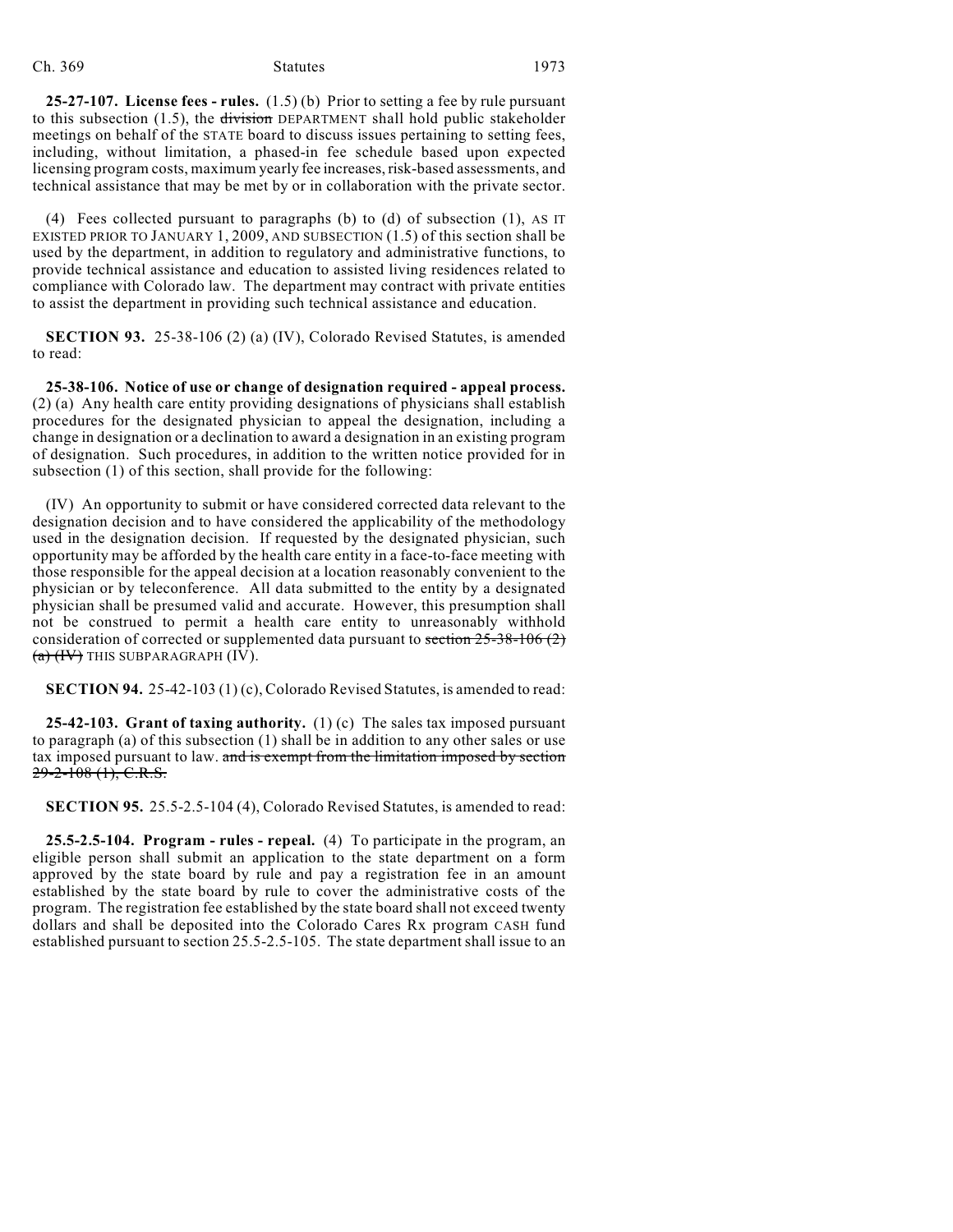**25-27-107. License fees - rules.** (1.5) (b) Prior to setting a fee by rule pursuant to this subsection (1.5), the ~~division~~ DEPARTMENT shall hold public stakeholder meetings on behalf of the STATE board to discuss issues pertaining to setting fees, including, without limitation, a phased-in fee schedule based upon expected licensing program costs, maximum yearly fee increases, risk-based assessments, and technical assistance that may be met by or in collaboration with the private sector.

(4) Fees collected pursuant to paragraphs (b) to (d) of subsection (1), AS IT EXISTED PRIOR TO JANUARY 1, 2009, AND SUBSECTION (1.5) of this section shall be used by the department, in addition to regulatory and administrative functions, to provide technical assistance and education to assisted living residences related to compliance with Colorado law. The department may contract with private entities to assist the department in providing such technical assistance and education.

**SECTION 93.** 25-38-106 (2) (a) (IV), Colorado Revised Statutes, is amended to read:

**25-38-106. Notice of use or change of designation required - appeal process.** (2) (a) Any health care entity providing designations of physicians shall establish procedures for the designated physician to appeal the designation, including a change in designation or a declination to award a designation in an existing program of designation. Such procedures, in addition to the written notice provided for in subsection (1) of this section, shall provide for the following:

(IV) An opportunity to submit or have considered corrected data relevant to the designation decision and to have considered the applicability of the methodology used in the designation decision. If requested by the designated physician, such opportunity may be afforded by the health care entity in a face-to-face meeting with those responsible for the appeal decision at a location reasonably convenient to the physician or by teleconference. All data submitted to the entity by a designated physician shall be presumed valid and accurate. However, this presumption shall not be construed to permit a health care entity to unreasonably withhold consideration of corrected or supplemented data pursuant to ~~section 25-38-106 (2) (a) (IV)~~ THIS SUBPARAGRAPH (IV).

**SECTION 94.** 25-42-103 (1) (c), Colorado Revised Statutes, is amended to read:

**25-42-103. Grant of taxing authority.** (1) (c) The sales tax imposed pursuant to paragraph (a) of this subsection (1) shall be in addition to any other sales or use tax imposed pursuant to law. ~~and is exempt from the limitation imposed by section 29-2-108 (1), C.R.S.~~

**SECTION 95.** 25.5-2.5-104 (4), Colorado Revised Statutes, is amended to read:

**25.5-2.5-104. Program - rules - repeal.** (4) To participate in the program, an eligible person shall submit an application to the state department on a form approved by the state board by rule and pay a registration fee in an amount established by the state board by rule to cover the administrative costs of the program. The registration fee established by the state board shall not exceed twenty dollars and shall be deposited into the Colorado Cares Rx program CASH fund established pursuant to section 25.5-2.5-105. The state department shall issue to an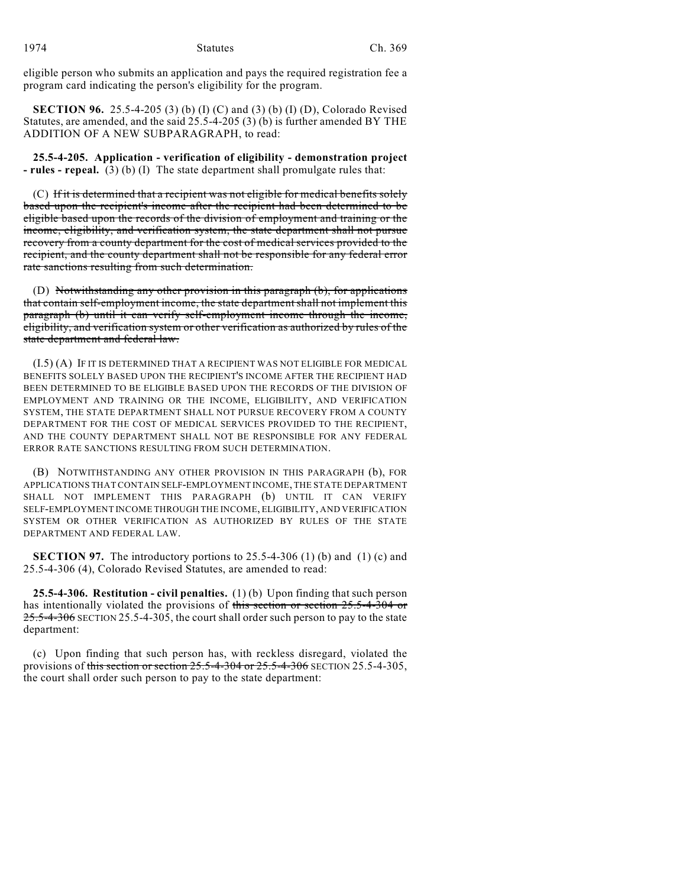eligible person who submits an application and pays the required registration fee a program card indicating the person's eligibility for the program.

**SECTION 96.** 25.5-4-205 (3) (b) (I) (C) and (3) (b) (I) (D), Colorado Revised Statutes, are amended, and the said 25.5-4-205 (3) (b) is further amended BY THE ADDITION OF A NEW SUBPARAGRAPH, to read:

**25.5-4-205. Application - verification of eligibility - demonstration project - rules - repeal.** (3) (b) (I) The state department shall promulgate rules that:

(C) ~~If it is determined that a recipient was not eligible for medical benefits solely based upon the recipient's income after the recipient had been determined to be eligible based upon the records of the division of employment and training or the income, eligibility, and verification system, the state department shall not pursue recovery from a county department for the cost of medical services provided to the recipient, and the county department shall not be responsible for any federal error rate sanctions resulting from such determination.~~

(D) ~~Notwithstanding any other provision in this paragraph (b), for applications that contain self-employment income, the state department shall not implement this paragraph (b) until it can verify self-employment income through the income, eligibility, and verification system or other verification as authorized by rules of the state department and federal law.~~

(I.5) (A) IF IT IS DETERMINED THAT A RECIPIENT WAS NOT ELIGIBLE FOR MEDICAL BENEFITS SOLELY BASED UPON THE RECIPIENT'S INCOME AFTER THE RECIPIENT HAD BEEN DETERMINED TO BE ELIGIBLE BASED UPON THE RECORDS OF THE DIVISION OF EMPLOYMENT AND TRAINING OR THE INCOME, ELIGIBILITY, AND VERIFICATION SYSTEM, THE STATE DEPARTMENT SHALL NOT PURSUE RECOVERY FROM A COUNTY DEPARTMENT FOR THE COST OF MEDICAL SERVICES PROVIDED TO THE RECIPIENT, AND THE COUNTY DEPARTMENT SHALL NOT BE RESPONSIBLE FOR ANY FEDERAL ERROR RATE SANCTIONS RESULTING FROM SUCH DETERMINATION.

(B) NOTWITHSTANDING ANY OTHER PROVISION IN THIS PARAGRAPH (b), FOR APPLICATIONS THAT CONTAIN SELF-EMPLOYMENT INCOME, THE STATE DEPARTMENT SHALL NOT IMPLEMENT THIS PARAGRAPH (b) UNTIL IT CAN VERIFY SELF-EMPLOYMENT INCOME THROUGH THE INCOME, ELIGIBILITY, AND VERIFICATION SYSTEM OR OTHER VERIFICATION AS AUTHORIZED BY RULES OF THE STATE DEPARTMENT AND FEDERAL LAW.

**SECTION 97.** The introductory portions to 25.5-4-306 (1) (b) and (1) (c) and 25.5-4-306 (4), Colorado Revised Statutes, are amended to read:

**25.5-4-306. Restitution - civil penalties.** (1) (b) Upon finding that such person has intentionally violated the provisions of ~~this section or section 25.5-4-304 or 25.5-4-306~~ SECTION 25.5-4-305, the court shall order such person to pay to the state department:

(c) Upon finding that such person has, with reckless disregard, violated the provisions of ~~this section or section 25.5-4-304 or 25.5-4-306~~ SECTION 25.5-4-305, the court shall order such person to pay to the state department: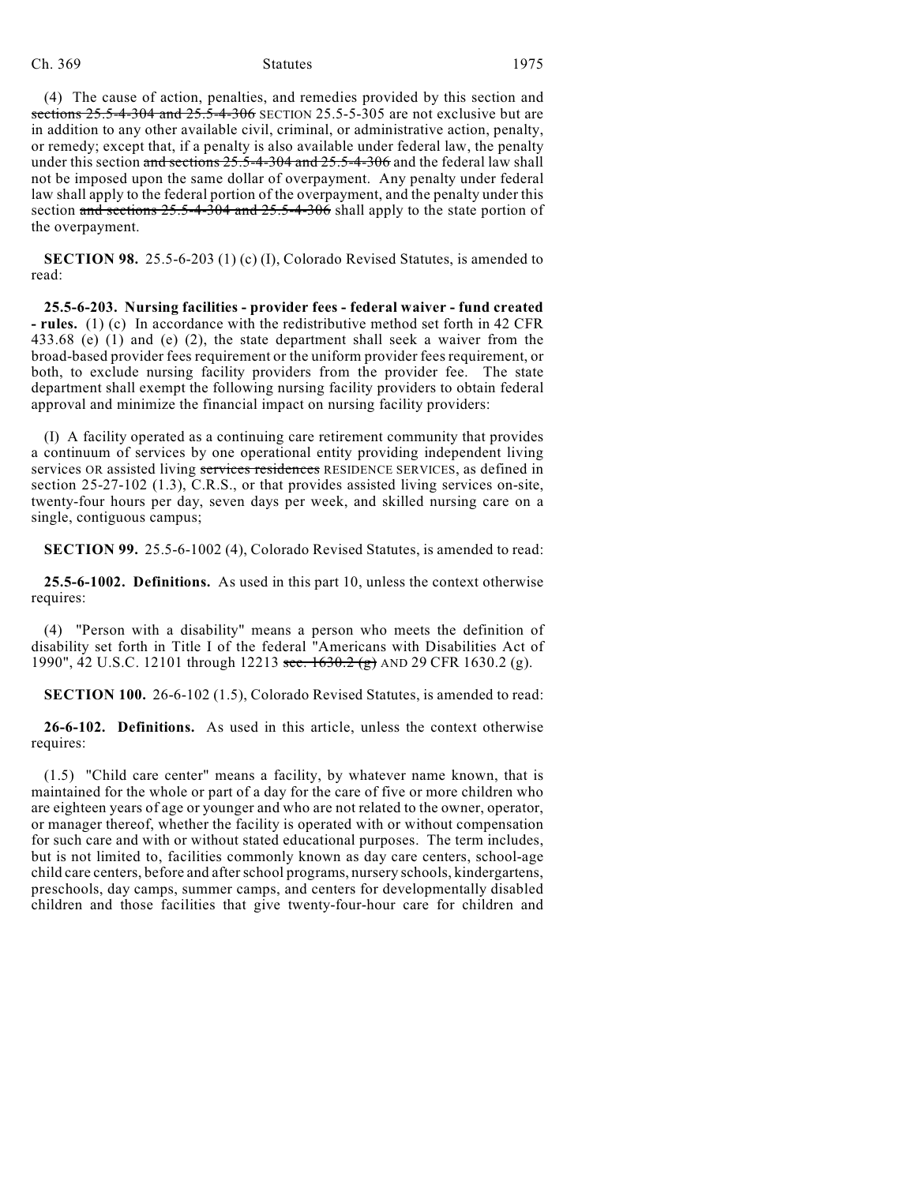(4) The cause of action, penalties, and remedies provided by this section and ~~sections 25.5-4-304 and 25.5-4-306~~ SECTION 25.5-5-305 are not exclusive but are in addition to any other available civil, criminal, or administrative action, penalty, or remedy; except that, if a penalty is also available under federal law, the penalty under this section ~~and sections 25.5-4-304 and 25.5-4-306~~ and the federal law shall not be imposed upon the same dollar of overpayment. Any penalty under federal law shall apply to the federal portion of the overpayment, and the penalty under this section ~~and sections 25.5-4-304 and 25.5-4-306~~ shall apply to the state portion of the overpayment.

**SECTION 98.** 25.5-6-203 (1) (c) (I), Colorado Revised Statutes, is amended to read:

**25.5-6-203. Nursing facilities - provider fees - federal waiver - fund created - rules.** (1) (c) In accordance with the redistributive method set forth in 42 CFR 433.68 (e) (1) and (e) (2), the state department shall seek a waiver from the broad-based provider fees requirement or the uniform provider fees requirement, or both, to exclude nursing facility providers from the provider fee. The state department shall exempt the following nursing facility providers to obtain federal approval and minimize the financial impact on nursing facility providers:

(I) A facility operated as a continuing care retirement community that provides a continuum of services by one operational entity providing independent living services OR assisted living ~~services residences~~ RESIDENCE SERVICES, as defined in section 25-27-102 (1.3), C.R.S., or that provides assisted living services on-site, twenty-four hours per day, seven days per week, and skilled nursing care on a single, contiguous campus;

**SECTION 99.** 25.5-6-1002 (4), Colorado Revised Statutes, is amended to read:

**25.5-6-1002. Definitions.** As used in this part 10, unless the context otherwise requires:

(4) "Person with a disability" means a person who meets the definition of disability set forth in Title I of the federal "Americans with Disabilities Act of 1990", 42 U.S.C. 12101 through 12213 ~~sec. 1630.2 (g)~~ AND 29 CFR 1630.2 (g).

**SECTION 100.** 26-6-102 (1.5), Colorado Revised Statutes, is amended to read:

**26-6-102. Definitions.** As used in this article, unless the context otherwise requires:

(1.5) "Child care center" means a facility, by whatever name known, that is maintained for the whole or part of a day for the care of five or more children who are eighteen years of age or younger and who are not related to the owner, operator, or manager thereof, whether the facility is operated with or without compensation for such care and with or without stated educational purposes. The term includes, but is not limited to, facilities commonly known as day care centers, school-age child care centers, before and after school programs, nursery schools, kindergartens, preschools, day camps, summer camps, and centers for developmentally disabled children and those facilities that give twenty-four-hour care for children and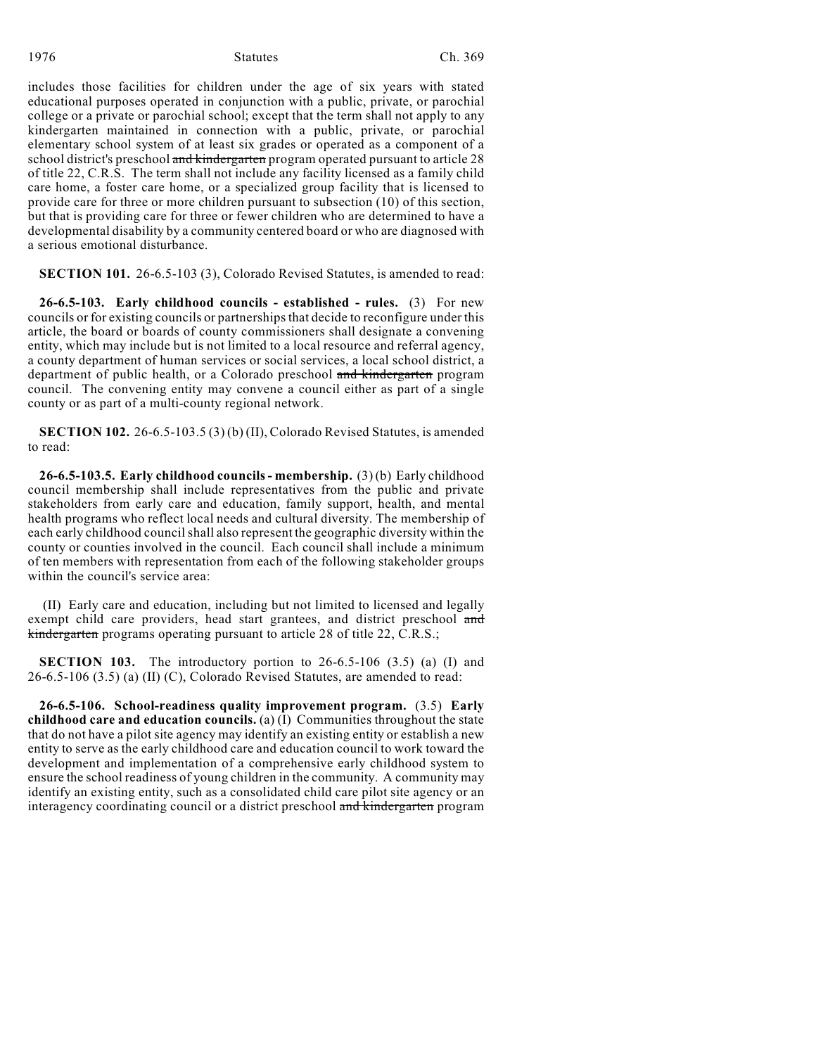includes those facilities for children under the age of six years with stated educational purposes operated in conjunction with a public, private, or parochial college or a private or parochial school; except that the term shall not apply to any kindergarten maintained in connection with a public, private, or parochial elementary school system of at least six grades or operated as a component of a school district's preschool ~~and kindergarten~~ program operated pursuant to article 28 of title 22, C.R.S. The term shall not include any facility licensed as a family child care home, a foster care home, or a specialized group facility that is licensed to provide care for three or more children pursuant to subsection (10) of this section, but that is providing care for three or fewer children who are determined to have a developmental disability by a community centered board or who are diagnosed with a serious emotional disturbance.

**SECTION 101.** 26-6.5-103 (3), Colorado Revised Statutes, is amended to read:

**26-6.5-103. Early childhood councils - established - rules.** (3) For new councils or for existing councils or partnerships that decide to reconfigure under this article, the board or boards of county commissioners shall designate a convening entity, which may include but is not limited to a local resource and referral agency, a county department of human services or social services, a local school district, a department of public health, or a Colorado preschool ~~and kindergarten~~ program council. The convening entity may convene a council either as part of a single county or as part of a multi-county regional network.

**SECTION 102.** 26-6.5-103.5 (3) (b) (II), Colorado Revised Statutes, is amended to read:

**26-6.5-103.5. Early childhood councils - membership.** (3) (b) Early childhood council membership shall include representatives from the public and private stakeholders from early care and education, family support, health, and mental health programs who reflect local needs and cultural diversity. The membership of each early childhood council shall also represent the geographic diversity within the county or counties involved in the council. Each council shall include a minimum of ten members with representation from each of the following stakeholder groups within the council's service area:

(II) Early care and education, including but not limited to licensed and legally exempt child care providers, head start grantees, and district preschool ~~and kindergarten~~ programs operating pursuant to article 28 of title 22, C.R.S.;

**SECTION 103.** The introductory portion to 26-6.5-106 (3.5) (a) (I) and 26-6.5-106 (3.5) (a) (II) (C), Colorado Revised Statutes, are amended to read:

**26-6.5-106. School-readiness quality improvement program.** (3.5) **Early childhood care and education councils.** (a) (I) Communities throughout the state that do not have a pilot site agency may identify an existing entity or establish a new entity to serve as the early childhood care and education council to work toward the development and implementation of a comprehensive early childhood system to ensure the school readiness of young children in the community. A community may identify an existing entity, such as a consolidated child care pilot site agency or an interagency coordinating council or a district preschool ~~and kindergarten~~ program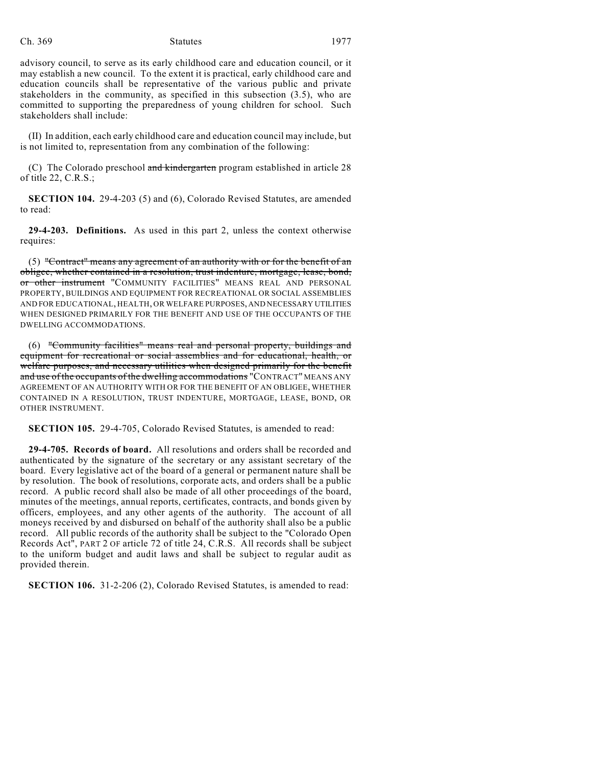advisory council, to serve as its early childhood care and education council, or it may establish a new council. To the extent it is practical, early childhood care and education councils shall be representative of the various public and private stakeholders in the community, as specified in this subsection (3.5), who are committed to supporting the preparedness of young children for school. Such stakeholders shall include:

(II) In addition, each early childhood care and education council may include, but is not limited to, representation from any combination of the following:

(C) The Colorado preschool ~~and kindergarten~~ program established in article 28 of title 22, C.R.S.;

**SECTION 104.** 29-4-203 (5) and (6), Colorado Revised Statutes, are amended to read:

**29-4-203. Definitions.** As used in this part 2, unless the context otherwise requires:

(5) ~~"Contract" means any agreement of an authority with or for the benefit of an obligee, whether contained in a resolution, trust indenture, mortgage, lease, bond, or other instrument~~ "COMMUNITY FACILITIES" MEANS REAL AND PERSONAL PROPERTY, BUILDINGS AND EQUIPMENT FOR RECREATIONAL OR SOCIAL ASSEMBLIES AND FOR EDUCATIONAL, HEALTH, OR WELFARE PURPOSES, AND NECESSARY UTILITIES WHEN DESIGNED PRIMARILY FOR THE BENEFIT AND USE OF THE OCCUPANTS OF THE DWELLING ACCOMMODATIONS.

(6) ~~"Community facilities" means real and personal property, buildings and equipment for recreational or social assemblies and for educational, health, or welfare purposes, and necessary utilities when designed primarily for the benefit and use of the occupants of the dwelling accommodations~~ "CONTRACT" MEANS ANY AGREEMENT OF AN AUTHORITY WITH OR FOR THE BENEFIT OF AN OBLIGEE, WHETHER CONTAINED IN A RESOLUTION, TRUST INDENTURE, MORTGAGE, LEASE, BOND, OR OTHER INSTRUMENT.

**SECTION 105.** 29-4-705, Colorado Revised Statutes, is amended to read:

**29-4-705. Records of board.** All resolutions and orders shall be recorded and authenticated by the signature of the secretary or any assistant secretary of the board. Every legislative act of the board of a general or permanent nature shall be by resolution. The book of resolutions, corporate acts, and orders shall be a public record. A public record shall also be made of all other proceedings of the board, minutes of the meetings, annual reports, certificates, contracts, and bonds given by officers, employees, and any other agents of the authority. The account of all moneys received by and disbursed on behalf of the authority shall also be a public record. All public records of the authority shall be subject to the "Colorado Open Records Act", PART 2 OF article 72 of title 24, C.R.S. All records shall be subject to the uniform budget and audit laws and shall be subject to regular audit as provided therein.

**SECTION 106.** 31-2-206 (2), Colorado Revised Statutes, is amended to read: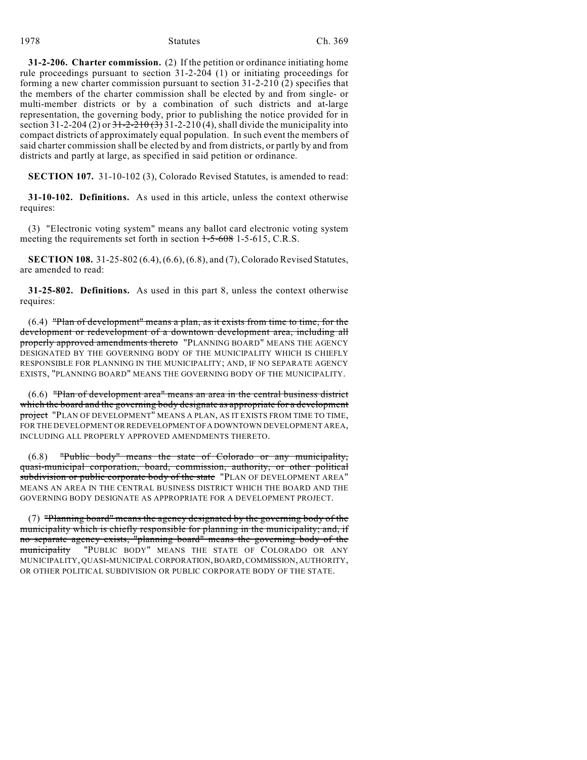**31-2-206. Charter commission.** (2) If the petition or ordinance initiating home rule proceedings pursuant to section 31-2-204 (1) or initiating proceedings for forming a new charter commission pursuant to section 31-2-210 (2) specifies that the members of the charter commission shall be elected by and from single- or multi-member districts or by a combination of such districts and at-large representation, the governing body, prior to publishing the notice provided for in section 31-2-204 (2) or ~~31-2-210 (3)~~ 31-2-210 (4), shall divide the municipality into compact districts of approximately equal population. In such event the members of said charter commission shall be elected by and from districts, or partly by and from districts and partly at large, as specified in said petition or ordinance.

**SECTION 107.** 31-10-102 (3), Colorado Revised Statutes, is amended to read:

**31-10-102. Definitions.** As used in this article, unless the context otherwise requires:

(3) "Electronic voting system" means any ballot card electronic voting system meeting the requirements set forth in section ~~1-5-608~~ 1-5-615, C.R.S.

**SECTION 108.** 31-25-802 (6.4), (6.6), (6.8), and (7), Colorado Revised Statutes, are amended to read:

**31-25-802. Definitions.** As used in this part 8, unless the context otherwise requires:

(6.4) ~~"Plan of development" means a plan, as it exists from time to time, for the development or redevelopment of a downtown development area, including all properly approved amendments thereto~~ "PLANNING BOARD" MEANS THE AGENCY DESIGNATED BY THE GOVERNING BODY OF THE MUNICIPALITY WHICH IS CHIEFLY RESPONSIBLE FOR PLANNING IN THE MUNICIPALITY; AND, IF NO SEPARATE AGENCY EXISTS, "PLANNING BOARD" MEANS THE GOVERNING BODY OF THE MUNICIPALITY.

(6.6) ~~"Plan of development area" means an area in the central business district which the board and the governing body designate as appropriate for a development project~~ "PLAN OF DEVELOPMENT" MEANS A PLAN, AS IT EXISTS FROM TIME TO TIME, FOR THE DEVELOPMENT OR REDEVELOPMENT OF A DOWNTOWN DEVELOPMENT AREA, INCLUDING ALL PROPERLY APPROVED AMENDMENTS THERETO.

(6.8) ~~"Public body" means the state of Colorado or any municipality, quasi-municipal corporation, board, commission, authority, or other political subdivision or public corporate body of the state~~ "PLAN OF DEVELOPMENT AREA" MEANS AN AREA IN THE CENTRAL BUSINESS DISTRICT WHICH THE BOARD AND THE GOVERNING BODY DESIGNATE AS APPROPRIATE FOR A DEVELOPMENT PROJECT.

(7) ~~"Planning board" means the agency designated by the governing body of the municipality which is chiefly responsible for planning in the municipality; and, if no separate agency exists, "planning board" means the governing body of the municipality~~ "PUBLIC BODY" MEANS THE STATE OF COLORADO OR ANY MUNICIPALITY, QUASI-MUNICIPAL CORPORATION, BOARD, COMMISSION, AUTHORITY, OR OTHER POLITICAL SUBDIVISION OR PUBLIC CORPORATE BODY OF THE STATE.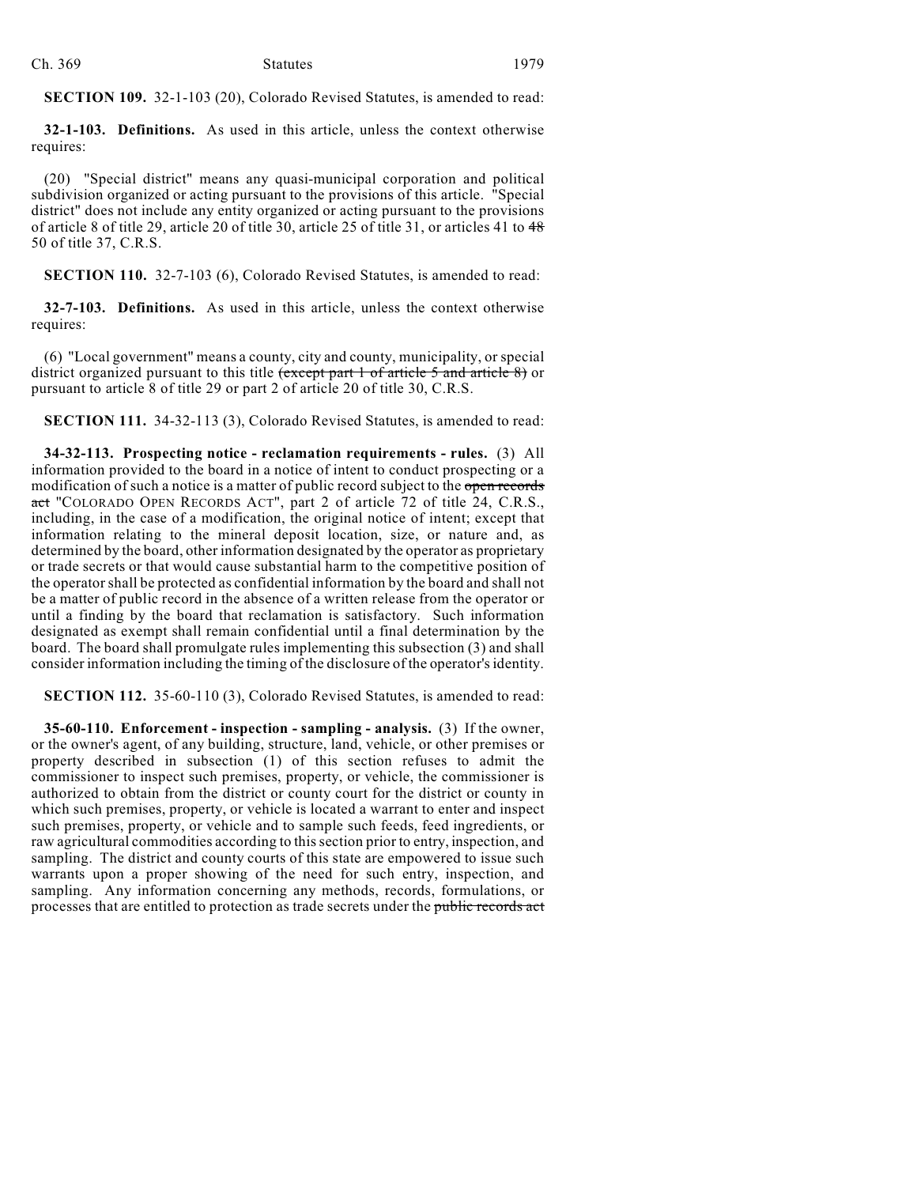**SECTION 109.** 32-1-103 (20), Colorado Revised Statutes, is amended to read:

**32-1-103. Definitions.** As used in this article, unless the context otherwise requires:

(20) "Special district" means any quasi-municipal corporation and political subdivision organized or acting pursuant to the provisions of this article. "Special district" does not include any entity organized or acting pursuant to the provisions of article 8 of title 29, article 20 of title 30, article 25 of title 31, or articles 41 to ~~48~~ 50 of title 37, C.R.S.

**SECTION 110.** 32-7-103 (6), Colorado Revised Statutes, is amended to read:

**32-7-103. Definitions.** As used in this article, unless the context otherwise requires:

(6) "Local government" means a county, city and county, municipality, or special district organized pursuant to this title ~~(except part 1 of article 5 and article 8)~~ or pursuant to article 8 of title 29 or part 2 of article 20 of title 30, C.R.S.

**SECTION 111.** 34-32-113 (3), Colorado Revised Statutes, is amended to read:

**34-32-113. Prospecting notice - reclamation requirements - rules.** (3) All information provided to the board in a notice of intent to conduct prospecting or a modification of such a notice is a matter of public record subject to the ~~open records act~~ "COLORADO OPEN RECORDS ACT", part 2 of article 72 of title 24, C.R.S., including, in the case of a modification, the original notice of intent; except that information relating to the mineral deposit location, size, or nature and, as determined by the board, other information designated by the operator as proprietary or trade secrets or that would cause substantial harm to the competitive position of the operator shall be protected as confidential information by the board and shall not be a matter of public record in the absence of a written release from the operator or until a finding by the board that reclamation is satisfactory. Such information designated as exempt shall remain confidential until a final determination by the board. The board shall promulgate rules implementing this subsection (3) and shall consider information including the timing of the disclosure of the operator's identity.

**SECTION 112.** 35-60-110 (3), Colorado Revised Statutes, is amended to read:

**35-60-110. Enforcement - inspection - sampling - analysis.** (3) If the owner, or the owner's agent, of any building, structure, land, vehicle, or other premises or property described in subsection (1) of this section refuses to admit the commissioner to inspect such premises, property, or vehicle, the commissioner is authorized to obtain from the district or county court for the district or county in which such premises, property, or vehicle is located a warrant to enter and inspect such premises, property, or vehicle and to sample such feeds, feed ingredients, or raw agricultural commodities according to this section prior to entry, inspection, and sampling. The district and county courts of this state are empowered to issue such warrants upon a proper showing of the need for such entry, inspection, and sampling. Any information concerning any methods, records, formulations, or processes that are entitled to protection as trade secrets under the ~~public records act~~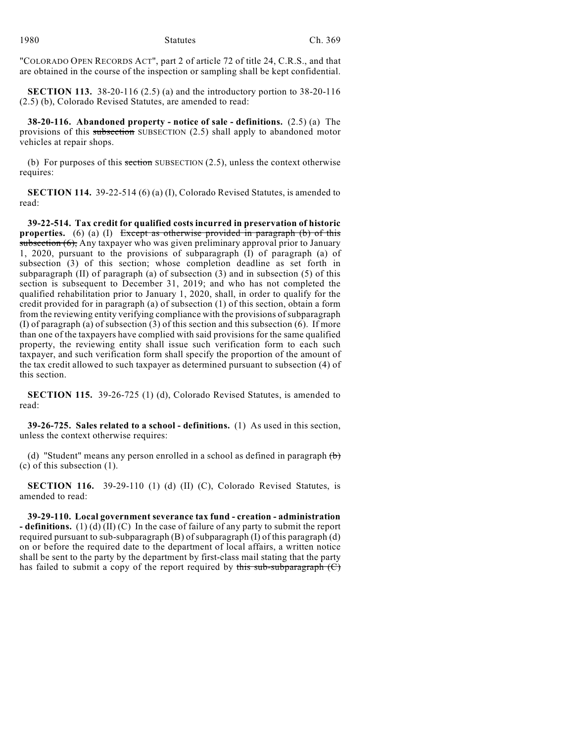"COLORADO OPEN RECORDS ACT", part 2 of article 72 of title 24, C.R.S., and that are obtained in the course of the inspection or sampling shall be kept confidential.

**SECTION 113.** 38-20-116 (2.5) (a) and the introductory portion to 38-20-116 (2.5) (b), Colorado Revised Statutes, are amended to read:

**38-20-116. Abandoned property - notice of sale - definitions.** (2.5) (a) The provisions of this ~~subsection~~ SUBSECTION (2.5) shall apply to abandoned motor vehicles at repair shops.

(b) For purposes of this ~~section~~ SUBSECTION (2.5), unless the context otherwise requires:

**SECTION 114.** 39-22-514 (6) (a) (I), Colorado Revised Statutes, is amended to read:

**39-22-514. Tax credit for qualified costs incurred in preservation of historic properties.** (6) (a) (I) ~~Except as otherwise provided in paragraph (b) of this subsection (6),~~ Any taxpayer who was given preliminary approval prior to January 1, 2020, pursuant to the provisions of subparagraph (I) of paragraph (a) of subsection (3) of this section; whose completion deadline as set forth in subparagraph (II) of paragraph (a) of subsection (3) and in subsection (5) of this section is subsequent to December 31, 2019; and who has not completed the qualified rehabilitation prior to January 1, 2020, shall, in order to qualify for the credit provided for in paragraph (a) of subsection (1) of this section, obtain a form from the reviewing entity verifying compliance with the provisions of subparagraph (I) of paragraph (a) of subsection (3) of this section and this subsection (6). If more than one of the taxpayers have complied with said provisions for the same qualified property, the reviewing entity shall issue such verification form to each such taxpayer, and such verification form shall specify the proportion of the amount of the tax credit allowed to such taxpayer as determined pursuant to subsection (4) of this section.

**SECTION 115.** 39-26-725 (1) (d), Colorado Revised Statutes, is amended to read:

**39-26-725. Sales related to a school - definitions.** (1) As used in this section, unless the context otherwise requires:

(d) "Student" means any person enrolled in a school as defined in paragraph ~~(b)~~ (c) of this subsection (1).

**SECTION 116.** 39-29-110 (1) (d) (II) (C), Colorado Revised Statutes, is amended to read:

**39-29-110. Local government severance tax fund - creation - administration - definitions.** (1) (d) (II) (C) In the case of failure of any party to submit the report required pursuant to sub-subparagraph (B) of subparagraph (I) of this paragraph (d) on or before the required date to the department of local affairs, a written notice shall be sent to the party by the department by first-class mail stating that the party has failed to submit a copy of the report required by ~~this sub-subparagraph (C)~~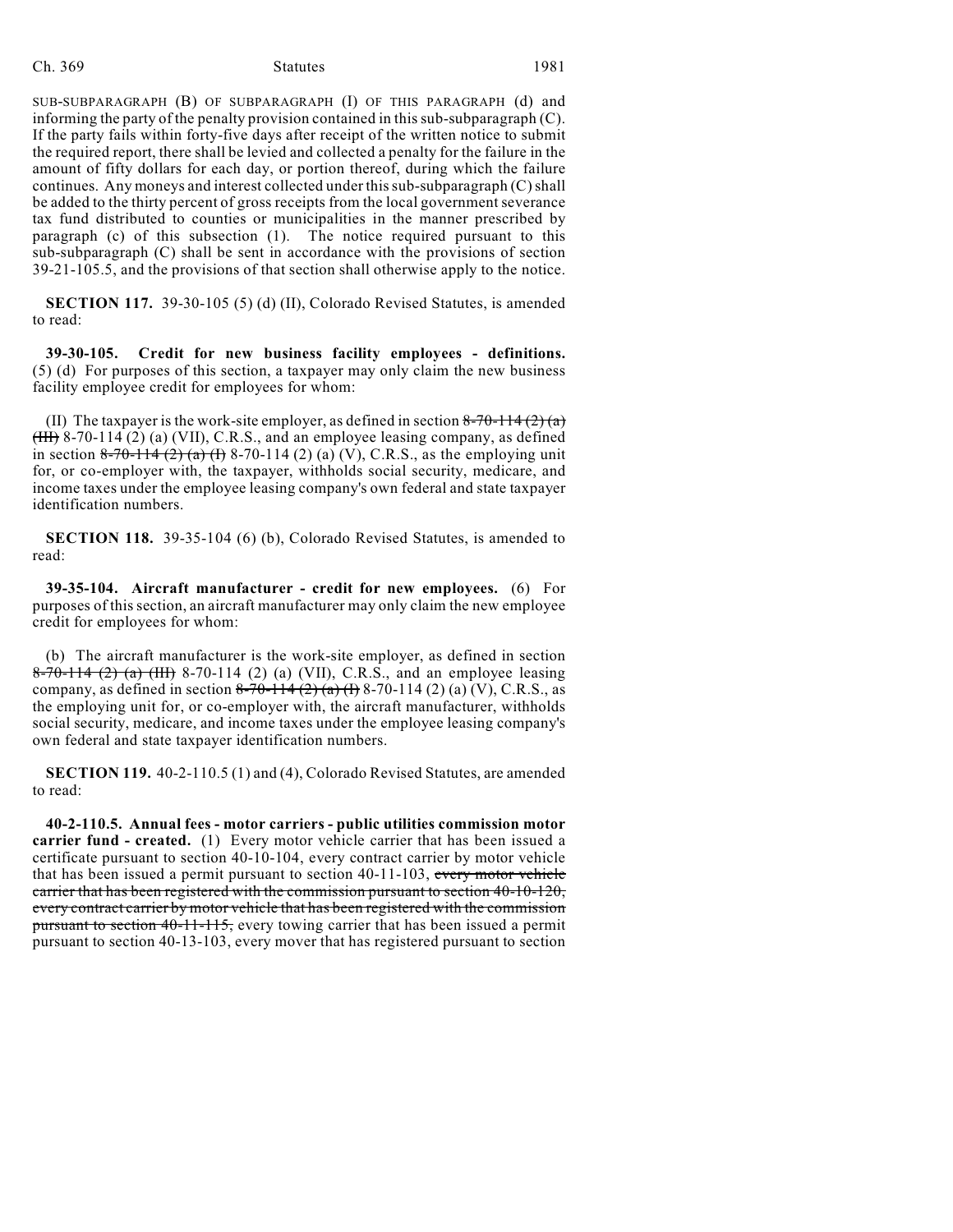SUB-SUBPARAGRAPH (B) OF SUBPARAGRAPH (I) OF THIS PARAGRAPH (d) and informing the party of the penalty provision contained in this sub-subparagraph (C). If the party fails within forty-five days after receipt of the written notice to submit the required report, there shall be levied and collected a penalty for the failure in the amount of fifty dollars for each day, or portion thereof, during which the failure continues. Any moneys and interest collected under this sub-subparagraph (C) shall be added to the thirty percent of gross receipts from the local government severance tax fund distributed to counties or municipalities in the manner prescribed by paragraph (c) of this subsection (1). The notice required pursuant to this sub-subparagraph (C) shall be sent in accordance with the provisions of section 39-21-105.5, and the provisions of that section shall otherwise apply to the notice.

**SECTION 117.** 39-30-105 (5) (d) (II), Colorado Revised Statutes, is amended to read:

**39-30-105. Credit for new business facility employees - definitions.** (5) (d) For purposes of this section, a taxpayer may only claim the new business facility employee credit for employees for whom:

(II) The taxpayer is the work-site employer, as defined in section ~~8-70-114 (2) (a) (III)~~ 8-70-114 (2) (a) (VII), C.R.S., and an employee leasing company, as defined in section ~~8-70-114 (2) (a) (I)~~ 8-70-114 (2) (a) (V), C.R.S., as the employing unit for, or co-employer with, the taxpayer, withholds social security, medicare, and income taxes under the employee leasing company's own federal and state taxpayer identification numbers.

**SECTION 118.** 39-35-104 (6) (b), Colorado Revised Statutes, is amended to read:

**39-35-104. Aircraft manufacturer - credit for new employees.** (6) For purposes of this section, an aircraft manufacturer may only claim the new employee credit for employees for whom:

(b) The aircraft manufacturer is the work-site employer, as defined in section ~~8-70-114 (2) (a) (III)~~ 8-70-114 (2) (a) (VII), C.R.S., and an employee leasing company, as defined in section ~~8-70-114 (2) (a) (I)~~ 8-70-114 (2) (a) (V), C.R.S., as the employing unit for, or co-employer with, the aircraft manufacturer, withholds social security, medicare, and income taxes under the employee leasing company's own federal and state taxpayer identification numbers.

**SECTION 119.** 40-2-110.5 (1) and (4), Colorado Revised Statutes, are amended to read:

**40-2-110.5. Annual fees - motor carriers - public utilities commission motor carrier fund - created.** (1) Every motor vehicle carrier that has been issued a certificate pursuant to section 40-10-104, every contract carrier by motor vehicle that has been issued a permit pursuant to section 40-11-103, ~~every motor vehicle carrier that has been registered with the commission pursuant to section 40-10-120, every contract carrier by motor vehicle that has been registered with the commission pursuant to section 40-11-115,~~ every towing carrier that has been issued a permit pursuant to section 40-13-103, every mover that has registered pursuant to section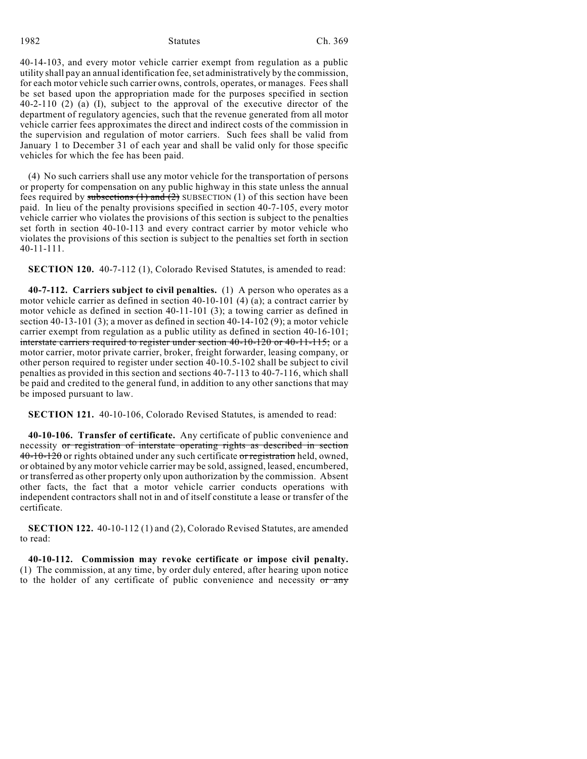40-14-103, and every motor vehicle carrier exempt from regulation as a public utility shall pay an annual identification fee, set administratively by the commission, for each motor vehicle such carrier owns, controls, operates, or manages. Fees shall be set based upon the appropriation made for the purposes specified in section 40-2-110 (2) (a) (I), subject to the approval of the executive director of the department of regulatory agencies, such that the revenue generated from all motor vehicle carrier fees approximates the direct and indirect costs of the commission in the supervision and regulation of motor carriers. Such fees shall be valid from January 1 to December 31 of each year and shall be valid only for those specific vehicles for which the fee has been paid.

(4) No such carriers shall use any motor vehicle for the transportation of persons or property for compensation on any public highway in this state unless the annual fees required by ~~subsections (1) and (2)~~ SUBSECTION (1) of this section have been paid. In lieu of the penalty provisions specified in section 40-7-105, every motor vehicle carrier who violates the provisions of this section is subject to the penalties set forth in section 40-10-113 and every contract carrier by motor vehicle who violates the provisions of this section is subject to the penalties set forth in section 40-11-111.

**SECTION 120.** 40-7-112 (1), Colorado Revised Statutes, is amended to read:

**40-7-112. Carriers subject to civil penalties.** (1) A person who operates as a motor vehicle carrier as defined in section 40-10-101 (4) (a); a contract carrier by motor vehicle as defined in section 40-11-101 (3); a towing carrier as defined in section 40-13-101 (3); a mover as defined in section 40-14-102 (9); a motor vehicle carrier exempt from regulation as a public utility as defined in section 40-16-101; ~~interstate carriers required to register under section 40-10-120 or 40-11-115;~~ or a motor carrier, motor private carrier, broker, freight forwarder, leasing company, or other person required to register under section 40-10.5-102 shall be subject to civil penalties as provided in this section and sections 40-7-113 to 40-7-116, which shall be paid and credited to the general fund, in addition to any other sanctions that may be imposed pursuant to law.

**SECTION 121.** 40-10-106, Colorado Revised Statutes, is amended to read:

**40-10-106. Transfer of certificate.** Any certificate of public convenience and necessity ~~or registration of interstate operating rights as described in section 40-10-120~~ or rights obtained under any such certificate ~~or registration~~ held, owned, or obtained by any motor vehicle carrier may be sold, assigned, leased, encumbered, or transferred as other property only upon authorization by the commission. Absent other facts, the fact that a motor vehicle carrier conducts operations with independent contractors shall not in and of itself constitute a lease or transfer of the certificate.

**SECTION 122.** 40-10-112 (1) and (2), Colorado Revised Statutes, are amended to read:

**40-10-112. Commission may revoke certificate or impose civil penalty.** (1) The commission, at any time, by order duly entered, after hearing upon notice to the holder of any certificate of public convenience and necessity ~~or any~~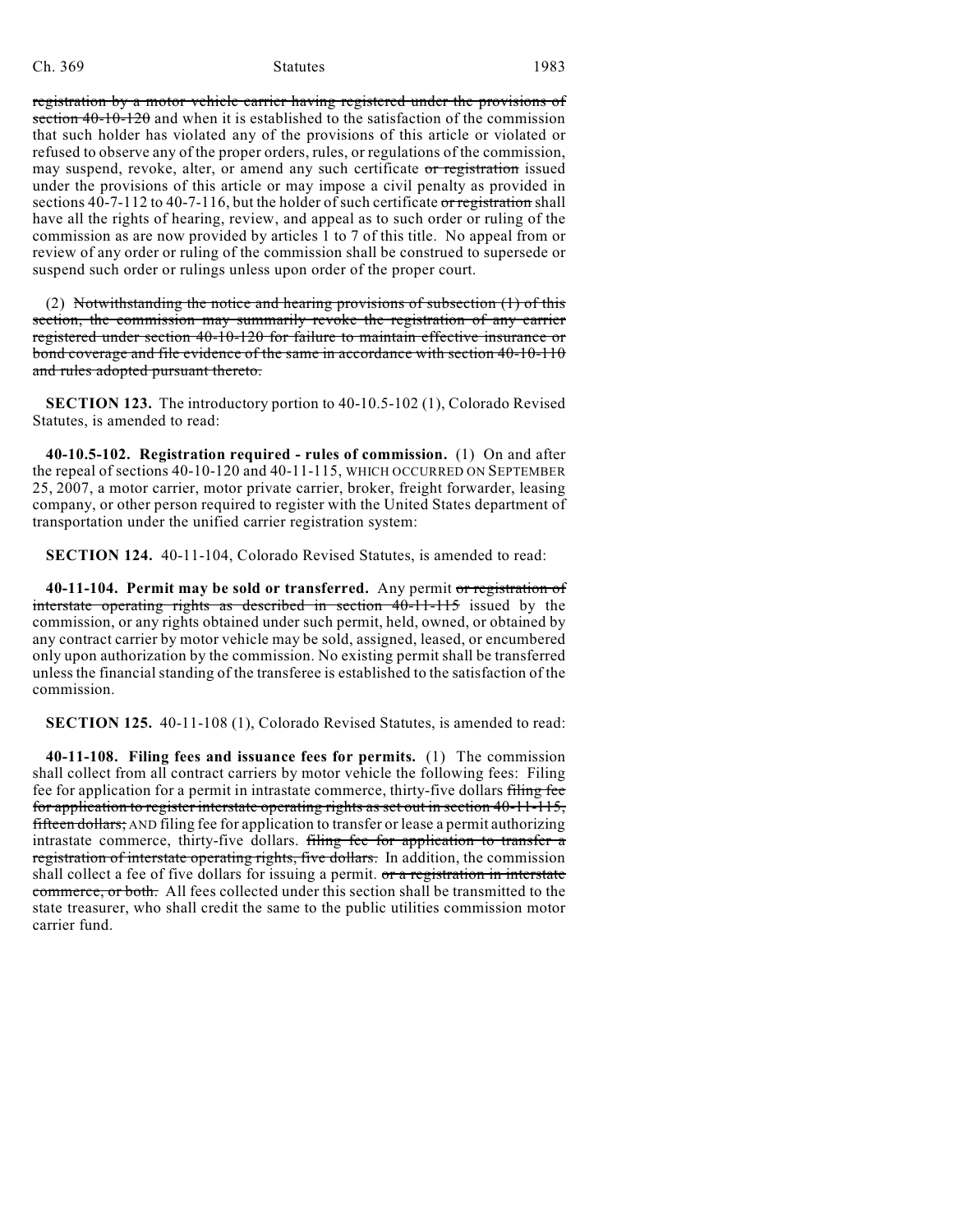registration by a motor vehicle carrier having registered under the provisions of section 40-10-120 and when it is established to the satisfaction of the commission that such holder has violated any of the provisions of this article or violated or refused to observe any of the proper orders, rules, or regulations of the commission, may suspend, revoke, alter, or amend any such certificate or registration issued under the provisions of this article or may impose a civil penalty as provided in sections 40-7-112 to 40-7-116, but the holder of such certificate or registration shall have all the rights of hearing, review, and appeal as to such order or ruling of the commission as are now provided by articles 1 to 7 of this title. No appeal from or review of any order or ruling of the commission shall be construed to supersede or suspend such order or rulings unless upon order of the proper court.

(2) Notwithstanding the notice and hearing provisions of subsection (1) of this section, the commission may summarily revoke the registration of any carrier registered under section 40-10-120 for failure to maintain effective insurance or bond coverage and file evidence of the same in accordance with section 40-10-110 and rules adopted pursuant thereto.

**SECTION 123.** The introductory portion to 40-10.5-102 (1), Colorado Revised Statutes, is amended to read:

**40-10.5-102. Registration required - rules of commission.** (1) On and after the repeal of sections 40-10-120 and 40-11-115, WHICH OCCURRED ON SEPTEMBER 25, 2007, a motor carrier, motor private carrier, broker, freight forwarder, leasing company, or other person required to register with the United States department of transportation under the unified carrier registration system:

**SECTION 124.** 40-11-104, Colorado Revised Statutes, is amended to read:

**40-11-104. Permit may be sold or transferred.** Any permit or registration of interstate operating rights as described in section 40-11-115 issued by the commission, or any rights obtained under such permit, held, owned, or obtained by any contract carrier by motor vehicle may be sold, assigned, leased, or encumbered only upon authorization by the commission. No existing permit shall be transferred unless the financial standing of the transferee is established to the satisfaction of the commission.

**SECTION 125.** 40-11-108 (1), Colorado Revised Statutes, is amended to read:

**40-11-108. Filing fees and issuance fees for permits.** (1) The commission shall collect from all contract carriers by motor vehicle the following fees: Filing fee for application for a permit in intrastate commerce, thirty-five dollars filing fee for application to register interstate operating rights as set out in section 40-11-115, fifteen dollars; AND filing fee for application to transfer or lease a permit authorizing intrastate commerce, thirty-five dollars. filing fee for application to transfer a registration of interstate operating rights, five dollars. In addition, the commission shall collect a fee of five dollars for issuing a permit. or a registration in interstate commerce, or both. All fees collected under this section shall be transmitted to the state treasurer, who shall credit the same to the public utilities commission motor carrier fund.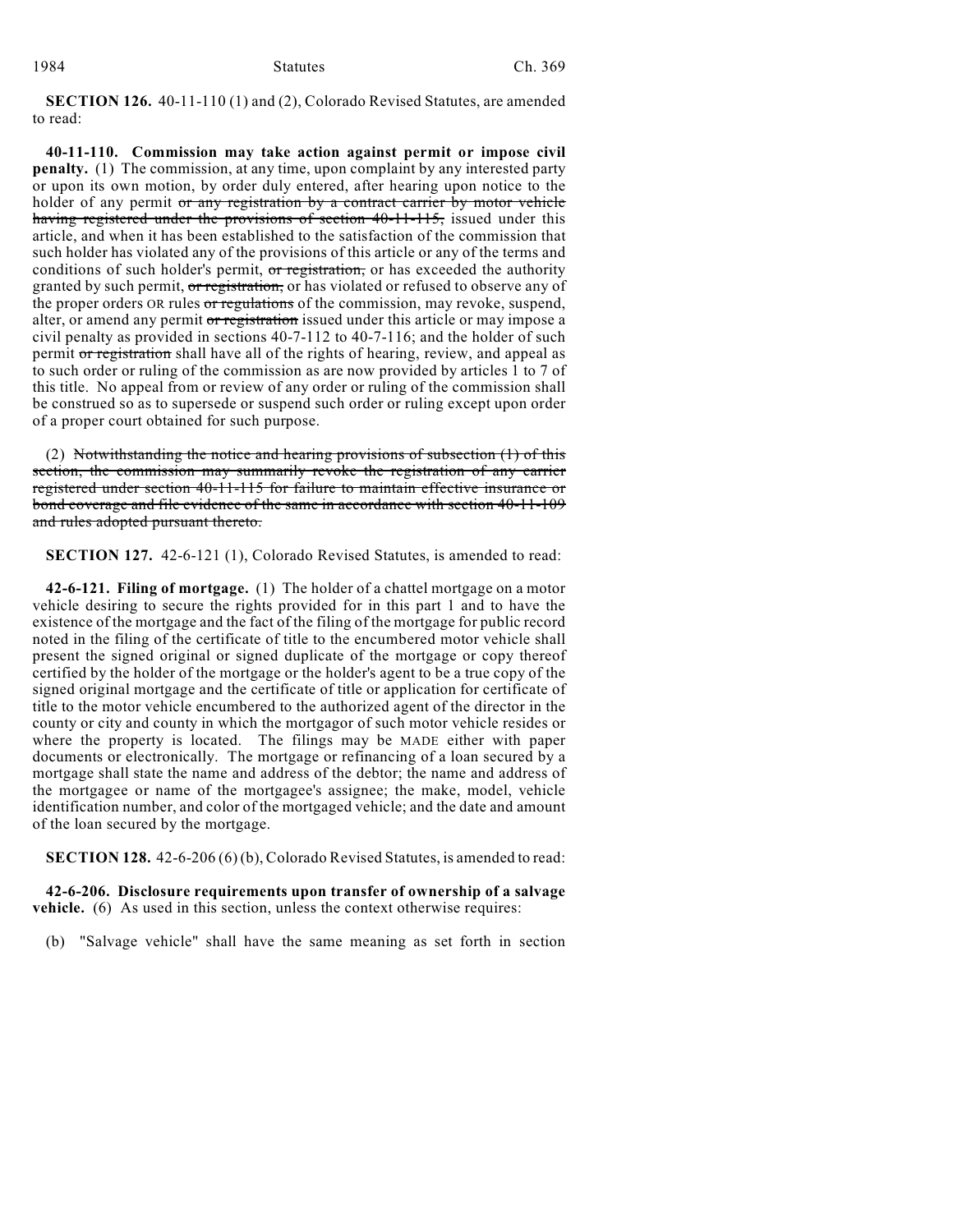**SECTION 126.** 40-11-110 (1) and (2), Colorado Revised Statutes, are amended to read:

**40-11-110. Commission may take action against permit or impose civil penalty.** (1) The commission, at any time, upon complaint by any interested party or upon its own motion, by order duly entered, after hearing upon notice to the holder of any permit ~~or any registration by a contract carrier by motor vehicle having registered under the provisions of section 40-11-115,~~ issued under this article, and when it has been established to the satisfaction of the commission that such holder has violated any of the provisions of this article or any of the terms and conditions of such holder's permit, ~~or registration,~~ or has exceeded the authority granted by such permit, ~~or registration,~~ or has violated or refused to observe any of the proper orders OR rules ~~or regulations~~ of the commission, may revoke, suspend, alter, or amend any permit ~~or registration~~ issued under this article or may impose a civil penalty as provided in sections 40-7-112 to 40-7-116; and the holder of such permit ~~or registration~~ shall have all of the rights of hearing, review, and appeal as to such order or ruling of the commission as are now provided by articles 1 to 7 of this title. No appeal from or review of any order or ruling of the commission shall be construed so as to supersede or suspend such order or ruling except upon order of a proper court obtained for such purpose.

(2) ~~Notwithstanding the notice and hearing provisions of subsection (1) of this section, the commission may summarily revoke the registration of any carrier registered under section 40-11-115 for failure to maintain effective insurance or bond coverage and file evidence of the same in accordance with section 40-11-109 and rules adopted pursuant thereto.~~

**SECTION 127.** 42-6-121 (1), Colorado Revised Statutes, is amended to read:

**42-6-121. Filing of mortgage.** (1) The holder of a chattel mortgage on a motor vehicle desiring to secure the rights provided for in this part 1 and to have the existence of the mortgage and the fact of the filing of the mortgage for public record noted in the filing of the certificate of title to the encumbered motor vehicle shall present the signed original or signed duplicate of the mortgage or copy thereof certified by the holder of the mortgage or the holder's agent to be a true copy of the signed original mortgage and the certificate of title or application for certificate of title to the motor vehicle encumbered to the authorized agent of the director in the county or city and county in which the mortgagor of such motor vehicle resides or where the property is located. The filings may be MADE either with paper documents or electronically. The mortgage or refinancing of a loan secured by a mortgage shall state the name and address of the debtor; the name and address of the mortgagee or name of the mortgagee's assignee; the make, model, vehicle identification number, and color of the mortgaged vehicle; and the date and amount of the loan secured by the mortgage.

**SECTION 128.** 42-6-206 (6) (b), Colorado Revised Statutes, is amended to read:

**42-6-206. Disclosure requirements upon transfer of ownership of a salvage vehicle.** (6) As used in this section, unless the context otherwise requires:

(b) "Salvage vehicle" shall have the same meaning as set forth in section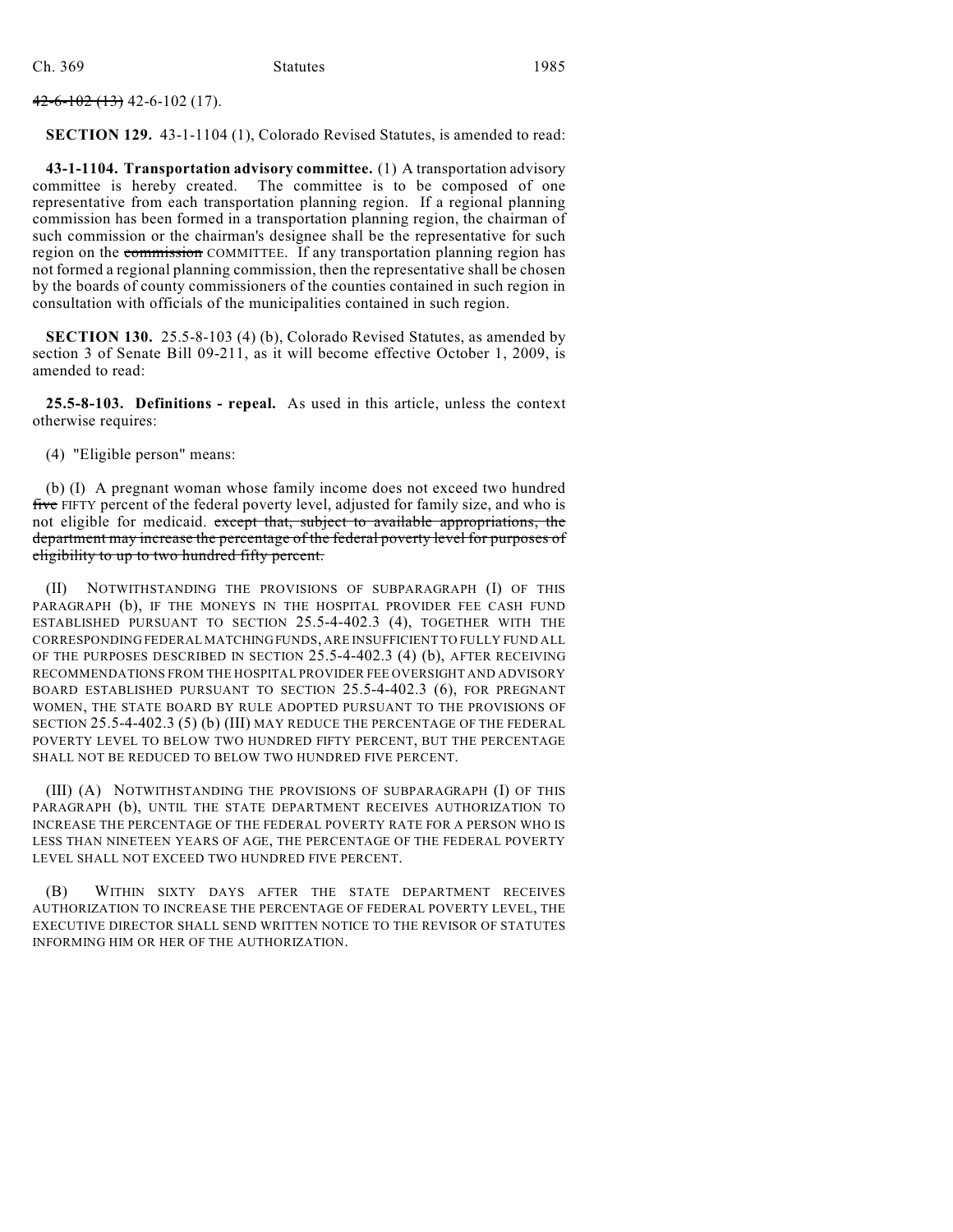~~42-6-102 (13)~~ 42-6-102 (17).

**SECTION 129.** 43-1-1104 (1), Colorado Revised Statutes, is amended to read:

**43-1-1104. Transportation advisory committee.** (1) A transportation advisory committee is hereby created. The committee is to be composed of one representative from each transportation planning region. If a regional planning commission has been formed in a transportation planning region, the chairman of such commission or the chairman's designee shall be the representative for such region on the ~~commission~~ COMMITTEE. If any transportation planning region has not formed a regional planning commission, then the representative shall be chosen by the boards of county commissioners of the counties contained in such region in consultation with officials of the municipalities contained in such region.

**SECTION 130.** 25.5-8-103 (4) (b), Colorado Revised Statutes, as amended by section 3 of Senate Bill 09-211, as it will become effective October 1, 2009, is amended to read:

**25.5-8-103. Definitions - repeal.** As used in this article, unless the context otherwise requires:

(4) "Eligible person" means:

(b) (I) A pregnant woman whose family income does not exceed two hundred ~~five~~ FIFTY percent of the federal poverty level, adjusted for family size, and who is not eligible for medicaid. ~~except that, subject to available appropriations, the department may increase the percentage of the federal poverty level for purposes of eligibility to up to two hundred fifty percent.~~

(II) NOTWITHSTANDING THE PROVISIONS OF SUBPARAGRAPH (I) OF THIS PARAGRAPH (b), IF THE MONEYS IN THE HOSPITAL PROVIDER FEE CASH FUND ESTABLISHED PURSUANT TO SECTION 25.5-4-402.3 (4), TOGETHER WITH THE CORRESPONDING FEDERAL MATCHING FUNDS, ARE INSUFFICIENT TO FULLY FUND ALL OF THE PURPOSES DESCRIBED IN SECTION 25.5-4-402.3 (4) (b), AFTER RECEIVING RECOMMENDATIONS FROM THE HOSPITAL PROVIDER FEE OVERSIGHT AND ADVISORY BOARD ESTABLISHED PURSUANT TO SECTION 25.5-4-402.3 (6), FOR PREGNANT WOMEN, THE STATE BOARD BY RULE ADOPTED PURSUANT TO THE PROVISIONS OF SECTION 25.5-4-402.3 (5) (b) (III) MAY REDUCE THE PERCENTAGE OF THE FEDERAL POVERTY LEVEL TO BELOW TWO HUNDRED FIFTY PERCENT, BUT THE PERCENTAGE SHALL NOT BE REDUCED TO BELOW TWO HUNDRED FIVE PERCENT.

(III) (A) NOTWITHSTANDING THE PROVISIONS OF SUBPARAGRAPH (I) OF THIS PARAGRAPH (b), UNTIL THE STATE DEPARTMENT RECEIVES AUTHORIZATION TO INCREASE THE PERCENTAGE OF THE FEDERAL POVERTY RATE FOR A PERSON WHO IS LESS THAN NINETEEN YEARS OF AGE, THE PERCENTAGE OF THE FEDERAL POVERTY LEVEL SHALL NOT EXCEED TWO HUNDRED FIVE PERCENT.

(B) WITHIN SIXTY DAYS AFTER THE STATE DEPARTMENT RECEIVES AUTHORIZATION TO INCREASE THE PERCENTAGE OF FEDERAL POVERTY LEVEL, THE EXECUTIVE DIRECTOR SHALL SEND WRITTEN NOTICE TO THE REVISOR OF STATUTES INFORMING HIM OR HER OF THE AUTHORIZATION.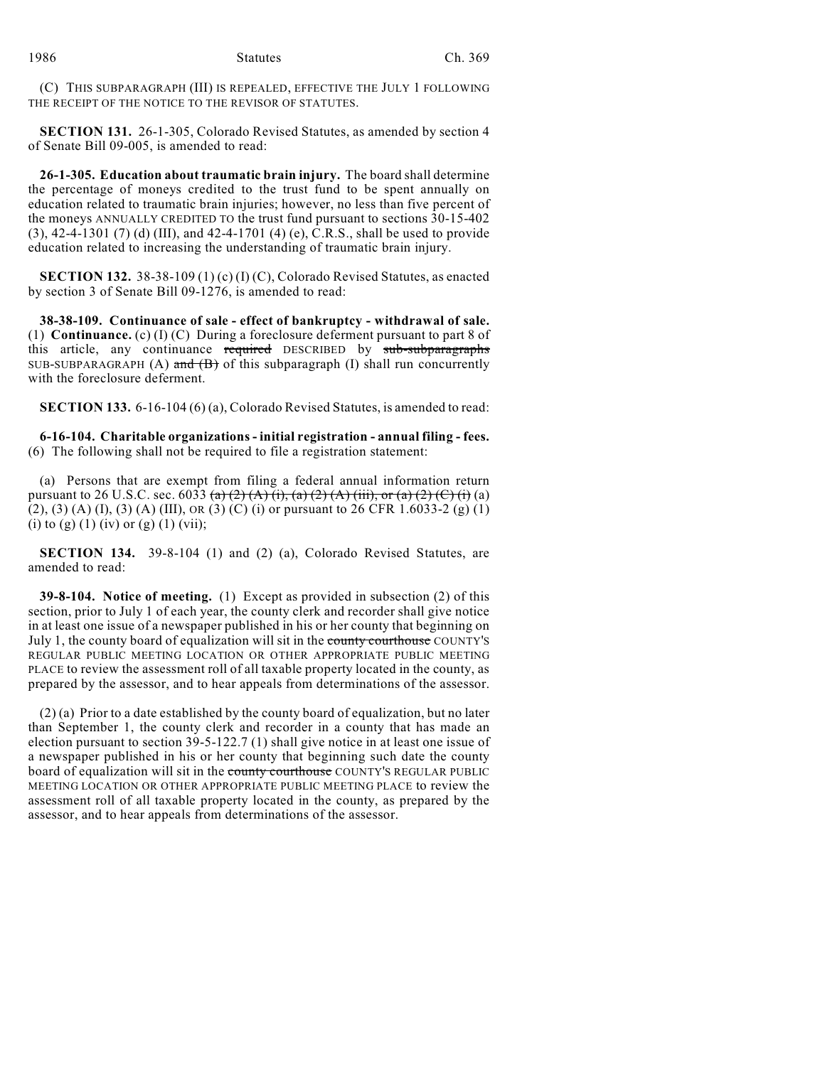(C) THIS SUBPARAGRAPH (III) IS REPEALED, EFFECTIVE THE JULY 1 FOLLOWING THE RECEIPT OF THE NOTICE TO THE REVISOR OF STATUTES.

**SECTION 131.** 26-1-305, Colorado Revised Statutes, as amended by section 4 of Senate Bill 09-005, is amended to read:

**26-1-305. Education about traumatic brain injury.** The board shall determine the percentage of moneys credited to the trust fund to be spent annually on education related to traumatic brain injuries; however, no less than five percent of the moneys ANNUALLY CREDITED TO the trust fund pursuant to sections 30-15-402 (3), 42-4-1301 (7) (d) (III), and 42-4-1701 (4) (e), C.R.S., shall be used to provide education related to increasing the understanding of traumatic brain injury.

**SECTION 132.** 38-38-109 (1) (c) (I) (C), Colorado Revised Statutes, as enacted by section 3 of Senate Bill 09-1276, is amended to read:

**38-38-109. Continuance of sale - effect of bankruptcy - withdrawal of sale.** (1) **Continuance.** (c) (I) (C) During a foreclosure deferment pursuant to part 8 of this article, any continuance ~~required~~ DESCRIBED by ~~sub-subparagraphs~~ SUB-SUBPARAGRAPH (A) ~~and (B)~~ of this subparagraph (I) shall run concurrently with the foreclosure deferment.

**SECTION 133.** 6-16-104 (6) (a), Colorado Revised Statutes, is amended to read:

**6-16-104. Charitable organizations - initial registration - annual filing - fees.** (6) The following shall not be required to file a registration statement:

(a) Persons that are exempt from filing a federal annual information return pursuant to 26 U.S.C. sec. 6033 ~~(a) (2) (A) (i), (a) (2) (A) (iii), or (a) (2) (C) (i)~~ (a) (2), (3) (A) (I), (3) (A) (III), OR (3) (C) (i) or pursuant to 26 CFR 1.6033-2 (g) (1) (i) to (g) (1) (iv) or (g) (1) (vii);

**SECTION 134.** 39-8-104 (1) and (2) (a), Colorado Revised Statutes, are amended to read:

**39-8-104. Notice of meeting.** (1) Except as provided in subsection (2) of this section, prior to July 1 of each year, the county clerk and recorder shall give notice in at least one issue of a newspaper published in his or her county that beginning on July 1, the county board of equalization will sit in the ~~county courthouse~~ COUNTY'S REGULAR PUBLIC MEETING LOCATION OR OTHER APPROPRIATE PUBLIC MEETING PLACE to review the assessment roll of all taxable property located in the county, as prepared by the assessor, and to hear appeals from determinations of the assessor.

(2) (a) Prior to a date established by the county board of equalization, but no later than September 1, the county clerk and recorder in a county that has made an election pursuant to section 39-5-122.7 (1) shall give notice in at least one issue of a newspaper published in his or her county that beginning such date the county board of equalization will sit in the ~~county courthouse~~ COUNTY'S REGULAR PUBLIC MEETING LOCATION OR OTHER APPROPRIATE PUBLIC MEETING PLACE to review the assessment roll of all taxable property located in the county, as prepared by the assessor, and to hear appeals from determinations of the assessor.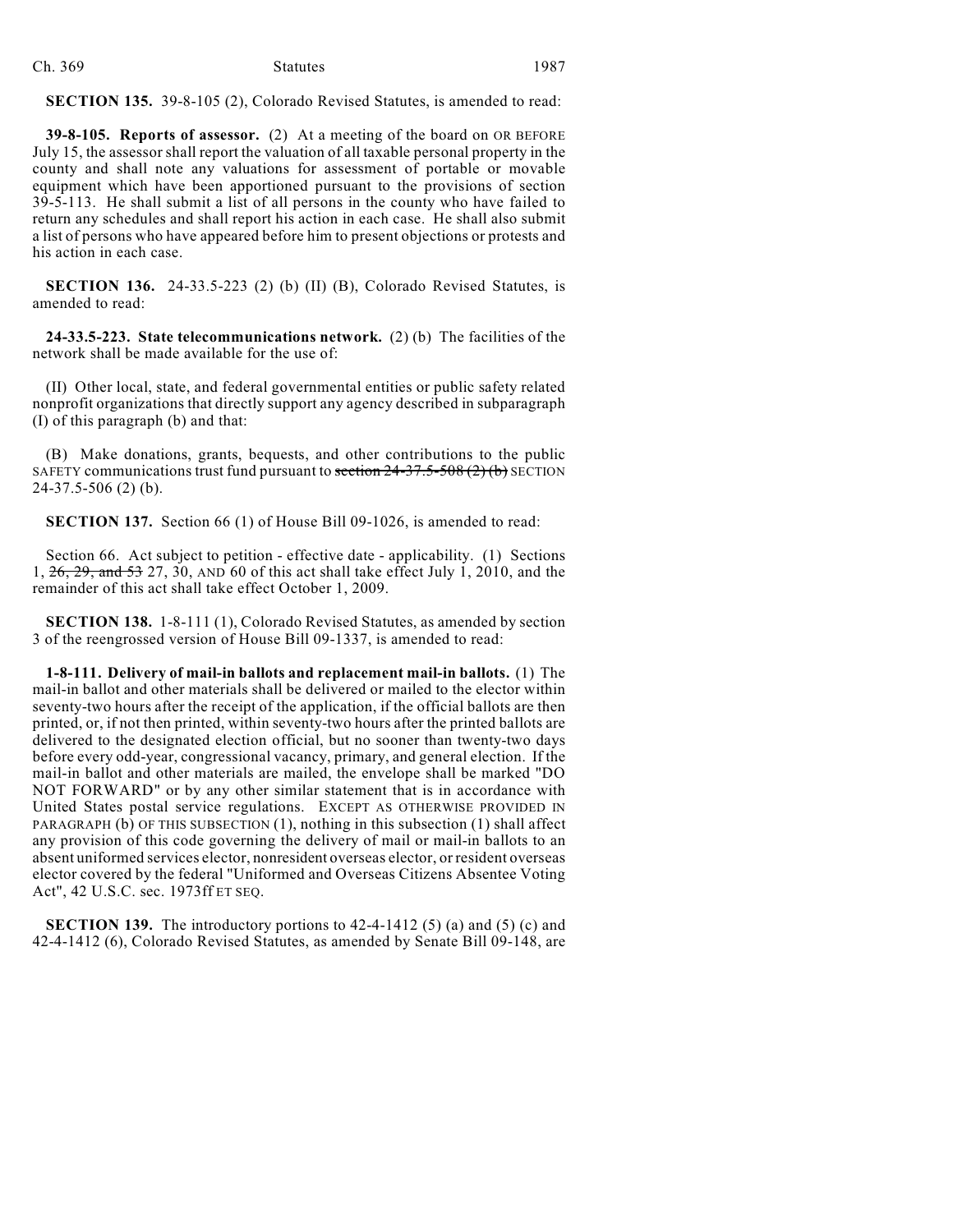**SECTION 135.** 39-8-105 (2), Colorado Revised Statutes, is amended to read:

**39-8-105. Reports of assessor.** (2) At a meeting of the board on OR BEFORE July 15, the assessor shall report the valuation of all taxable personal property in the county and shall note any valuations for assessment of portable or movable equipment which have been apportioned pursuant to the provisions of section 39-5-113. He shall submit a list of all persons in the county who have failed to return any schedules and shall report his action in each case. He shall also submit a list of persons who have appeared before him to present objections or protests and his action in each case.

**SECTION 136.** 24-33.5-223 (2) (b) (II) (B), Colorado Revised Statutes, is amended to read:

**24-33.5-223. State telecommunications network.** (2) (b) The facilities of the network shall be made available for the use of:

(II) Other local, state, and federal governmental entities or public safety related nonprofit organizations that directly support any agency described in subparagraph (I) of this paragraph (b) and that:

(B) Make donations, grants, bequests, and other contributions to the public SAFETY communications trust fund pursuant to ~~section 24-37.5-508 (2) (b)~~ SECTION 24-37.5-506 (2) (b).

**SECTION 137.** Section 66 (1) of House Bill 09-1026, is amended to read:

Section 66. Act subject to petition - effective date - applicability. (1) Sections 1, ~~26, 29, and 53~~ 27, 30, AND 60 of this act shall take effect July 1, 2010, and the remainder of this act shall take effect October 1, 2009.

**SECTION 138.** 1-8-111 (1), Colorado Revised Statutes, as amended by section 3 of the reengrossed version of House Bill 09-1337, is amended to read:

**1-8-111. Delivery of mail-in ballots and replacement mail-in ballots.** (1) The mail-in ballot and other materials shall be delivered or mailed to the elector within seventy-two hours after the receipt of the application, if the official ballots are then printed, or, if not then printed, within seventy-two hours after the printed ballots are delivered to the designated election official, but no sooner than twenty-two days before every odd-year, congressional vacancy, primary, and general election. If the mail-in ballot and other materials are mailed, the envelope shall be marked "DO NOT FORWARD" or by any other similar statement that is in accordance with United States postal service regulations. EXCEPT AS OTHERWISE PROVIDED IN PARAGRAPH (b) OF THIS SUBSECTION (1), nothing in this subsection (1) shall affect any provision of this code governing the delivery of mail or mail-in ballots to an absent uniformed services elector, nonresident overseas elector, or resident overseas elector covered by the federal "Uniformed and Overseas Citizens Absentee Voting Act", 42 U.S.C. sec. 1973ff ET SEQ.

**SECTION 139.** The introductory portions to 42-4-1412 (5) (a) and (5) (c) and 42-4-1412 (6), Colorado Revised Statutes, as amended by Senate Bill 09-148, are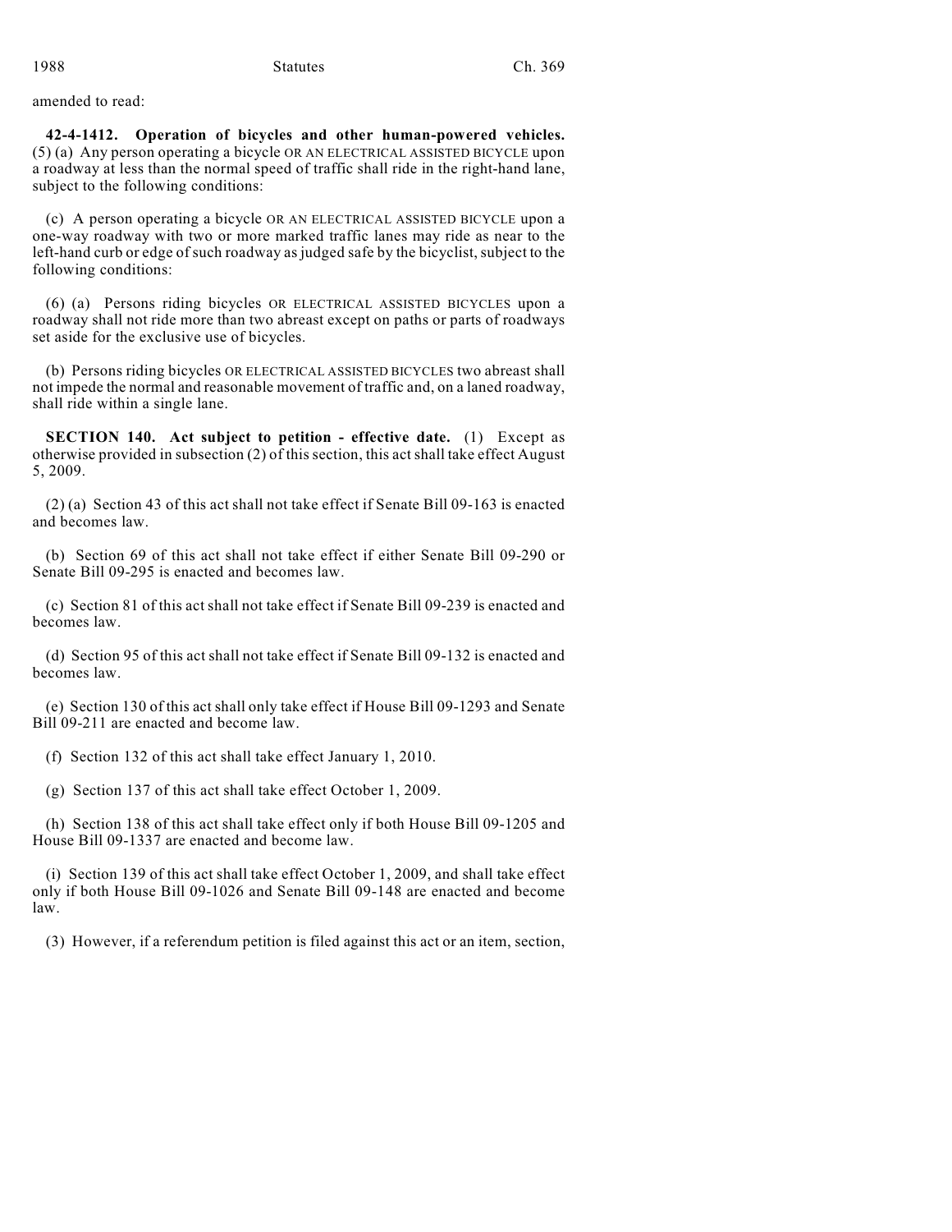amended to read:

**42-4-1412. Operation of bicycles and other human-powered vehicles.** (5) (a) Any person operating a bicycle OR AN ELECTRICAL ASSISTED BICYCLE upon a roadway at less than the normal speed of traffic shall ride in the right-hand lane, subject to the following conditions:

(c) A person operating a bicycle OR AN ELECTRICAL ASSISTED BICYCLE upon a one-way roadway with two or more marked traffic lanes may ride as near to the left-hand curb or edge of such roadway as judged safe by the bicyclist, subject to the following conditions:

(6) (a) Persons riding bicycles OR ELECTRICAL ASSISTED BICYCLES upon a roadway shall not ride more than two abreast except on paths or parts of roadways set aside for the exclusive use of bicycles.

(b) Persons riding bicycles OR ELECTRICAL ASSISTED BICYCLES two abreast shall not impede the normal and reasonable movement of traffic and, on a laned roadway, shall ride within a single lane.

**SECTION 140. Act subject to petition - effective date.** (1) Except as otherwise provided in subsection (2) of this section, this act shall take effect August 5, 2009.

(2) (a) Section 43 of this act shall not take effect if Senate Bill 09-163 is enacted and becomes law.

(b) Section 69 of this act shall not take effect if either Senate Bill 09-290 or Senate Bill 09-295 is enacted and becomes law.

(c) Section 81 of this act shall not take effect if Senate Bill 09-239 is enacted and becomes law.

(d) Section 95 of this act shall not take effect if Senate Bill 09-132 is enacted and becomes law.

(e) Section 130 of this act shall only take effect if House Bill 09-1293 and Senate Bill 09-211 are enacted and become law.

(f) Section 132 of this act shall take effect January 1, 2010.

(g) Section 137 of this act shall take effect October 1, 2009.

(h) Section 138 of this act shall take effect only if both House Bill 09-1205 and House Bill 09-1337 are enacted and become law.

(i) Section 139 of this act shall take effect October 1, 2009, and shall take effect only if both House Bill 09-1026 and Senate Bill 09-148 are enacted and become law.

(3) However, if a referendum petition is filed against this act or an item, section,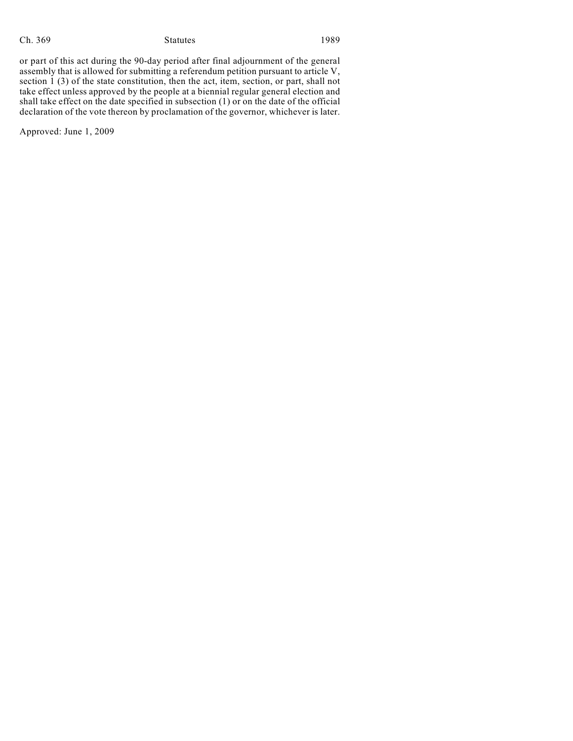or part of this act during the 90-day period after final adjournment of the general assembly that is allowed for submitting a referendum petition pursuant to article V, section 1 (3) of the state constitution, then the act, item, section, or part, shall not take effect unless approved by the people at a biennial regular general election and shall take effect on the date specified in subsection (1) or on the date of the official declaration of the vote thereon by proclamation of the governor, whichever is later.

Approved: June 1, 2009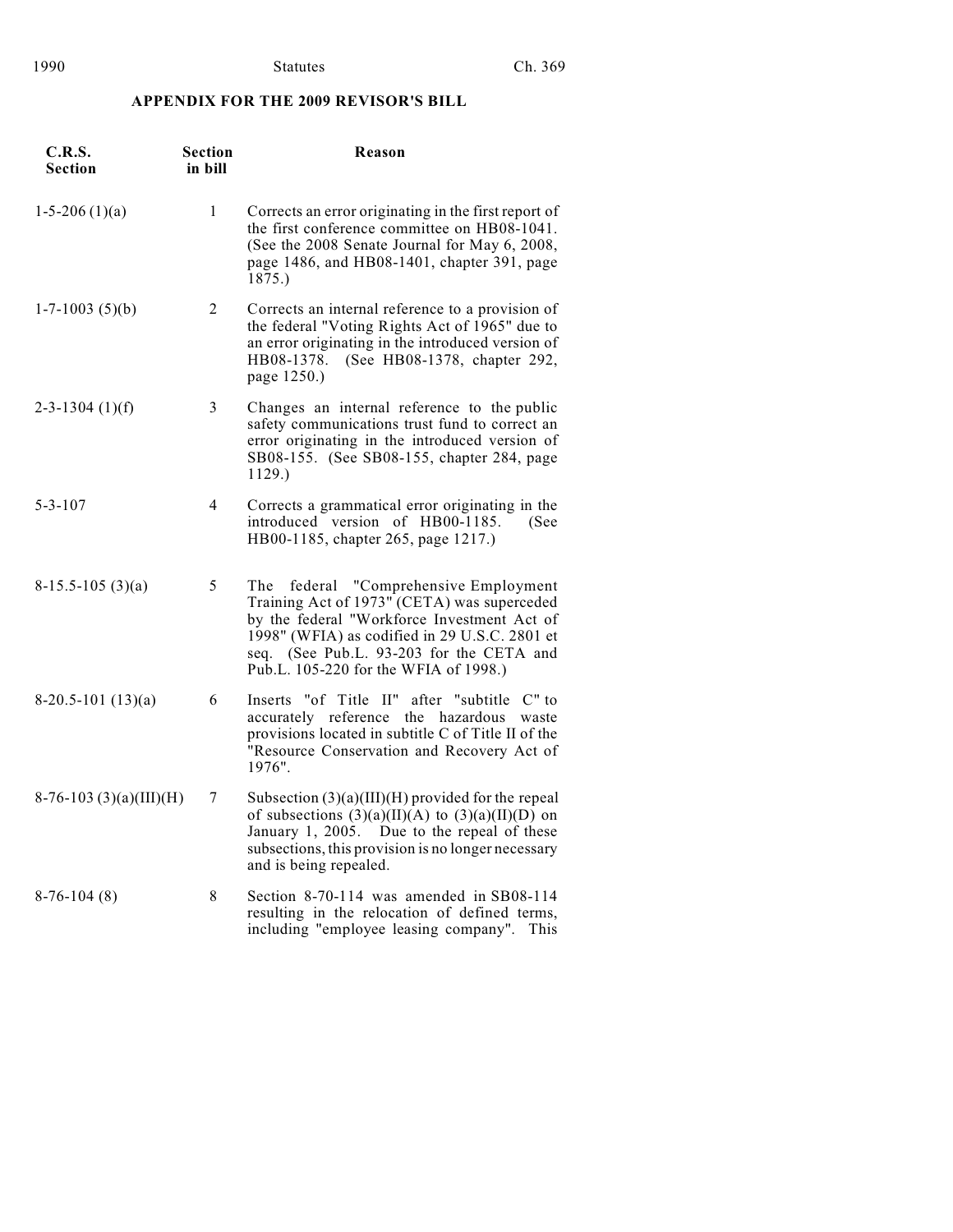## APPENDIX FOR THE 2009 REVISOR'S BILL

| C.R.S. Section | Section in bill | Reason |
|---|---|---|
| 1-5-206 (1)(a) | 1 | Corrects an error originating in the first report of the first conference committee on HB08-1041. (See the 2008 Senate Journal for May 6, 2008, page 1486, and HB08-1401, chapter 391, page 1875.) |
| 1-7-1003 (5)(b) | 2 | Corrects an internal reference to a provision of the federal "Voting Rights Act of 1965" due to an error originating in the introduced version of HB08-1378. (See HB08-1378, chapter 292, page 1250.) |
| 2-3-1304 (1)(f) | 3 | Changes an internal reference to the public safety communications trust fund to correct an error originating in the introduced version of SB08-155. (See SB08-155, chapter 284, page 1129.) |
| 5-3-107 | 4 | Corrects a grammatical error originating in the introduced version of HB00-1185. (See HB00-1185, chapter 265, page 1217.) |
| 8-15.5-105 (3)(a) | 5 | The federal "Comprehensive Employment Training Act of 1973" (CETA) was superceded by the federal "Workforce Investment Act of 1998" (WFIA) as codified in 29 U.S.C. 2801 et seq. (See Pub.L. 93-203 for the CETA and Pub.L. 105-220 for the WFIA of 1998.) |
| 8-20.5-101 (13)(a) | 6 | Inserts "of Title II" after "subtitle C" to accurately reference the hazardous waste provisions located in subtitle C of Title II of the "Resource Conservation and Recovery Act of 1976". |
| 8-76-103 (3)(a)(III)(H) | 7 | Subsection (3)(a)(III)(H) provided for the repeal of subsections (3)(a)(II)(A) to (3)(a)(II)(D) on January 1, 2005. Due to the repeal of these subsections, this provision is no longer necessary and is being repealed. |
| 8-76-104 (8) | 8 | Section 8-70-114 was amended in SB08-114 resulting in the relocation of defined terms, including "employee leasing company". This |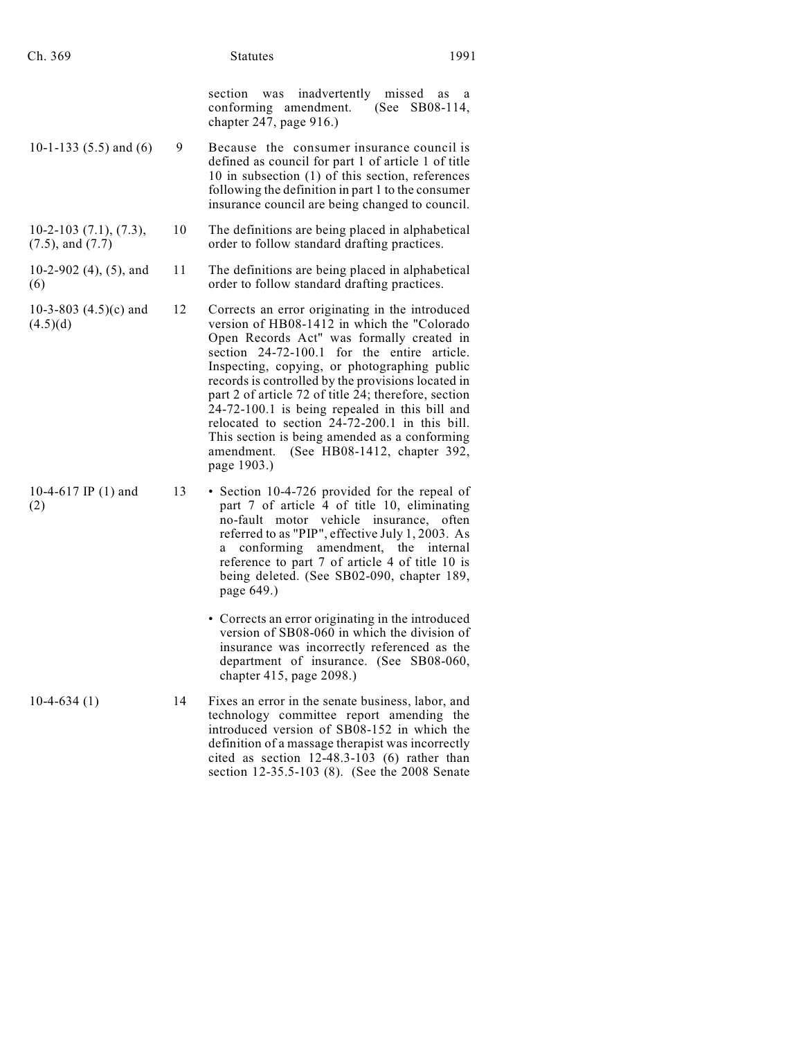| | | |
|---|---|---|
| | | section was inadvertently missed as a conforming amendment. (See SB08-114, chapter 247, page 916.) |
| 10-1-133 (5.5) and (6) | 9 | Because the consumer insurance council is defined as council for part 1 of article 1 of title 10 in subsection (1) of this section, references following the definition in part 1 to the consumer insurance council are being changed to council. |
| 10-2-103 (7.1), (7.3), (7.5), and (7.7) | 10 | The definitions are being placed in alphabetical order to follow standard drafting practices. |
| 10-2-902 (4), (5), and (6) | 11 | The definitions are being placed in alphabetical order to follow standard drafting practices. |
| 10-3-803 (4.5)(c) and (4.5)(d) | 12 | Corrects an error originating in the introduced version of HB08-1412 in which the "Colorado Open Records Act" was formally created in section 24-72-100.1 for the entire article. Inspecting, copying, or photographing public records is controlled by the provisions located in part 2 of article 72 of title 24; therefore, section 24-72-100.1 is being repealed in this bill and relocated to section 24-72-200.1 in this bill. This section is being amended as a conforming amendment. (See HB08-1412, chapter 392, page 1903.) |
| 10-4-617 IP (1) and (2) | 13 | • Section 10-4-726 provided for the repeal of part 7 of article 4 of title 10, eliminating no-fault motor vehicle insurance, often referred to as "PIP", effective July 1, 2003. As a conforming amendment, the internal reference to part 7 of article 4 of title 10 is being deleted. (See SB02-090, chapter 189, page 649.)<br><br>• Corrects an error originating in the introduced version of SB08-060 in which the division of insurance was incorrectly referenced as the department of insurance. (See SB08-060, chapter 415, page 2098.) |
| 10-4-634 (1) | 14 | Fixes an error in the senate business, labor, and technology committee report amending the introduced version of SB08-152 in which the definition of a massage therapist was incorrectly cited as section 12-48.3-103 (6) rather than section 12-35.5-103 (8). (See the 2008 Senate |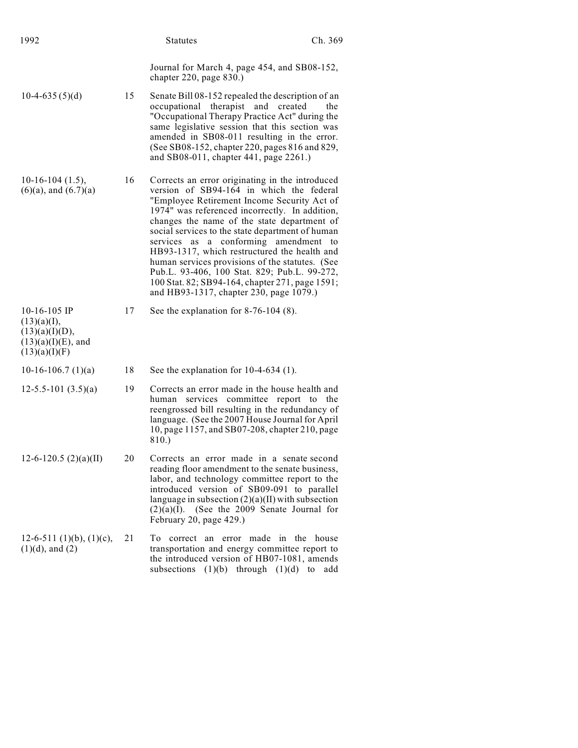Journal for March 4, page 454, and SB08-152, chapter 220, page 830.)

| | | |
|---|---|---|
| 10-4-635 (5)(d) | 15 | Senate Bill 08-152 repealed the description of an occupational therapist and created the "Occupational Therapy Practice Act" during the same legislative session that this section was amended in SB08-011 resulting in the error. (See SB08-152, chapter 220, pages 816 and 829, and SB08-011, chapter 441, page 2261.) |
| 10-16-104 (1.5), (6)(a), and (6.7)(a) | 16 | Corrects an error originating in the introduced version of SB94-164 in which the federal "Employee Retirement Income Security Act of 1974" was referenced incorrectly. In addition, changes the name of the state department of social services to the state department of human services as a conforming amendment to HB93-1317, which restructured the health and human services provisions of the statutes. (See Pub.L. 93-406, 100 Stat. 829; Pub.L. 99-272, 100 Stat. 82; SB94-164, chapter 271, page 1591; and HB93-1317, chapter 230, page 1079.) |
| 10-16-105 IP (13)(a)(I), (13)(a)(I)(D), (13)(a)(I)(E), and (13)(a)(I)(F) | 17 | See the explanation for 8-76-104 (8). |
| 10-16-106.7 (1)(a) | 18 | See the explanation for 10-4-634 (1). |
| 12-5.5-101 (3.5)(a) | 19 | Corrects an error made in the house health and human services committee report to the reengrossed bill resulting in the redundancy of language. (See the 2007 House Journal for April 10, page 1157, and SB07-208, chapter 210, page 810.) |
| 12-6-120.5 (2)(a)(II) | 20 | Corrects an error made in a senate second reading floor amendment to the senate business, labor, and technology committee report to the introduced version of SB09-091 to parallel language in subsection (2)(a)(II) with subsection (2)(a)(I). (See the 2009 Senate Journal for February 20, page 429.) |
| 12-6-511 (1)(b), (1)(c), (1)(d), and (2) | 21 | To correct an error made in the house transportation and energy committee report to the introduced version of HB07-1081, amends subsections (1)(b) through (1)(d) to add |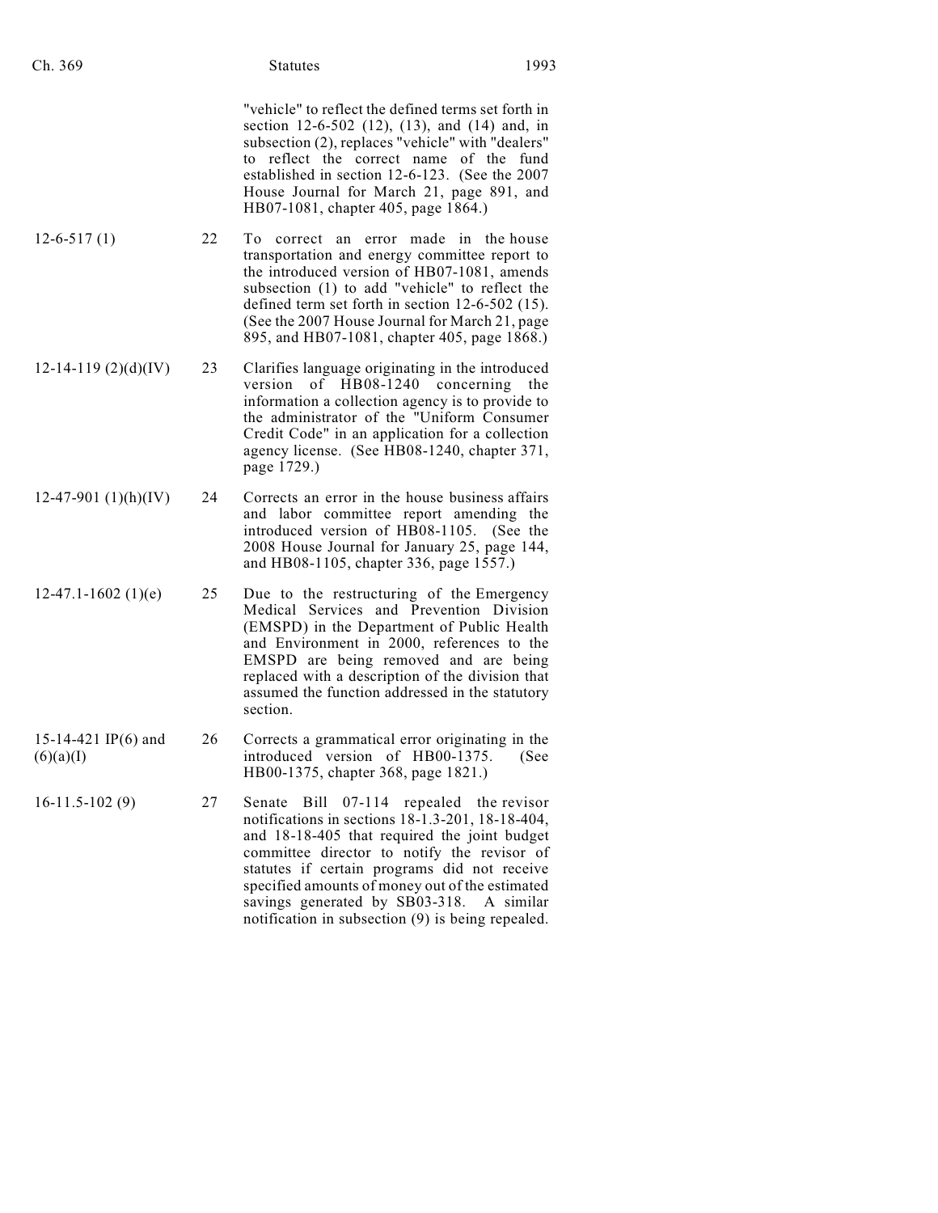| | | |
|---|---|---|
| | | "vehicle" to reflect the defined terms set forth in section 12-6-502 (12), (13), and (14) and, in subsection (2), replaces "vehicle" with "dealers" to reflect the correct name of the fund established in section 12-6-123. (See the 2007 House Journal for March 21, page 891, and HB07-1081, chapter 405, page 1864.) |
| 12-6-517 (1) | 22 | To correct an error made in the house transportation and energy committee report to the introduced version of HB07-1081, amends subsection (1) to add "vehicle" to reflect the defined term set forth in section 12-6-502 (15). (See the 2007 House Journal for March 21, page 895, and HB07-1081, chapter 405, page 1868.) |
| 12-14-119 (2)(d)(IV) | 23 | Clarifies language originating in the introduced version of HB08-1240 concerning the information a collection agency is to provide to the administrator of the "Uniform Consumer Credit Code" in an application for a collection agency license. (See HB08-1240, chapter 371, page 1729.) |
| 12-47-901 (1)(h)(IV) | 24 | Corrects an error in the house business affairs and labor committee report amending the introduced version of HB08-1105. (See the 2008 House Journal for January 25, page 144, and HB08-1105, chapter 336, page 1557.) |
| 12-47.1-1602 (1)(e) | 25 | Due to the restructuring of the Emergency Medical Services and Prevention Division (EMSPD) in the Department of Public Health and Environment in 2000, references to the EMSPD are being removed and are being replaced with a description of the division that assumed the function addressed in the statutory section. |
| 15-14-421 IP(6) and (6)(a)(I) | 26 | Corrects a grammatical error originating in the introduced version of HB00-1375. (See HB00-1375, chapter 368, page 1821.) |
| 16-11.5-102 (9) | 27 | Senate Bill 07-114 repealed the revisor notifications in sections 18-1.3-201, 18-18-404, and 18-18-405 that required the joint budget committee director to notify the revisor of statutes if certain programs did not receive specified amounts of money out of the estimated savings generated by SB03-318. A similar notification in subsection (9) is being repealed. |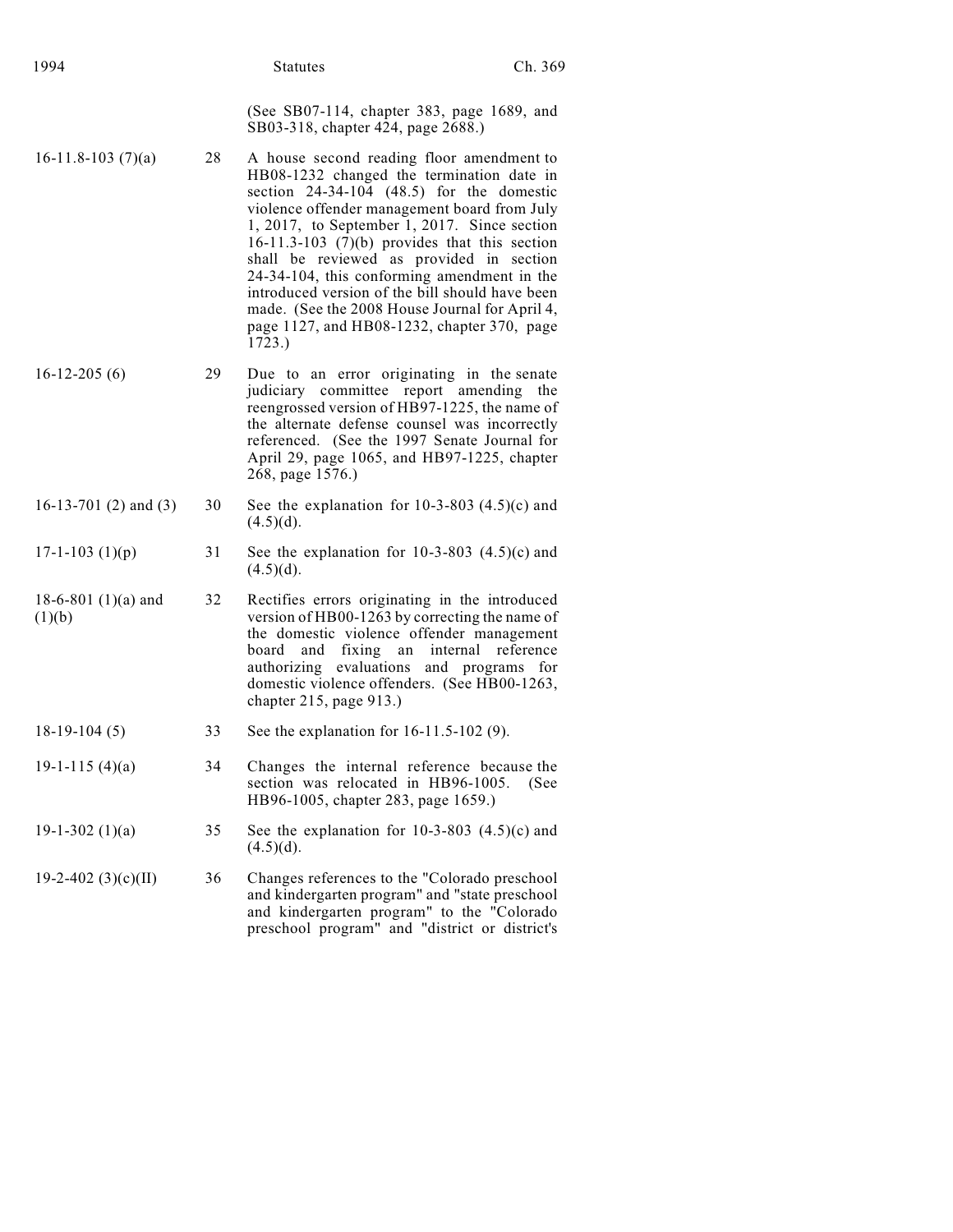| | | |
|---|---|---|
| | | (See SB07-114, chapter 383, page 1689, and SB03-318, chapter 424, page 2688.) |
| 16-11.8-103 (7)(a) | 28 | A house second reading floor amendment to HB08-1232 changed the termination date in section 24-34-104 (48.5) for the domestic violence offender management board from July 1, 2017, to September 1, 2017. Since section 16-11.3-103 (7)(b) provides that this section shall be reviewed as provided in section 24-34-104, this conforming amendment in the introduced version of the bill should have been made. (See the 2008 House Journal for April 4, page 1127, and HB08-1232, chapter 370, page 1723.) |
| 16-12-205 (6) | 29 | Due to an error originating in the senate judiciary committee report amending the reengrossed version of HB97-1225, the name of the alternate defense counsel was incorrectly referenced. (See the 1997 Senate Journal for April 29, page 1065, and HB97-1225, chapter 268, page 1576.) |
| 16-13-701 (2) and (3) | 30 | See the explanation for 10-3-803 (4.5)(c) and (4.5)(d). |
| 17-1-103 (1)(p) | 31 | See the explanation for 10-3-803 (4.5)(c) and (4.5)(d). |
| 18-6-801 (1)(a) and (1)(b) | 32 | Rectifies errors originating in the introduced version of HB00-1263 by correcting the name of the domestic violence offender management board and fixing an internal reference authorizing evaluations and programs for domestic violence offenders. (See HB00-1263, chapter 215, page 913.) |
| 18-19-104 (5) | 33 | See the explanation for 16-11.5-102 (9). |
| 19-1-115 (4)(a) | 34 | Changes the internal reference because the section was relocated in HB96-1005. (See HB96-1005, chapter 283, page 1659.) |
| 19-1-302 (1)(a) | 35 | See the explanation for 10-3-803 (4.5)(c) and (4.5)(d). |
| 19-2-402 (3)(c)(II) | 36 | Changes references to the "Colorado preschool and kindergarten program" and "state preschool and kindergarten program" to the "Colorado preschool program" and "district or district's |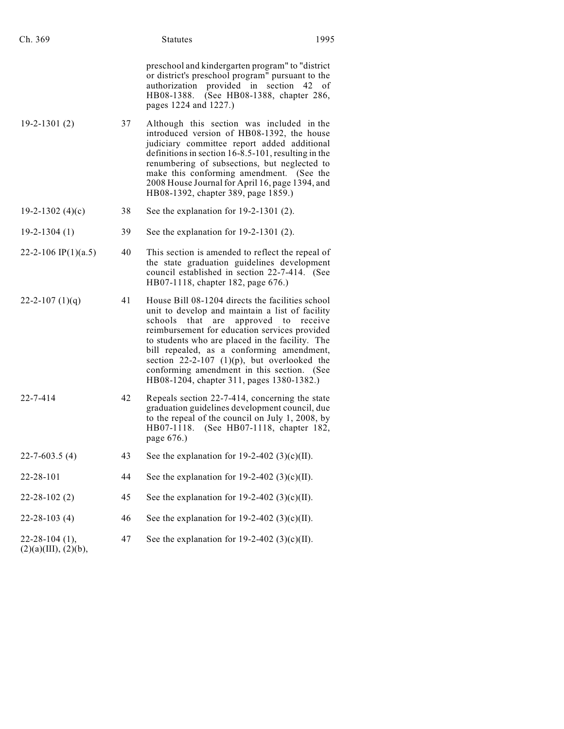| | | |
|---|---|---|
| | | preschool and kindergarten program" to "district or district's preschool program" pursuant to the authorization provided in section 42 of HB08-1388. (See HB08-1388, chapter 286, pages 1224 and 1227.) |
| 19-2-1301 (2) | 37 | Although this section was included in the introduced version of HB08-1392, the house judiciary committee report added additional definitions in section 16-8.5-101, resulting in the renumbering of subsections, but neglected to make this conforming amendment. (See the 2008 House Journal for April 16, page 1394, and HB08-1392, chapter 389, page 1859.) |
| 19-2-1302 (4)(c) | 38 | See the explanation for 19-2-1301 (2). |
| 19-2-1304 (1) | 39 | See the explanation for 19-2-1301 (2). |
| 22-2-106 IP(1)(a.5) | 40 | This section is amended to reflect the repeal of the state graduation guidelines development council established in section 22-7-414. (See HB07-1118, chapter 182, page 676.) |
| 22-2-107 (1)(q) | 41 | House Bill 08-1204 directs the facilities school unit to develop and maintain a list of facility schools that are approved to receive reimbursement for education services provided to students who are placed in the facility. The bill repealed, as a conforming amendment, section 22-2-107 (1)(p), but overlooked the conforming amendment in this section. (See HB08-1204, chapter 311, pages 1380-1382.) |
| 22-7-414 | 42 | Repeals section 22-7-414, concerning the state graduation guidelines development council, due to the repeal of the council on July 1, 2008, by HB07-1118. (See HB07-1118, chapter 182, page 676.) |
| 22-7-603.5 (4) | 43 | See the explanation for 19-2-402 (3)(c)(II). |
| 22-28-101 | 44 | See the explanation for 19-2-402 (3)(c)(II). |
| 22-28-102 (2) | 45 | See the explanation for 19-2-402 (3)(c)(II). |
| 22-28-103 (4) | 46 | See the explanation for 19-2-402 (3)(c)(II). |
| 22-28-104 (1), (2)(a)(III), (2)(b), | 47 | See the explanation for 19-2-402 (3)(c)(II). |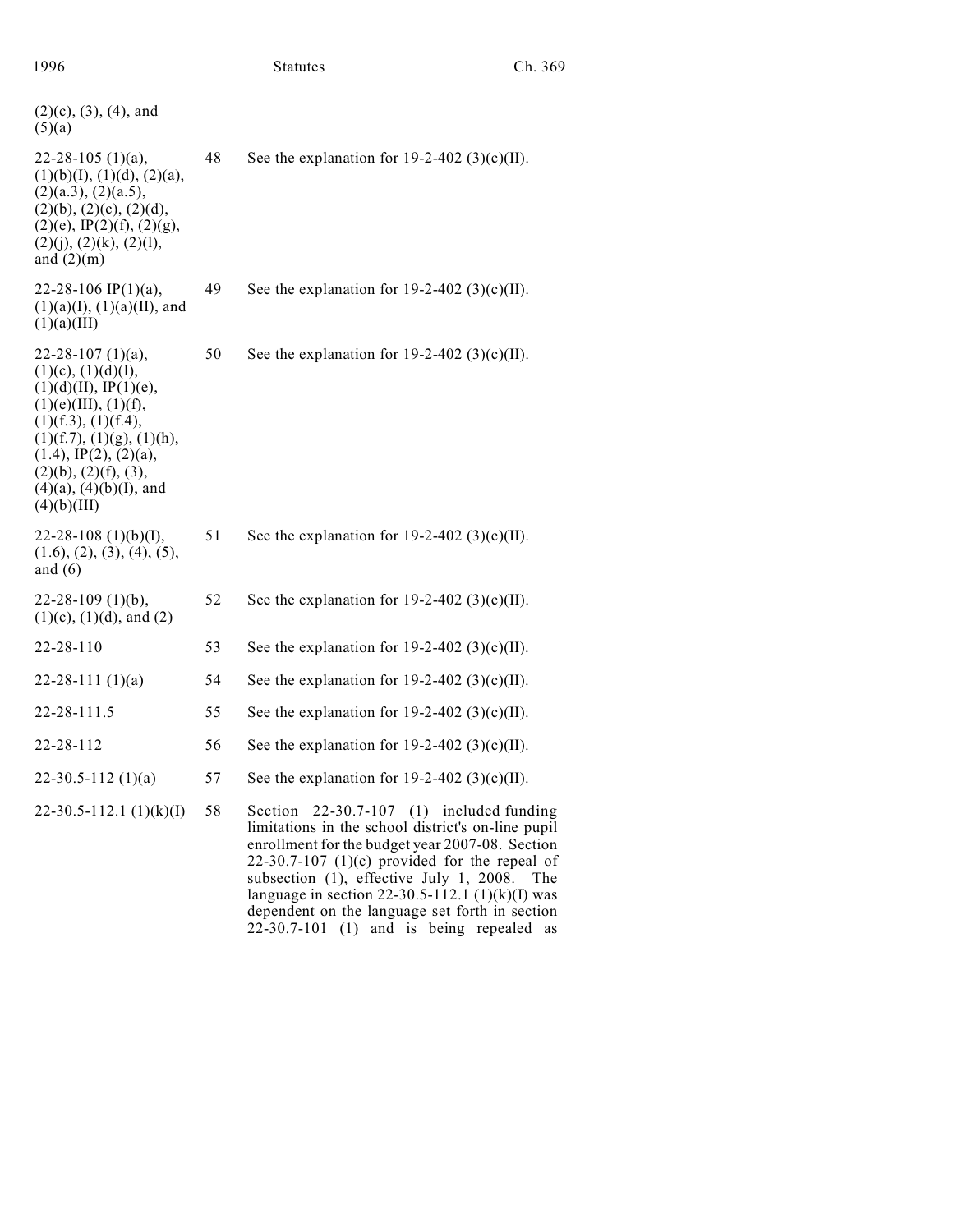| | | |
|---|---|---|
| (2)(c), (3), (4), and (5)(a) | | |
| 22-28-105 (1)(a), (1)(b)(I), (1)(d), (2)(a), (2)(a.3), (2)(a.5), (2)(b), (2)(c), (2)(d), (2)(e), IP(2)(f), (2)(g), (2)(j), (2)(k), (2)(l), and (2)(m) | 48 | See the explanation for 19-2-402 (3)(c)(II). |
| 22-28-106 IP(1)(a), (1)(a)(I), (1)(a)(II), and (1)(a)(III) | 49 | See the explanation for 19-2-402 (3)(c)(II). |
| 22-28-107 (1)(a), (1)(c), (1)(d)(I), (1)(d)(II), IP(1)(e), (1)(e)(III), (1)(f), (1)(f.3), (1)(f.4), (1)(f.7), (1)(g), (1)(h), (1.4), IP(2), (2)(a), (2)(b), (2)(f), (3), (4)(a), (4)(b)(I), and (4)(b)(III) | 50 | See the explanation for 19-2-402 (3)(c)(II). |
| 22-28-108 (1)(b)(I), (1.6), (2), (3), (4), (5), and (6) | 51 | See the explanation for 19-2-402 (3)(c)(II). |
| 22-28-109 (1)(b), (1)(c), (1)(d), and (2) | 52 | See the explanation for 19-2-402 (3)(c)(II). |
| 22-28-110 | 53 | See the explanation for 19-2-402 (3)(c)(II). |
| 22-28-111 (1)(a) | 54 | See the explanation for 19-2-402 (3)(c)(II). |
| 22-28-111.5 | 55 | See the explanation for 19-2-402 (3)(c)(II). |
| 22-28-112 | 56 | See the explanation for 19-2-402 (3)(c)(II). |
| 22-30.5-112 (1)(a) | 57 | See the explanation for 19-2-402 (3)(c)(II). |
| 22-30.5-112.1 (1)(k)(I) | 58 | Section 22-30.7-107 (1) included funding limitations in the school district's on-line pupil enrollment for the budget year 2007-08. Section 22-30.7-107 (1)(c) provided for the repeal of subsection (1), effective July 1, 2008. The language in section 22-30.5-112.1 (1)(k)(I) was dependent on the language set forth in section 22-30.7-101 (1) and is being repealed as |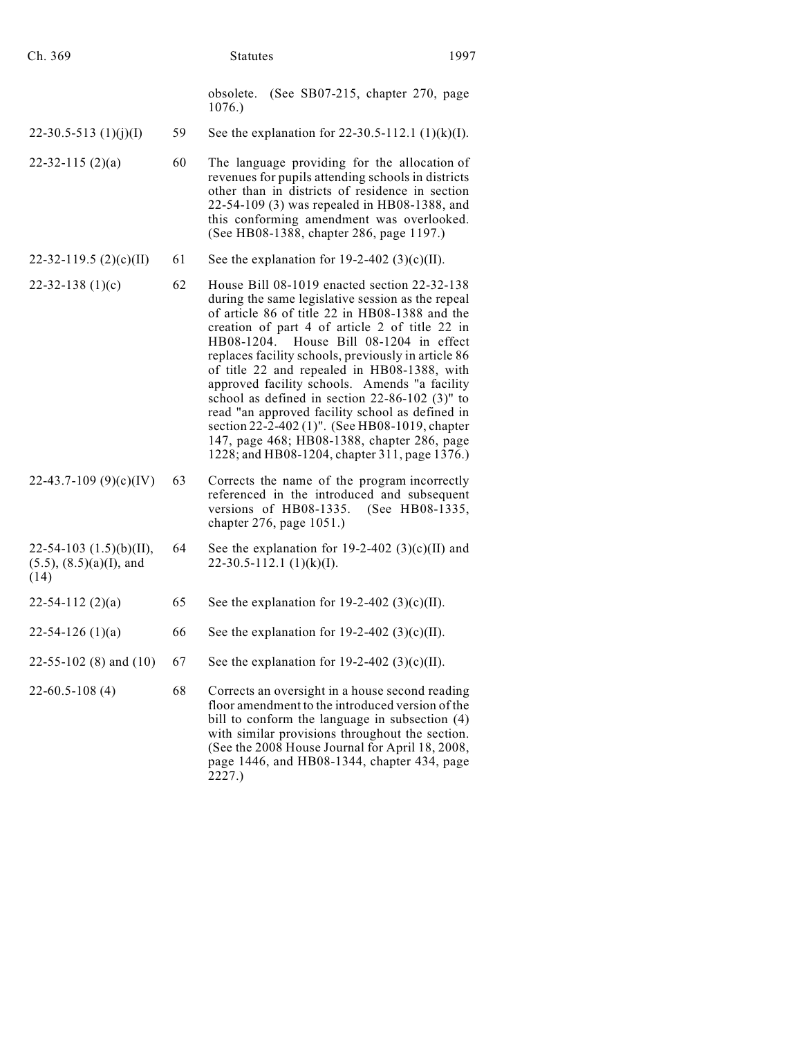| | | |
|---|---|---|
| | | obsolete. (See SB07-215, chapter 270, page 1076.) |
| 22-30.5-513 (1)(j)(I) | 59 | See the explanation for 22-30.5-112.1 (1)(k)(I). |
| 22-32-115 (2)(a) | 60 | The language providing for the allocation of revenues for pupils attending schools in districts other than in districts of residence in section 22-54-109 (3) was repealed in HB08-1388, and this conforming amendment was overlooked. (See HB08-1388, chapter 286, page 1197.) |
| 22-32-119.5 (2)(c)(II) | 61 | See the explanation for 19-2-402 (3)(c)(II). |
| 22-32-138 (1)(c) | 62 | House Bill 08-1019 enacted section 22-32-138 during the same legislative session as the repeal of article 86 of title 22 in HB08-1388 and the creation of part 4 of article 2 of title 22 in HB08-1204. House Bill 08-1204 in effect replaces facility schools, previously in article 86 of title 22 and repealed in HB08-1388, with approved facility schools. Amends "a facility school as defined in section 22-86-102 (3)" to read "an approved facility school as defined in section 22-2-402 (1)". (See HB08-1019, chapter 147, page 468; HB08-1388, chapter 286, page 1228; and HB08-1204, chapter 311, page 1376.) |
| 22-43.7-109 (9)(c)(IV) | 63 | Corrects the name of the program incorrectly referenced in the introduced and subsequent versions of HB08-1335. (See HB08-1335, chapter 276, page 1051.) |
| 22-54-103 (1.5)(b)(II), (5.5), (8.5)(a)(I), and (14) | 64 | See the explanation for 19-2-402 (3)(c)(II) and 22-30.5-112.1 (1)(k)(I). |
| 22-54-112 (2)(a) | 65 | See the explanation for 19-2-402 (3)(c)(II). |
| 22-54-126 (1)(a) | 66 | See the explanation for 19-2-402 (3)(c)(II). |
| 22-55-102 (8) and (10) | 67 | See the explanation for 19-2-402 (3)(c)(II). |
| 22-60.5-108 (4) | 68 | Corrects an oversight in a house second reading floor amendment to the introduced version of the bill to conform the language in subsection (4) with similar provisions throughout the section. (See the 2008 House Journal for April 18, 2008, page 1446, and HB08-1344, chapter 434, page 2227.) |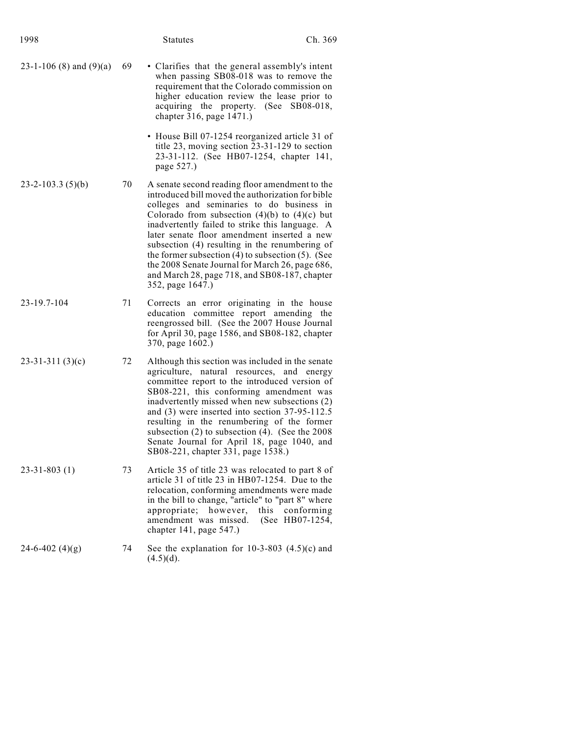| | | |
|---|---|---|
| 23-1-106 (8) and (9)(a) | 69 | • Clarifies that the general assembly's intent when passing SB08-018 was to remove the requirement that the Colorado commission on higher education review the lease prior to acquiring the property. (See SB08-018, chapter 316, page 1471.)<br><br>• House Bill 07-1254 reorganized article 31 of title 23, moving section 23-31-129 to section 23-31-112. (See HB07-1254, chapter 141, page 527.) |
| 23-2-103.3 (5)(b) | 70 | A senate second reading floor amendment to the introduced bill moved the authorization for bible colleges and seminaries to do business in Colorado from subsection (4)(b) to (4)(c) but inadvertently failed to strike this language. A later senate floor amendment inserted a new subsection (4) resulting in the renumbering of the former subsection (4) to subsection (5). (See the 2008 Senate Journal for March 26, page 686, and March 28, page 718, and SB08-187, chapter 352, page 1647.) |
| 23-19.7-104 | 71 | Corrects an error originating in the house education committee report amending the reengrossed bill. (See the 2007 House Journal for April 30, page 1586, and SB08-182, chapter 370, page 1602.) |
| 23-31-311 (3)(c) | 72 | Although this section was included in the senate agriculture, natural resources, and energy committee report to the introduced version of SB08-221, this conforming amendment was inadvertently missed when new subsections (2) and (3) were inserted into section 37-95-112.5 resulting in the renumbering of the former subsection (2) to subsection (4). (See the 2008 Senate Journal for April 18, page 1040, and SB08-221, chapter 331, page 1538.) |
| 23-31-803 (1) | 73 | Article 35 of title 23 was relocated to part 8 of article 31 of title 23 in HB07-1254. Due to the relocation, conforming amendments were made in the bill to change, "article" to "part 8" where appropriate; however, this conforming amendment was missed. (See HB07-1254, chapter 141, page 547.) |
| 24-6-402 (4)(g) | 74 | See the explanation for 10-3-803 (4.5)(c) and (4.5)(d). |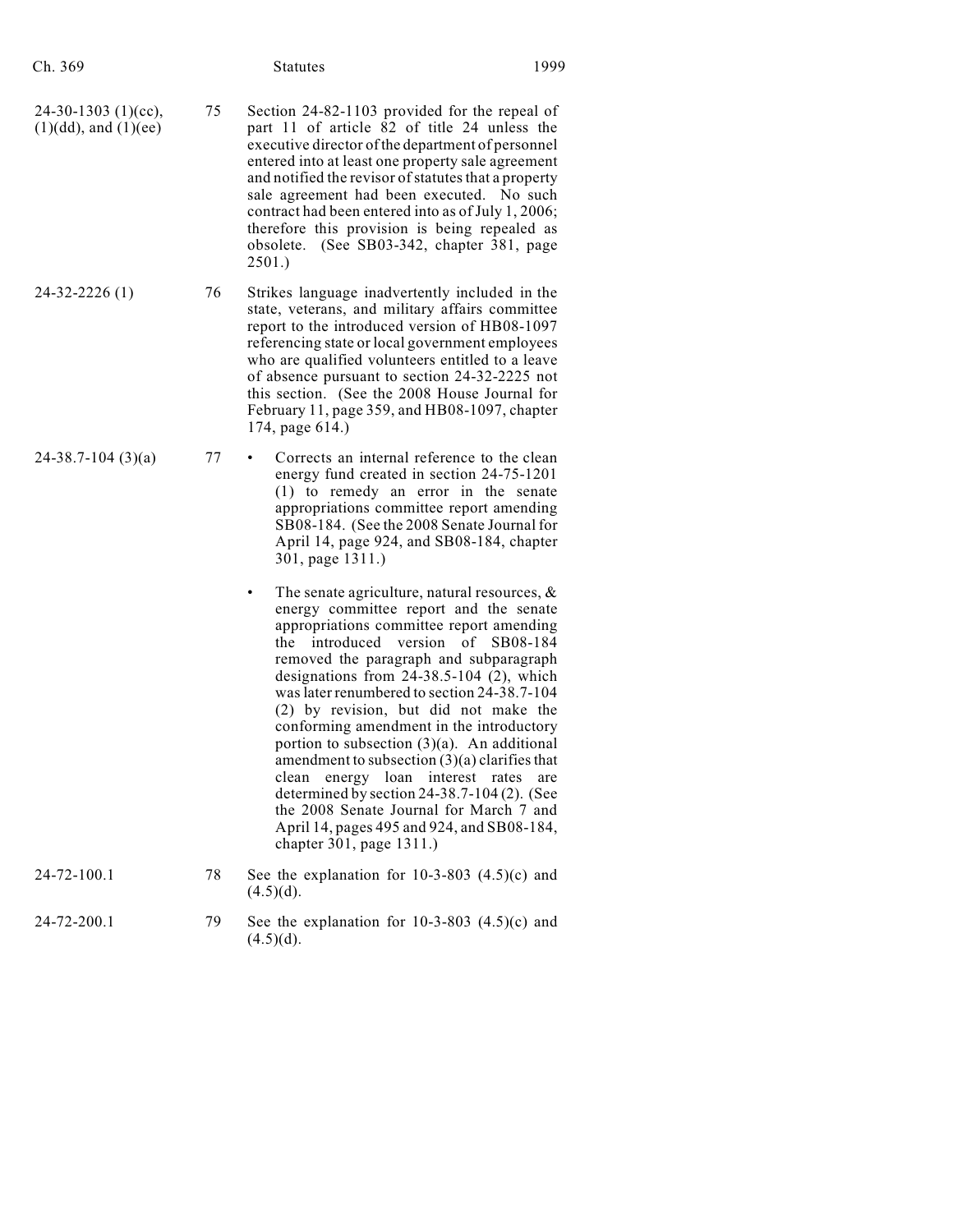| | | |
|---|---|---|
| 24-30-1303 (1)(cc), (1)(dd), and (1)(ee) | 75 | Section 24-82-1103 provided for the repeal of part 11 of article 82 of title 24 unless the executive director of the department of personnel entered into at least one property sale agreement and notified the revisor of statutes that a property sale agreement had been executed. No such contract had been entered into as of July 1, 2006; therefore this provision is being repealed as obsolete. (See SB03-342, chapter 381, page 2501.) |
| 24-32-2226 (1) | 76 | Strikes language inadvertently included in the state, veterans, and military affairs committee report to the introduced version of HB08-1097 referencing state or local government employees who are qualified volunteers entitled to a leave of absence pursuant to section 24-32-2225 not this section. (See the 2008 House Journal for February 11, page 359, and HB08-1097, chapter 174, page 614.) |
| 24-38.7-104 (3)(a) | 77 | • Corrects an internal reference to the clean energy fund created in section 24-75-1201 (1) to remedy an error in the senate appropriations committee report amending SB08-184. (See the 2008 Senate Journal for April 14, page 924, and SB08-184, chapter 301, page 1311.)<br><br>• The senate agriculture, natural resources, & energy committee report and the senate appropriations committee report amending the introduced version of SB08-184 removed the paragraph and subparagraph designations from 24-38.5-104 (2), which was later renumbered to section 24-38.7-104 (2) by revision, but did not make the conforming amendment in the introductory portion to subsection (3)(a). An additional amendment to subsection (3)(a) clarifies that clean energy loan interest rates are determined by section 24-38.7-104 (2). (See the 2008 Senate Journal for March 7 and April 14, pages 495 and 924, and SB08-184, chapter 301, page 1311.) |
| 24-72-100.1 | 78 | See the explanation for 10-3-803 (4.5)(c) and (4.5)(d). |
| 24-72-200.1 | 79 | See the explanation for 10-3-803 (4.5)(c) and (4.5)(d). |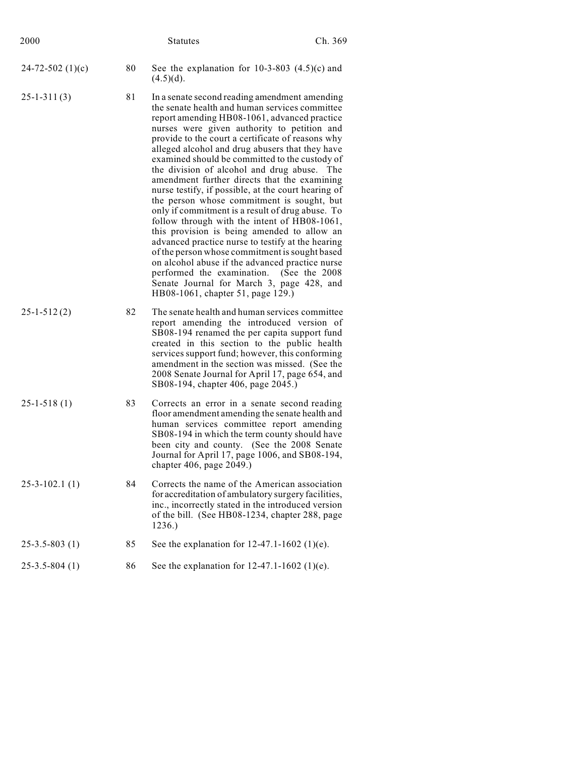| | | |
|---|---|---|
| 24-72-502 (1)(c) | 80 | See the explanation for 10-3-803 (4.5)(c) and (4.5)(d). |
| 25-1-311 (3) | 81 | In a senate second reading amendment amending the senate health and human services committee report amending HB08-1061, advanced practice nurses were given authority to petition and provide to the court a certificate of reasons why alleged alcohol and drug abusers that they have examined should be committed to the custody of the division of alcohol and drug abuse. The amendment further directs that the examining nurse testify, if possible, at the court hearing of the person whose commitment is sought, but only if commitment is a result of drug abuse. To follow through with the intent of HB08-1061, this provision is being amended to allow an advanced practice nurse to testify at the hearing of the person whose commitment is sought based on alcohol abuse if the advanced practice nurse performed the examination. (See the 2008 Senate Journal for March 3, page 428, and HB08-1061, chapter 51, page 129.) |
| 25-1-512 (2) | 82 | The senate health and human services committee report amending the introduced version of SB08-194 renamed the per capita support fund created in this section to the public health services support fund; however, this conforming amendment in the section was missed. (See the 2008 Senate Journal for April 17, page 654, and SB08-194, chapter 406, page 2045.) |
| 25-1-518 (1) | 83 | Corrects an error in a senate second reading floor amendment amending the senate health and human services committee report amending SB08-194 in which the term county should have been city and county. (See the 2008 Senate Journal for April 17, page 1006, and SB08-194, chapter 406, page 2049.) |
| 25-3-102.1 (1) | 84 | Corrects the name of the American association for accreditation of ambulatory surgery facilities, inc., incorrectly stated in the introduced version of the bill. (See HB08-1234, chapter 288, page 1236.) |
| 25-3.5-803 (1) | 85 | See the explanation for 12-47.1-1602 (1)(e). |
| 25-3.5-804 (1) | 86 | See the explanation for 12-47.1-1602 (1)(e). |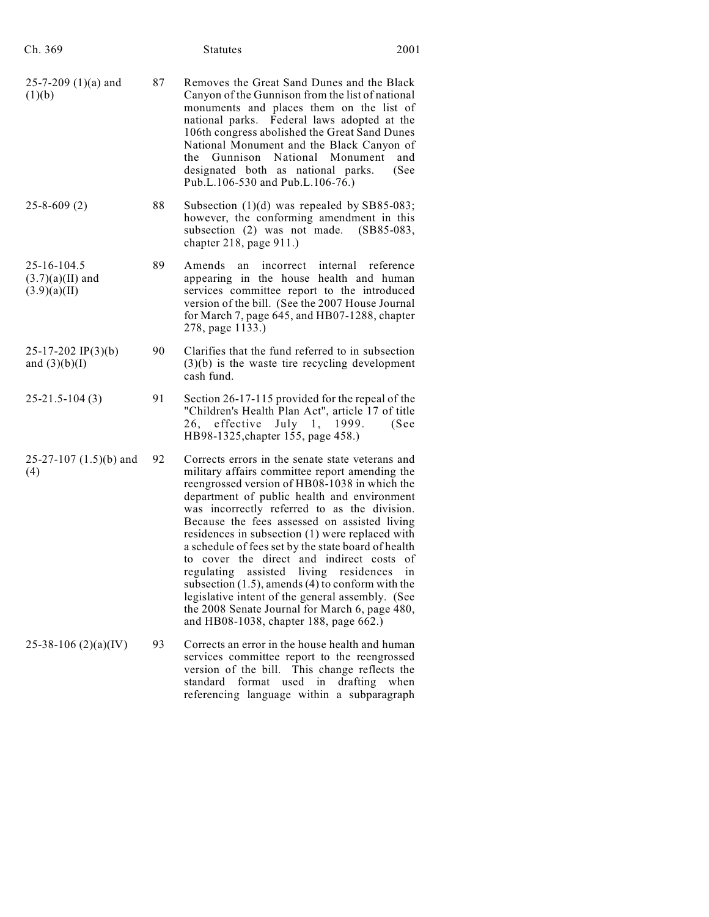| | | |
|---|---|---|
| 25-7-209 (1)(a) and (1)(b) | 87 | Removes the Great Sand Dunes and the Black Canyon of the Gunnison from the list of national monuments and places them on the list of national parks. Federal laws adopted at the 106th congress abolished the Great Sand Dunes National Monument and the Black Canyon of the Gunnison National Monument and designated both as national parks. (See Pub.L.106-530 and Pub.L.106-76.) |
| 25-8-609 (2) | 88 | Subsection (1)(d) was repealed by SB85-083; however, the conforming amendment in this subsection (2) was not made. (SB85-083, chapter 218, page 911.) |
| 25-16-104.5 (3.7)(a)(II) and (3.9)(a)(II) | 89 | Amends an incorrect internal reference appearing in the house health and human services committee report to the introduced version of the bill. (See the 2007 House Journal for March 7, page 645, and HB07-1288, chapter 278, page 1133.) |
| 25-17-202 IP(3)(b) and (3)(b)(I) | 90 | Clarifies that the fund referred to in subsection (3)(b) is the waste tire recycling development cash fund. |
| 25-21.5-104 (3) | 91 | Section 26-17-115 provided for the repeal of the "Children's Health Plan Act", article 17 of title 26, effective July 1, 1999. (See HB98-1325,chapter 155, page 458.) |
| 25-27-107 (1.5)(b) and (4) | 92 | Corrects errors in the senate state veterans and military affairs committee report amending the reengrossed version of HB08-1038 in which the department of public health and environment was incorrectly referred to as the division. Because the fees assessed on assisted living residences in subsection (1) were replaced with a schedule of fees set by the state board of health to cover the direct and indirect costs of regulating assisted living residences in subsection (1.5), amends (4) to conform with the legislative intent of the general assembly. (See the 2008 Senate Journal for March 6, page 480, and HB08-1038, chapter 188, page 662.) |
| 25-38-106 (2)(a)(IV) | 93 | Corrects an error in the house health and human services committee report to the reengrossed version of the bill. This change reflects the standard format used in drafting when referencing language within a subparagraph |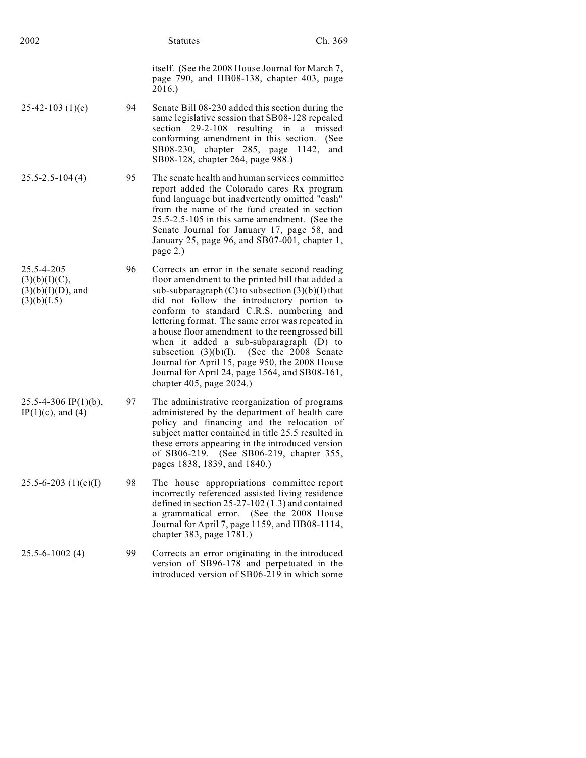| | | |
|---|---|---|
| | | itself. (See the 2008 House Journal for March 7, page 790, and HB08-138, chapter 403, page 2016.) |
| 25-42-103 (1)(c) | 94 | Senate Bill 08-230 added this section during the same legislative session that SB08-128 repealed section 29-2-108 resulting in a missed conforming amendment in this section. (See SB08-230, chapter 285, page 1142, and SB08-128, chapter 264, page 988.) |
| 25.5-2.5-104 (4) | 95 | The senate health and human services committee report added the Colorado cares Rx program fund language but inadvertently omitted "cash" from the name of the fund created in section 25.5-2.5-105 in this same amendment. (See the Senate Journal for January 17, page 58, and January 25, page 96, and SB07-001, chapter 1, page 2.) |
| 25.5-4-205 (3)(b)(I)(C), (3)(b)(I)(D), and (3)(b)(I.5) | 96 | Corrects an error in the senate second reading floor amendment to the printed bill that added a sub-subparagraph (C) to subsection (3)(b)(I) that did not follow the introductory portion to conform to standard C.R.S. numbering and lettering format. The same error was repeated in a house floor amendment to the reengrossed bill when it added a sub-subparagraph (D) to subsection (3)(b)(I). (See the 2008 Senate Journal for April 15, page 950, the 2008 House Journal for April 24, page 1564, and SB08-161, chapter 405, page 2024.) |
| 25.5-4-306 IP(1)(b), IP(1)(c), and (4) | 97 | The administrative reorganization of programs administered by the department of health care policy and financing and the relocation of subject matter contained in title 25.5 resulted in these errors appearing in the introduced version of SB06-219. (See SB06-219, chapter 355, pages 1838, 1839, and 1840.) |
| 25.5-6-203 (1)(c)(I) | 98 | The house appropriations committee report incorrectly referenced assisted living residence defined in section 25-27-102 (1.3) and contained a grammatical error. (See the 2008 House Journal for April 7, page 1159, and HB08-1114, chapter 383, page 1781.) |
| 25.5-6-1002 (4) | 99 | Corrects an error originating in the introduced version of SB96-178 and perpetuated in the introduced version of SB06-219 in which some |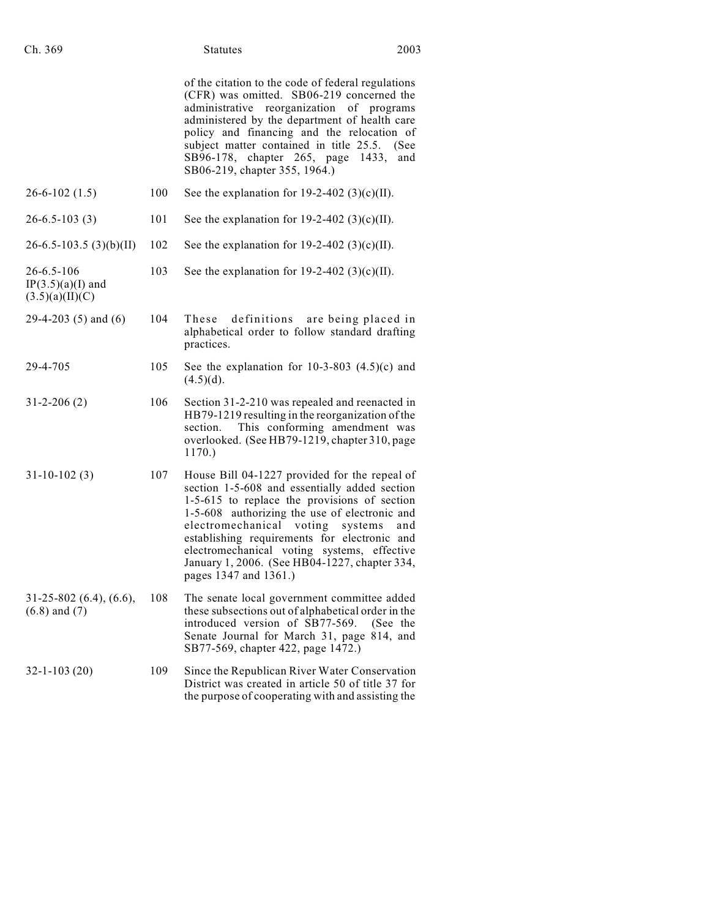| | | |
|---|---|---|
| | | of the citation to the code of federal regulations (CFR) was omitted. SB06-219 concerned the administrative reorganization of programs administered by the department of health care policy and financing and the relocation of subject matter contained in title 25.5. (See SB96-178, chapter 265, page 1433, and SB06-219, chapter 355, 1964.) |
| 26-6-102 (1.5) | 100 | See the explanation for 19-2-402 (3)(c)(II). |
| 26-6.5-103 (3) | 101 | See the explanation for 19-2-402 (3)(c)(II). |
| 26-6.5-103.5 (3)(b)(II) | 102 | See the explanation for 19-2-402 (3)(c)(II). |
| 26-6.5-106 IP(3.5)(a)(I) and (3.5)(a)(II)(C) | 103 | See the explanation for 19-2-402 (3)(c)(II). |
| 29-4-203 (5) and (6) | 104 | These definitions are being placed in alphabetical order to follow standard drafting practices. |
| 29-4-705 | 105 | See the explanation for 10-3-803 (4.5)(c) and (4.5)(d). |
| 31-2-206 (2) | 106 | Section 31-2-210 was repealed and reenacted in HB79-1219 resulting in the reorganization of the section. This conforming amendment was overlooked. (See HB79-1219, chapter 310, page 1170.) |
| 31-10-102 (3) | 107 | House Bill 04-1227 provided for the repeal of section 1-5-608 and essentially added section 1-5-615 to replace the provisions of section 1-5-608 authorizing the use of electronic and electromechanical voting systems and establishing requirements for electronic and electromechanical voting systems, effective January 1, 2006. (See HB04-1227, chapter 334, pages 1347 and 1361.) |
| 31-25-802 (6.4), (6.6), (6.8) and (7) | 108 | The senate local government committee added these subsections out of alphabetical order in the introduced version of SB77-569. (See the Senate Journal for March 31, page 814, and SB77-569, chapter 422, page 1472.) |
| 32-1-103 (20) | 109 | Since the Republican River Water Conservation District was created in article 50 of title 37 for the purpose of cooperating with and assisting the |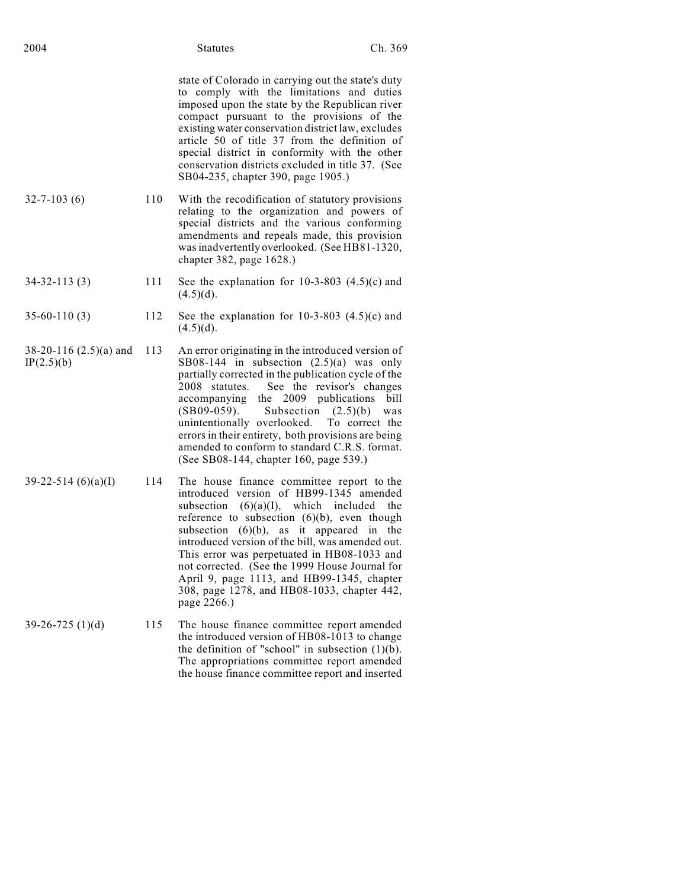| | | |
|---|---|---|
| | | state of Colorado in carrying out the state's duty to comply with the limitations and duties imposed upon the state by the Republican river compact pursuant to the provisions of the existing water conservation district law, excludes article 50 of title 37 from the definition of special district in conformity with the other conservation districts excluded in title 37. (See SB04-235, chapter 390, page 1905.) |
| 32-7-103 (6) | 110 | With the recodification of statutory provisions relating to the organization and powers of special districts and the various conforming amendments and repeals made, this provision was inadvertently overlooked. (See HB81-1320, chapter 382, page 1628.) |
| 34-32-113 (3) | 111 | See the explanation for 10-3-803 (4.5)(c) and (4.5)(d). |
| 35-60-110 (3) | 112 | See the explanation for 10-3-803 (4.5)(c) and (4.5)(d). |
| 38-20-116 (2.5)(a) and IP(2.5)(b) | 113 | An error originating in the introduced version of SB08-144 in subsection (2.5)(a) was only partially corrected in the publication cycle of the 2008 statutes. See the revisor's changes accompanying the 2009 publications bill (SB09-059). Subsection (2.5)(b) was unintentionally overlooked. To correct the errors in their entirety, both provisions are being amended to conform to standard C.R.S. format. (See SB08-144, chapter 160, page 539.) |
| 39-22-514 (6)(a)(I) | 114 | The house finance committee report to the introduced version of HB99-1345 amended subsection (6)(a)(I), which included the reference to subsection (6)(b), even though subsection (6)(b), as it appeared in the introduced version of the bill, was amended out. This error was perpetuated in HB08-1033 and not corrected. (See the 1999 House Journal for April 9, page 1113, and HB99-1345, chapter 308, page 1278, and HB08-1033, chapter 442, page 2266.) |
| 39-26-725 (1)(d) | 115 | The house finance committee report amended the introduced version of HB08-1013 to change the definition of "school" in subsection (1)(b). The appropriations committee report amended the house finance committee report and inserted |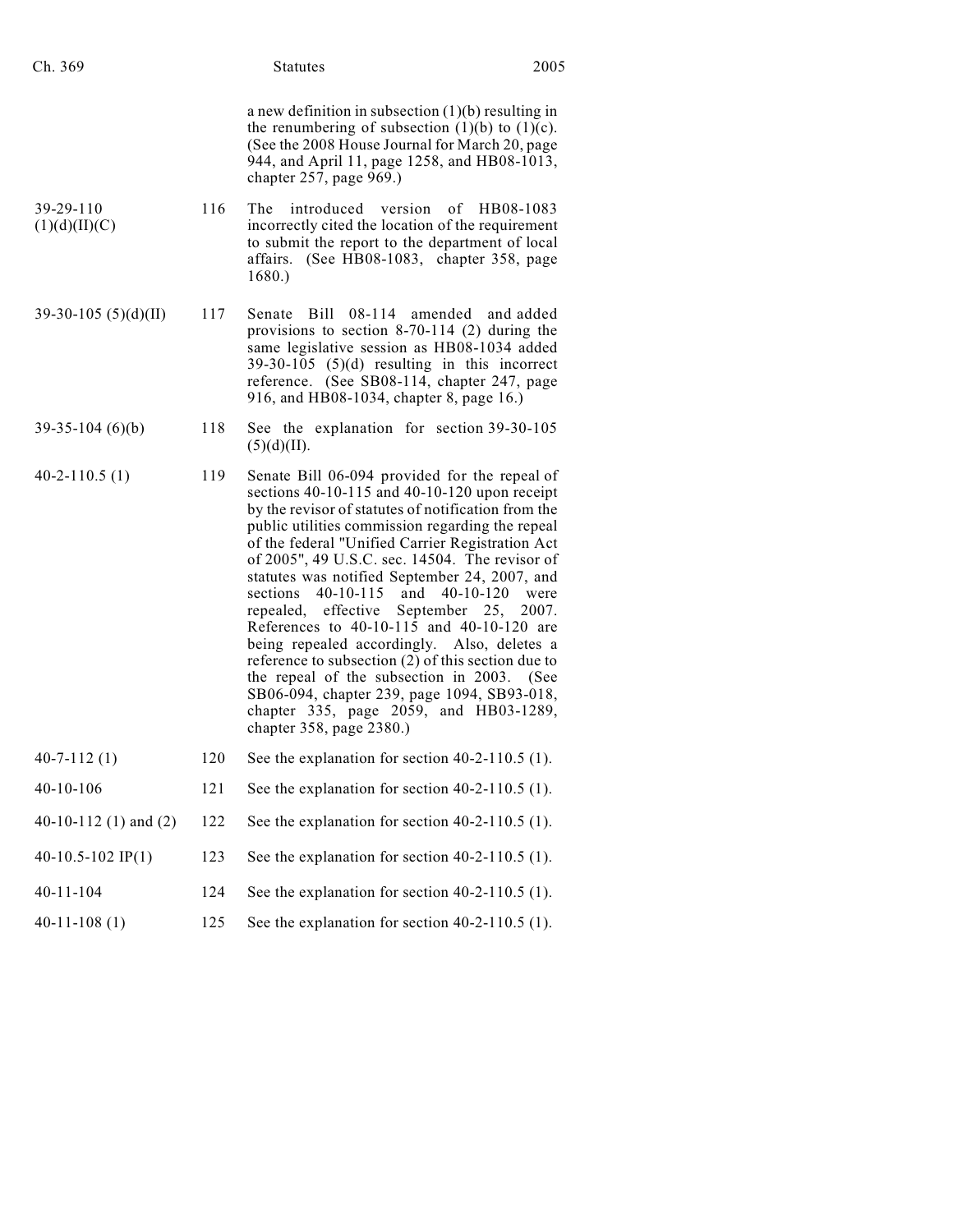| | | |
|---|---|---|
| | | a new definition in subsection (1)(b) resulting in the renumbering of subsection (1)(b) to (1)(c). (See the 2008 House Journal for March 20, page 944, and April 11, page 1258, and HB08-1013, chapter 257, page 969.) |
| 39-29-110 (1)(d)(II)(C) | 116 | The introduced version of HB08-1083 incorrectly cited the location of the requirement to submit the report to the department of local affairs. (See HB08-1083, chapter 358, page 1680.) |
| 39-30-105 (5)(d)(II) | 117 | Senate Bill 08-114 amended and added provisions to section 8-70-114 (2) during the same legislative session as HB08-1034 added 39-30-105 (5)(d) resulting in this incorrect reference. (See SB08-114, chapter 247, page 916, and HB08-1034, chapter 8, page 16.) |
| 39-35-104 (6)(b) | 118 | See the explanation for section 39-30-105 (5)(d)(II). |
| 40-2-110.5 (1) | 119 | Senate Bill 06-094 provided for the repeal of sections 40-10-115 and 40-10-120 upon receipt by the revisor of statutes of notification from the public utilities commission regarding the repeal of the federal "Unified Carrier Registration Act of 2005", 49 U.S.C. sec. 14504. The revisor of statutes was notified September 24, 2007, and sections 40-10-115 and 40-10-120 were repealed, effective September 25, 2007. References to 40-10-115 and 40-10-120 are being repealed accordingly. Also, deletes a reference to subsection (2) of this section due to the repeal of the subsection in 2003. (See SB06-094, chapter 239, page 1094, SB93-018, chapter 335, page 2059, and HB03-1289, chapter 358, page 2380.) |
| 40-7-112 (1) | 120 | See the explanation for section 40-2-110.5 (1). |
| 40-10-106 | 121 | See the explanation for section 40-2-110.5 (1). |
| 40-10-112 (1) and (2) | 122 | See the explanation for section 40-2-110.5 (1). |
| 40-10.5-102 IP(1) | 123 | See the explanation for section 40-2-110.5 (1). |
| 40-11-104 | 124 | See the explanation for section 40-2-110.5 (1). |
| 40-11-108 (1) | 125 | See the explanation for section 40-2-110.5 (1). |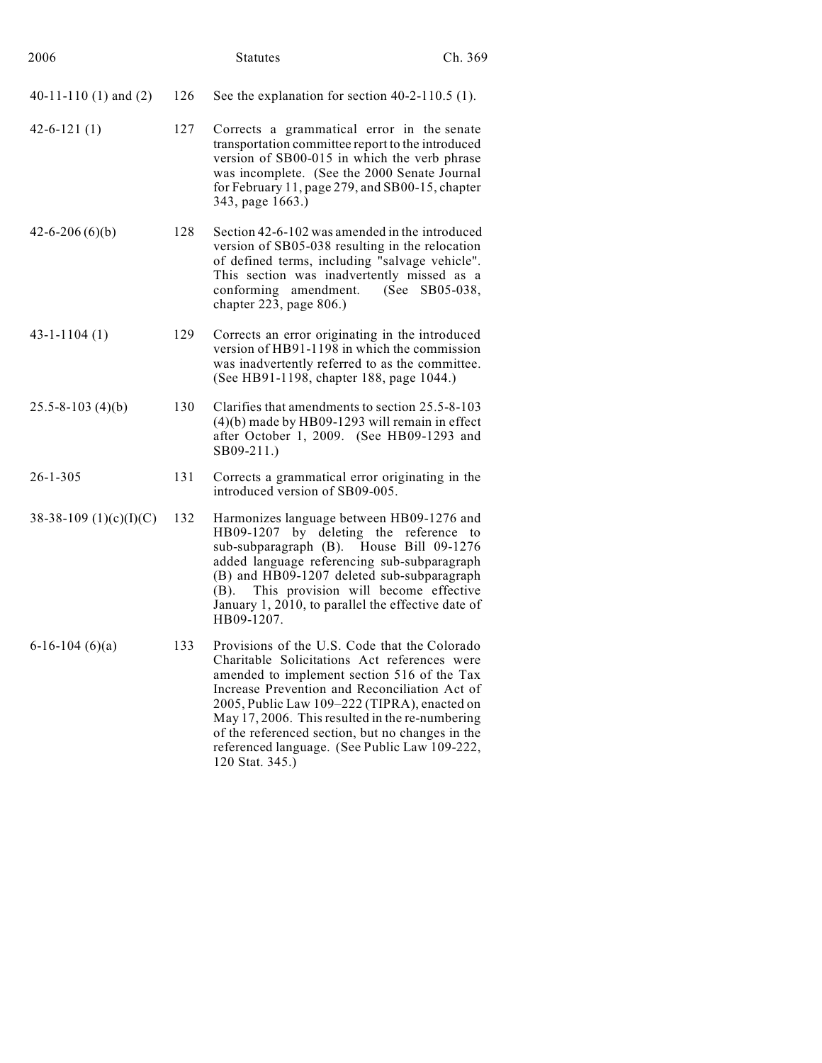| | | |
|---|---|---|
| 40-11-110 (1) and (2) | 126 | See the explanation for section 40-2-110.5 (1). |
| 42-6-121 (1) | 127 | Corrects a grammatical error in the senate transportation committee report to the introduced version of SB00-015 in which the verb phrase was incomplete. (See the 2000 Senate Journal for February 11, page 279, and SB00-15, chapter 343, page 1663.) |
| 42-6-206 (6)(b) | 128 | Section 42-6-102 was amended in the introduced version of SB05-038 resulting in the relocation of defined terms, including "salvage vehicle". This section was inadvertently missed as a conforming amendment. (See SB05-038, chapter 223, page 806.) |
| 43-1-1104 (1) | 129 | Corrects an error originating in the introduced version of HB91-1198 in which the commission was inadvertently referred to as the committee. (See HB91-1198, chapter 188, page 1044.) |
| 25.5-8-103 (4)(b) | 130 | Clarifies that amendments to section 25.5-8-103 (4)(b) made by HB09-1293 will remain in effect after October 1, 2009. (See HB09-1293 and SB09-211.) |
| 26-1-305 | 131 | Corrects a grammatical error originating in the introduced version of SB09-005. |
| 38-38-109 (1)(c)(I)(C) | 132 | Harmonizes language between HB09-1276 and HB09-1207 by deleting the reference to sub-subparagraph (B). House Bill 09-1276 added language referencing sub-subparagraph (B) and HB09-1207 deleted sub-subparagraph (B). This provision will become effective January 1, 2010, to parallel the effective date of HB09-1207. |
| 6-16-104 (6)(a) | 133 | Provisions of the U.S. Code that the Colorado Charitable Solicitations Act references were amended to implement section 516 of the Tax Increase Prevention and Reconciliation Act of 2005, Public Law 109–222 (TIPRA), enacted on May 17, 2006. This resulted in the re-numbering of the referenced section, but no changes in the referenced language. (See Public Law 109-222, 120 Stat. 345.) |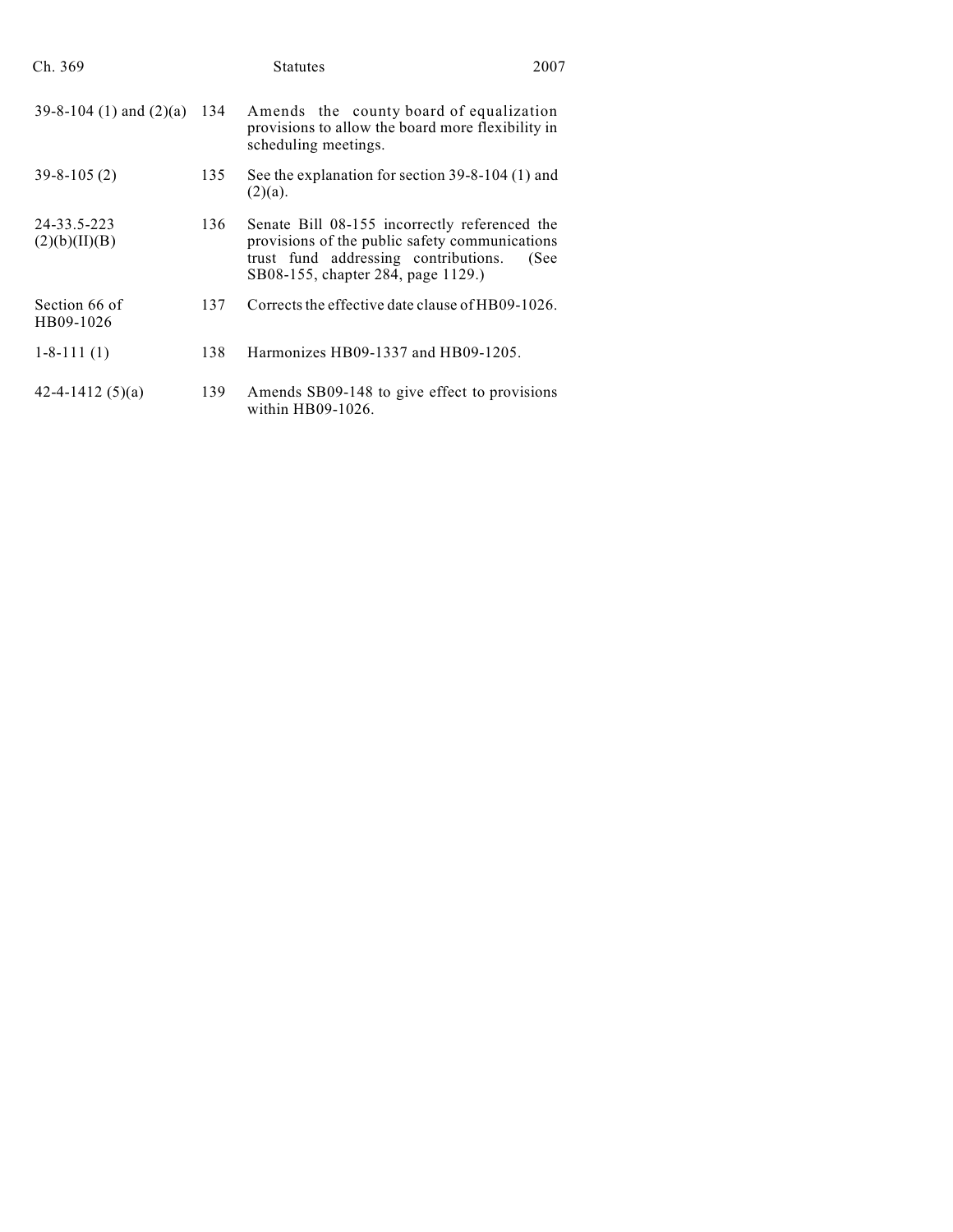| | | |
|---|---|---|
| 39-8-104 (1) and (2)(a) | 134 | Amends the county board of equalization provisions to allow the board more flexibility in scheduling meetings. |
| 39-8-105 (2) | 135 | See the explanation for section 39-8-104 (1) and (2)(a). |
| 24-33.5-223 (2)(b)(II)(B) | 136 | Senate Bill 08-155 incorrectly referenced the provisions of the public safety communications trust fund addressing contributions. (See SB08-155, chapter 284, page 1129.) |
| Section 66 of HB09-1026 | 137 | Corrects the effective date clause of HB09-1026. |
| 1-8-111 (1) | 138 | Harmonizes HB09-1337 and HB09-1205. |
| 42-4-1412 (5)(a) | 139 | Amends SB09-148 to give effect to provisions within HB09-1026. |